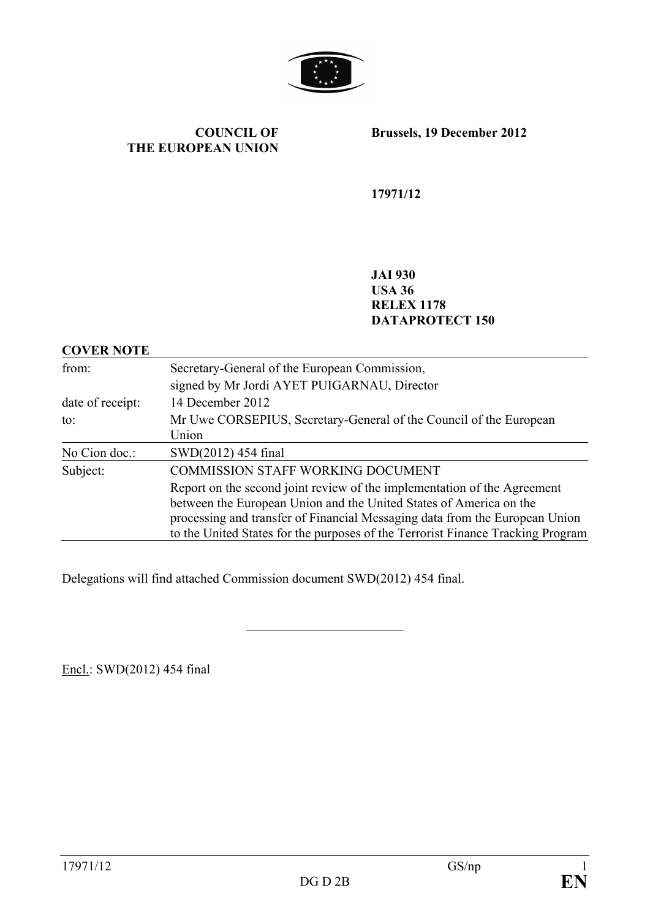**COUNCIL OF THE EUROPEAN UNION**

**Brussels, 19 December 2012**

**17971/12**

**JAI 930**
**USA 36**
**RELEX 1178**
**DATAPROTECT 150**

**COVER NOTE**

| | |
|---|---|
| from: | Secretary-General of the European Commission, signed by Mr Jordi AYET PUIGARNAU, Director |
| date of receipt: | 14 December 2012 |
| to: | Mr Uwe CORSEPIUS, Secretary-General of the Council of the European Union |
| No Cion doc.: | SWD(2012) 454 final |
| Subject: | COMMISSION STAFF WORKING DOCUMENT<br>Report on the second joint review of the implementation of the Agreement between the European Union and the United States of America on the processing and transfer of Financial Messaging data from the European Union to the United States for the purposes of the Terrorist Finance Tracking Program |

Delegations will find attached Commission document SWD(2012) 454 final.

---

Encl.: SWD(2012) 454 final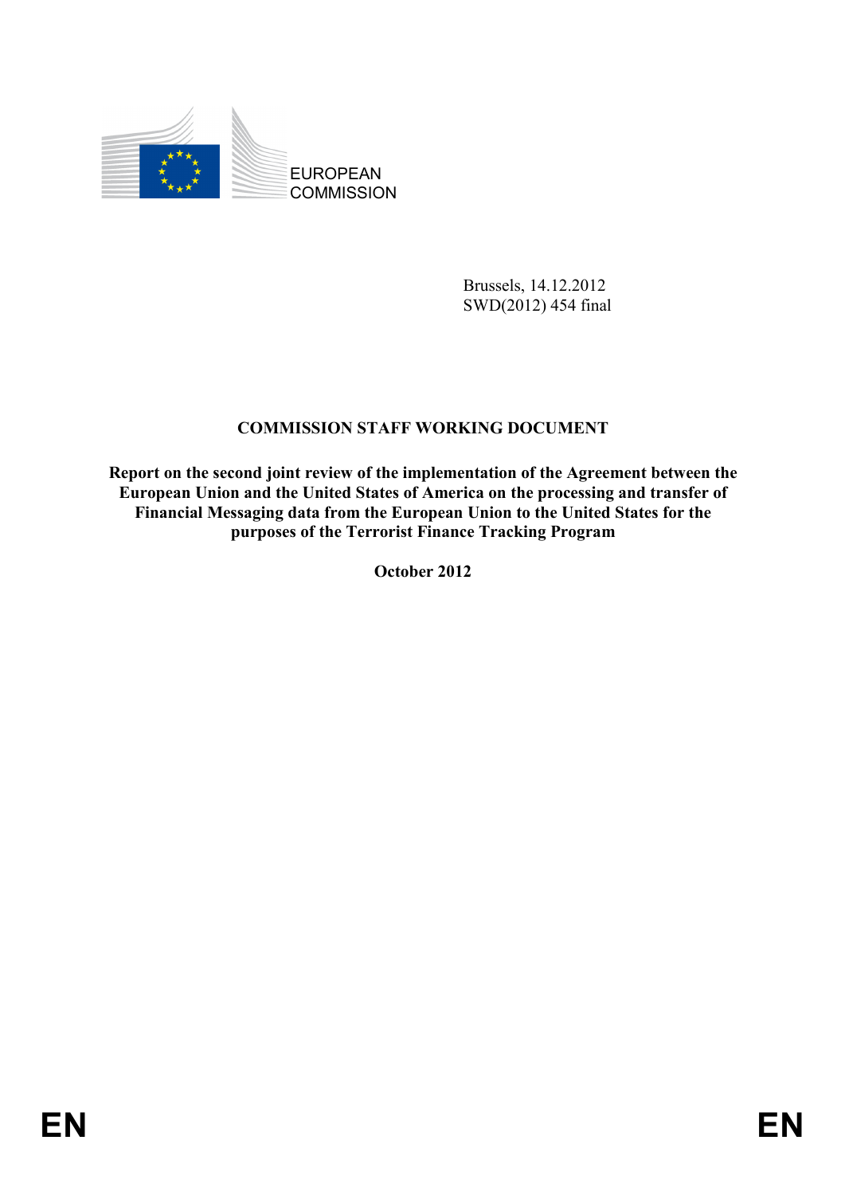EUROPEAN COMMISSION

Brussels, 14.12.2012
SWD(2012) 454 final

# COMMISSION STAFF WORKING DOCUMENT

**Report on the second joint review of the implementation of the Agreement between the European Union and the United States of America on the processing and transfer of Financial Messaging data from the European Union to the United States for the purposes of the Terrorist Finance Tracking Program**

**October 2012**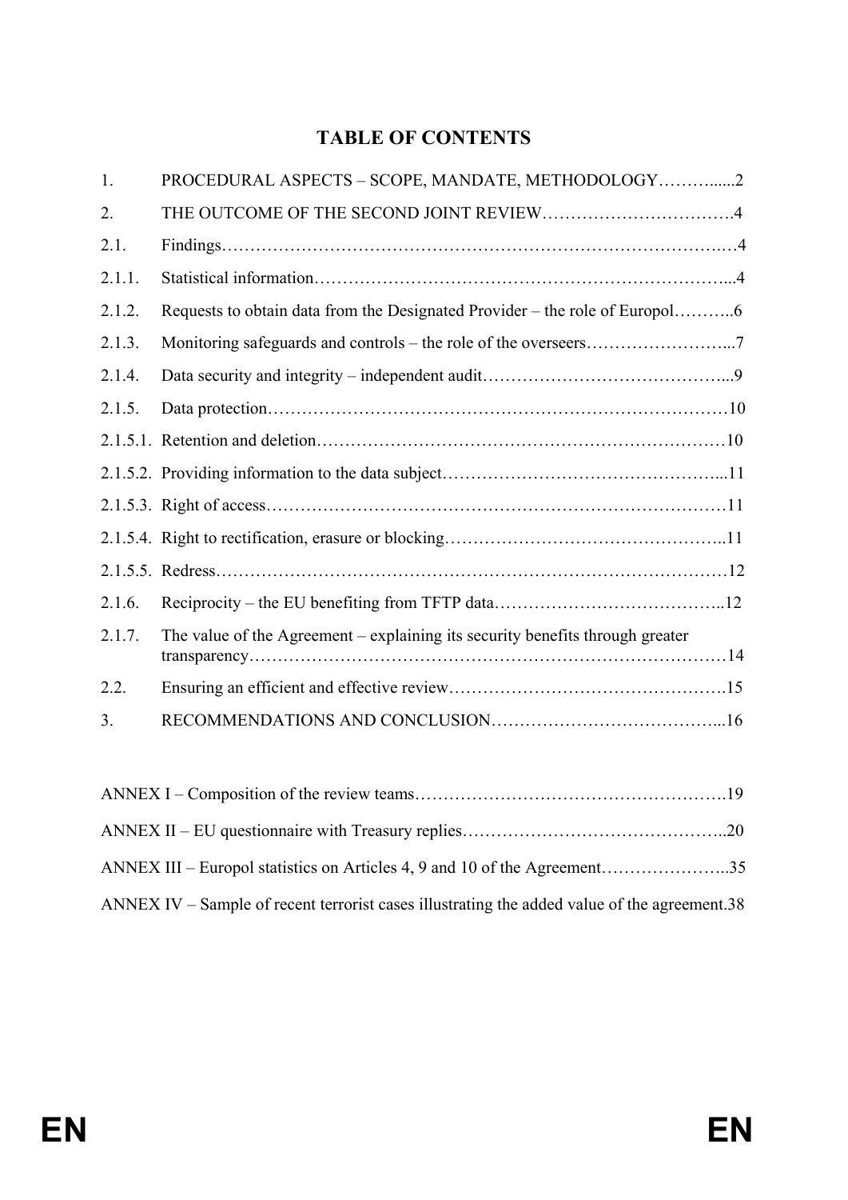# TABLE OF CONTENTS

| | | |
|---|---|---|
| 1. | PROCEDURAL ASPECTS – SCOPE, MANDATE, METHODOLOGY | 2 |
| 2. | THE OUTCOME OF THE SECOND JOINT REVIEW | 4 |
| 2.1. | Findings | 4 |
| 2.1.1. | Statistical information | 4 |
| 2.1.2. | Requests to obtain data from the Designated Provider – the role of Europol | 6 |
| 2.1.3. | Monitoring safeguards and controls – the role of the overseers | 7 |
| 2.1.4. | Data security and integrity – independent audit | 9 |
| 2.1.5. | Data protection | 10 |
| 2.1.5.1. | Retention and deletion | 10 |
| 2.1.5.2. | Providing information to the data subject | 11 |
| 2.1.5.3. | Right of access | 11 |
| 2.1.5.4. | Right to rectification, erasure or blocking | 11 |
| 2.1.5.5. | Redress | 12 |
| 2.1.6. | Reciprocity – the EU benefiting from TFTP data | 12 |
| 2.1.7. | The value of the Agreement – explaining its security benefits through greater transparency | 14 |
| 2.2. | Ensuring an efficient and effective review | 15 |
| 3. | RECOMMENDATIONS AND CONCLUSION | 16 |

| | |
|---|---|
| ANNEX I – Composition of the review teams | 19 |
| ANNEX II – EU questionnaire with Treasury replies | 20 |
| ANNEX III – Europol statistics on Articles 4, 9 and 10 of the Agreement | 35 |
| ANNEX IV – Sample of recent terrorist cases illustrating the added value of the agreement | 38 |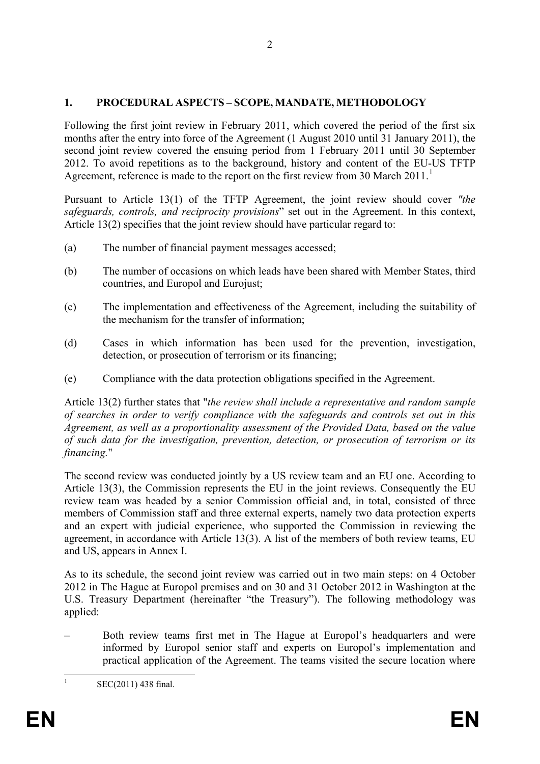## 1. PROCEDURAL ASPECTS – SCOPE, MANDATE, METHODOLOGY

Following the first joint review in February 2011, which covered the period of the first six months after the entry into force of the Agreement (1 August 2010 until 31 January 2011), the second joint review covered the ensuing period from 1 February 2011 until 30 September 2012. To avoid repetitions as to the background, history and content of the EU-US TFTP Agreement, reference is made to the report on the first review from 30 March 2011.[1]

Pursuant to Article 13(1) of the TFTP Agreement, the joint review should cover *"the safeguards, controls, and reciprocity provisions*" set out in the Agreement. In this context, Article 13(2) specifies that the joint review should have particular regard to:

(a) The number of financial payment messages accessed;

(b) The number of occasions on which leads have been shared with Member States, third countries, and Europol and Eurojust;

(c) The implementation and effectiveness of the Agreement, including the suitability of the mechanism for the transfer of information;

(d) Cases in which information has been used for the prevention, investigation, detection, or prosecution of terrorism or its financing;

(e) Compliance with the data protection obligations specified in the Agreement.

Article 13(2) further states that "*the review shall include a representative and random sample of searches in order to verify compliance with the safeguards and controls set out in this Agreement, as well as a proportionality assessment of the Provided Data, based on the value of such data for the investigation, prevention, detection, or prosecution of terrorism or its financing.*"

The second review was conducted jointly by a US review team and an EU one. According to Article 13(3), the Commission represents the EU in the joint reviews. Consequently the EU review team was headed by a senior Commission official and, in total, consisted of three members of Commission staff and three external experts, namely two data protection experts and an expert with judicial experience, who supported the Commission in reviewing the agreement, in accordance with Article 13(3). A list of the members of both review teams, EU and US, appears in Annex I.

As to its schedule, the second joint review was carried out in two main steps: on 4 October 2012 in The Hague at Europol premises and on 30 and 31 October 2012 in Washington at the U.S. Treasury Department (hereinafter "the Treasury"). The following methodology was applied:

– Both review teams first met in The Hague at Europol's headquarters and were informed by Europol senior staff and experts on Europol's implementation and practical application of the Agreement. The teams visited the secure location where

[1] SEC(2011) 438 final.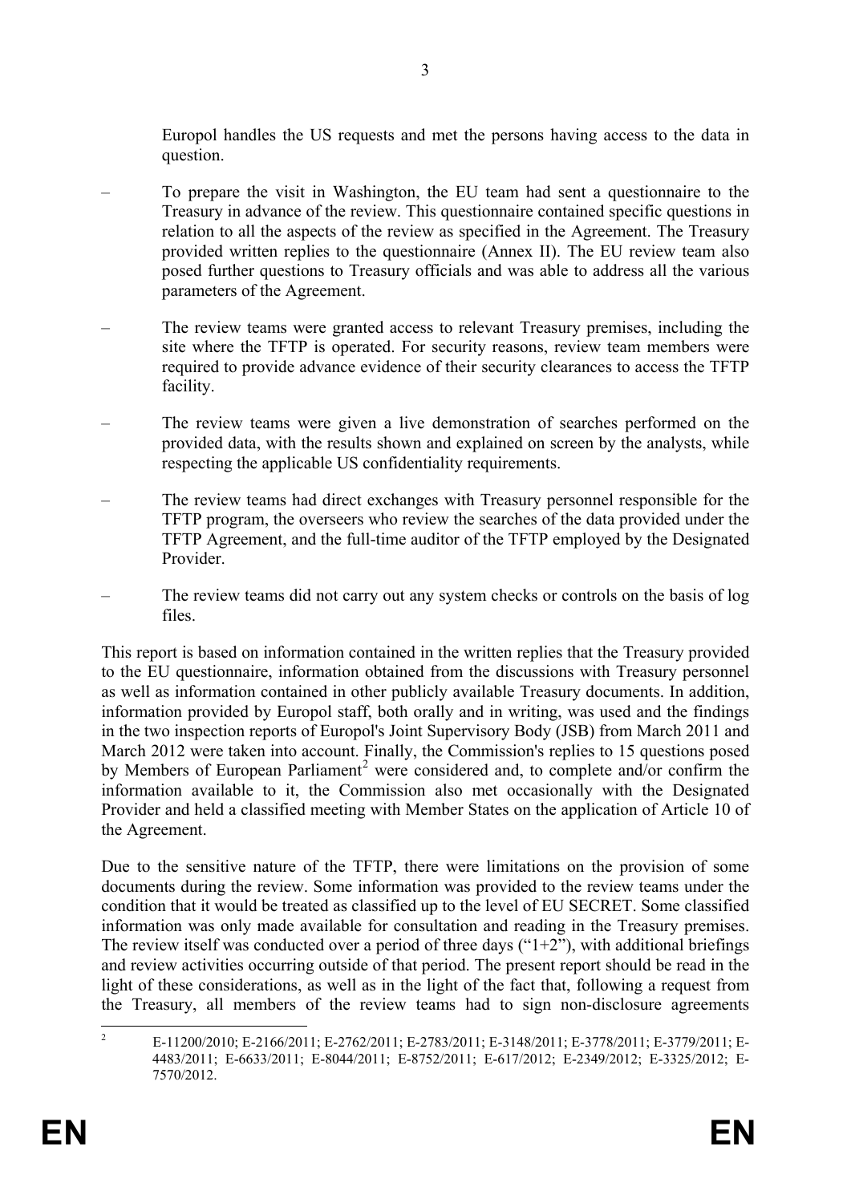Europol handles the US requests and met the persons having access to the data in question.

– To prepare the visit in Washington, the EU team had sent a questionnaire to the Treasury in advance of the review. This questionnaire contained specific questions in relation to all the aspects of the review as specified in the Agreement. The Treasury provided written replies to the questionnaire (Annex II). The EU review team also posed further questions to Treasury officials and was able to address all the various parameters of the Agreement.

– The review teams were granted access to relevant Treasury premises, including the site where the TFTP is operated. For security reasons, review team members were required to provide advance evidence of their security clearances to access the TFTP facility.

– The review teams were given a live demonstration of searches performed on the provided data, with the results shown and explained on screen by the analysts, while respecting the applicable US confidentiality requirements.

– The review teams had direct exchanges with Treasury personnel responsible for the TFTP program, the overseers who review the searches of the data provided under the TFTP Agreement, and the full-time auditor of the TFTP employed by the Designated Provider.

– The review teams did not carry out any system checks or controls on the basis of log files.

This report is based on information contained in the written replies that the Treasury provided to the EU questionnaire, information obtained from the discussions with Treasury personnel as well as information contained in other publicly available Treasury documents. In addition, information provided by Europol staff, both orally and in writing, was used and the findings in the two inspection reports of Europol's Joint Supervisory Body (JSB) from March 2011 and March 2012 were taken into account. Finally, the Commission's replies to 15 questions posed by Members of European Parliament[2] were considered and, to complete and/or confirm the information available to it, the Commission also met occasionally with the Designated Provider and held a classified meeting with Member States on the application of Article 10 of the Agreement.

Due to the sensitive nature of the TFTP, there were limitations on the provision of some documents during the review. Some information was provided to the review teams under the condition that it would be treated as classified up to the level of EU SECRET. Some classified information was only made available for consultation and reading in the Treasury premises. The review itself was conducted over a period of three days ("1+2"), with additional briefings and review activities occurring outside of that period. The present report should be read in the light of these considerations, as well as in the light of the fact that, following a request from the Treasury, all members of the review teams had to sign non-disclosure agreements

[2] E-11200/2010; E-2166/2011; E-2762/2011; E-2783/2011; E-3148/2011; E-3778/2011; E-3779/2011; E-4483/2011; E-6633/2011; E-8044/2011; E-8752/2011; E-617/2012; E-2349/2012; E-3325/2012; E-7570/2012.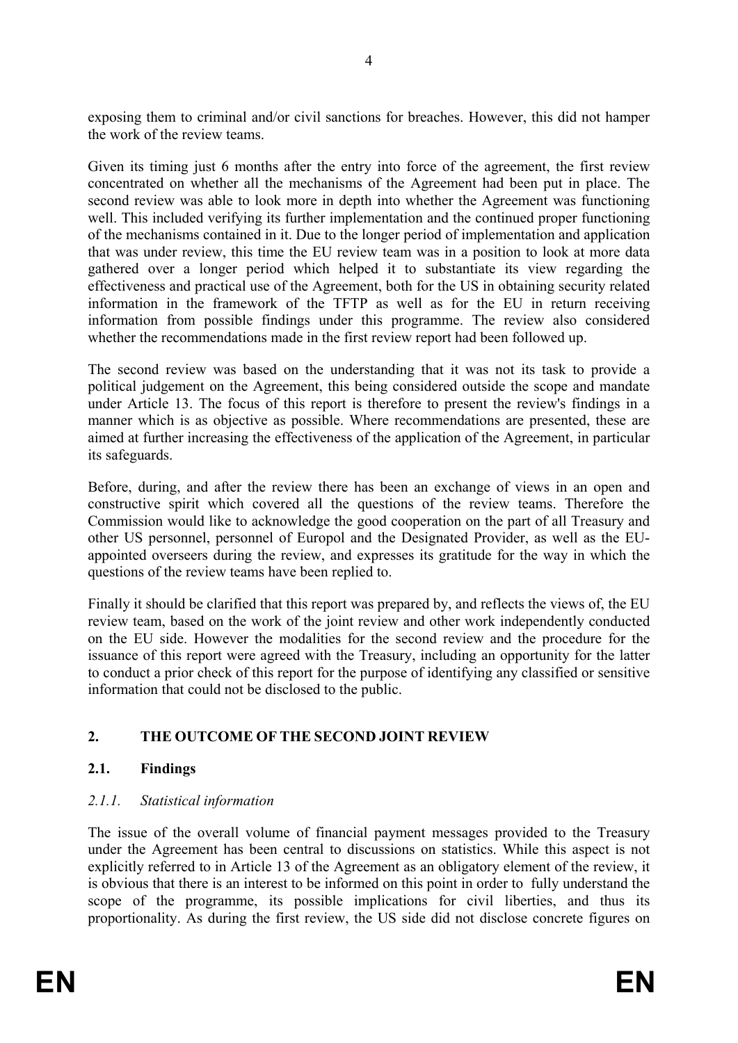exposing them to criminal and/or civil sanctions for breaches. However, this did not hamper the work of the review teams.

Given its timing just 6 months after the entry into force of the agreement, the first review concentrated on whether all the mechanisms of the Agreement had been put in place. The second review was able to look more in depth into whether the Agreement was functioning well. This included verifying its further implementation and the continued proper functioning of the mechanisms contained in it. Due to the longer period of implementation and application that was under review, this time the EU review team was in a position to look at more data gathered over a longer period which helped it to substantiate its view regarding the effectiveness and practical use of the Agreement, both for the US in obtaining security related information in the framework of the TFTP as well as for the EU in return receiving information from possible findings under this programme. The review also considered whether the recommendations made in the first review report had been followed up.

The second review was based on the understanding that it was not its task to provide a political judgement on the Agreement, this being considered outside the scope and mandate under Article 13. The focus of this report is therefore to present the review's findings in a manner which is as objective as possible. Where recommendations are presented, these are aimed at further increasing the effectiveness of the application of the Agreement, in particular its safeguards.

Before, during, and after the review there has been an exchange of views in an open and constructive spirit which covered all the questions of the review teams. Therefore the Commission would like to acknowledge the good cooperation on the part of all Treasury and other US personnel, personnel of Europol and the Designated Provider, as well as the EU-appointed overseers during the review, and expresses its gratitude for the way in which the questions of the review teams have been replied to.

Finally it should be clarified that this report was prepared by, and reflects the views of, the EU review team, based on the work of the joint review and other work independently conducted on the EU side. However the modalities for the second review and the procedure for the issuance of this report were agreed with the Treasury, including an opportunity for the latter to conduct a prior check of this report for the purpose of identifying any classified or sensitive information that could not be disclosed to the public.

## 2. THE OUTCOME OF THE SECOND JOINT REVIEW

### 2.1. Findings

#### *2.1.1. Statistical information*

The issue of the overall volume of financial payment messages provided to the Treasury under the Agreement has been central to discussions on statistics. While this aspect is not explicitly referred to in Article 13 of the Agreement as an obligatory element of the review, it is obvious that there is an interest to be informed on this point in order to fully understand the scope of the programme, its possible implications for civil liberties, and thus its proportionality. As during the first review, the US side did not disclose concrete figures on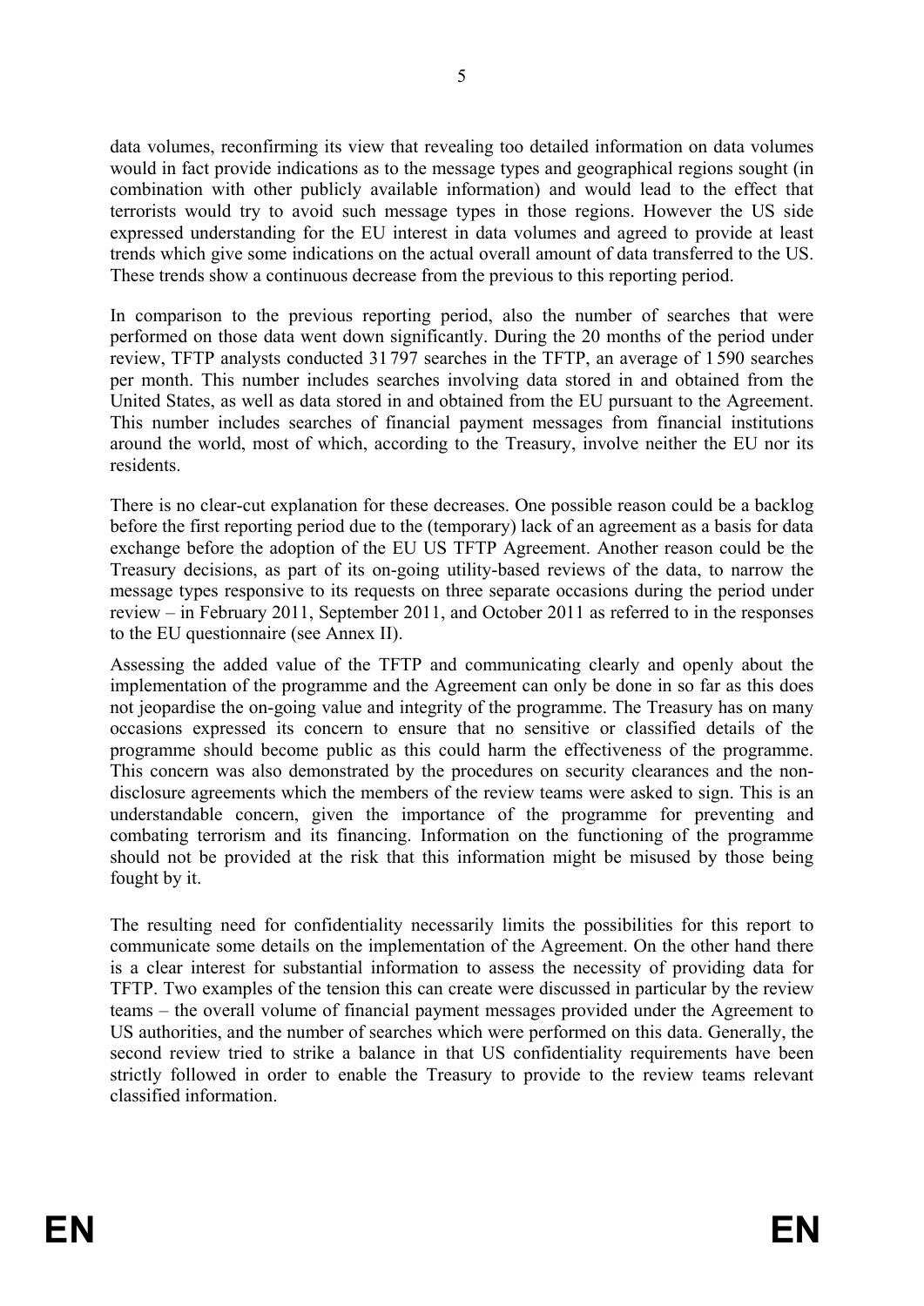data volumes, reconfirming its view that revealing too detailed information on data volumes would in fact provide indications as to the message types and geographical regions sought (in combination with other publicly available information) and would lead to the effect that terrorists would try to avoid such message types in those regions. However the US side expressed understanding for the EU interest in data volumes and agreed to provide at least trends which give some indications on the actual overall amount of data transferred to the US. These trends show a continuous decrease from the previous to this reporting period.

In comparison to the previous reporting period, also the number of searches that were performed on those data went down significantly. During the 20 months of the period under review, TFTP analysts conducted 31 797 searches in the TFTP, an average of 1 590 searches per month. This number includes searches involving data stored in and obtained from the United States, as well as data stored in and obtained from the EU pursuant to the Agreement. This number includes searches of financial payment messages from financial institutions around the world, most of which, according to the Treasury, involve neither the EU nor its residents.

There is no clear-cut explanation for these decreases. One possible reason could be a backlog before the first reporting period due to the (temporary) lack of an agreement as a basis for data exchange before the adoption of the EU US TFTP Agreement. Another reason could be the Treasury decisions, as part of its on-going utility-based reviews of the data, to narrow the message types responsive to its requests on three separate occasions during the period under review – in February 2011, September 2011, and October 2011 as referred to in the responses to the EU questionnaire (see Annex II).

Assessing the added value of the TFTP and communicating clearly and openly about the implementation of the programme and the Agreement can only be done in so far as this does not jeopardise the on-going value and integrity of the programme. The Treasury has on many occasions expressed its concern to ensure that no sensitive or classified details of the programme should become public as this could harm the effectiveness of the programme. This concern was also demonstrated by the procedures on security clearances and the non-disclosure agreements which the members of the review teams were asked to sign. This is an understandable concern, given the importance of the programme for preventing and combating terrorism and its financing. Information on the functioning of the programme should not be provided at the risk that this information might be misused by those being fought by it.

The resulting need for confidentiality necessarily limits the possibilities for this report to communicate some details on the implementation of the Agreement. On the other hand there is a clear interest for substantial information to assess the necessity of providing data for TFTP. Two examples of the tension this can create were discussed in particular by the review teams – the overall volume of financial payment messages provided under the Agreement to US authorities, and the number of searches which were performed on this data. Generally, the second review tried to strike a balance in that US confidentiality requirements have been strictly followed in order to enable the Treasury to provide to the review teams relevant classified information.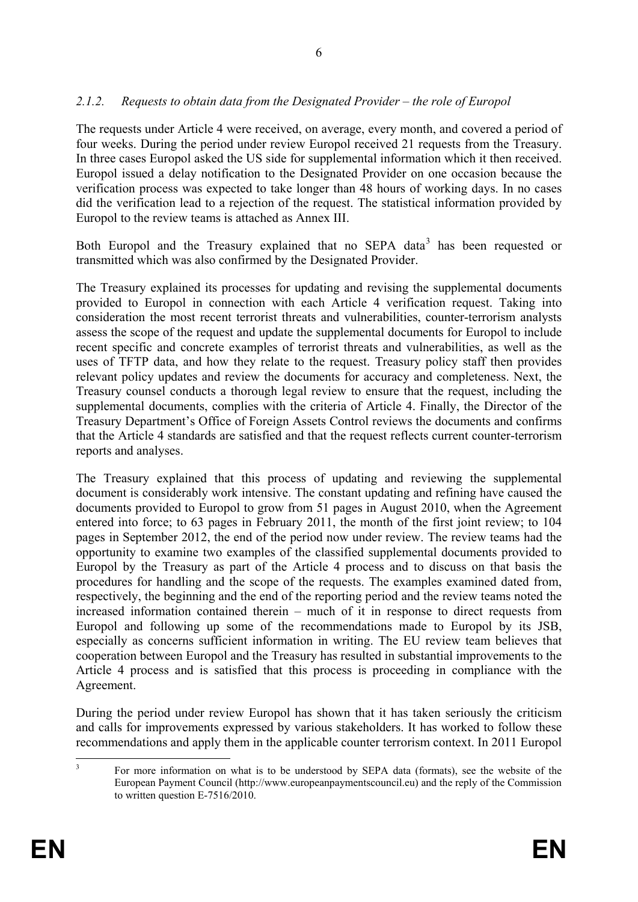### 2.1.2. *Requests to obtain data from the Designated Provider – the role of Europol*

The requests under Article 4 were received, on average, every month, and covered a period of four weeks. During the period under review Europol received 21 requests from the Treasury. In three cases Europol asked the US side for supplemental information which it then received. Europol issued a delay notification to the Designated Provider on one occasion because the verification process was expected to take longer than 48 hours of working days. In no cases did the verification lead to a rejection of the request. The statistical information provided by Europol to the review teams is attached as Annex III.

Both Europol and the Treasury explained that no SEPA data[3] has been requested or transmitted which was also confirmed by the Designated Provider.

The Treasury explained its processes for updating and revising the supplemental documents provided to Europol in connection with each Article 4 verification request. Taking into consideration the most recent terrorist threats and vulnerabilities, counter-terrorism analysts assess the scope of the request and update the supplemental documents for Europol to include recent specific and concrete examples of terrorist threats and vulnerabilities, as well as the uses of TFTP data, and how they relate to the request. Treasury policy staff then provides relevant policy updates and review the documents for accuracy and completeness. Next, the Treasury counsel conducts a thorough legal review to ensure that the request, including the supplemental documents, complies with the criteria of Article 4. Finally, the Director of the Treasury Department's Office of Foreign Assets Control reviews the documents and confirms that the Article 4 standards are satisfied and that the request reflects current counter-terrorism reports and analyses.

The Treasury explained that this process of updating and reviewing the supplemental document is considerably work intensive. The constant updating and refining have caused the documents provided to Europol to grow from 51 pages in August 2010, when the Agreement entered into force; to 63 pages in February 2011, the month of the first joint review; to 104 pages in September 2012, the end of the period now under review. The review teams had the opportunity to examine two examples of the classified supplemental documents provided to Europol by the Treasury as part of the Article 4 process and to discuss on that basis the procedures for handling and the scope of the requests. The examples examined dated from, respectively, the beginning and the end of the reporting period and the review teams noted the increased information contained therein – much of it in response to direct requests from Europol and following up some of the recommendations made to Europol by its JSB, especially as concerns sufficient information in writing. The EU review team believes that cooperation between Europol and the Treasury has resulted in substantial improvements to the Article 4 process and is satisfied that this process is proceeding in compliance with the Agreement.

During the period under review Europol has shown that it has taken seriously the criticism and calls for improvements expressed by various stakeholders. It has worked to follow these recommendations and apply them in the applicable counter terrorism context. In 2011 Europol

[3] For more information on what is to be understood by SEPA data (formats), see the website of the European Payment Council (http://www.europeanpaymentscouncil.eu) and the reply of the Commission to written question E-7516/2010.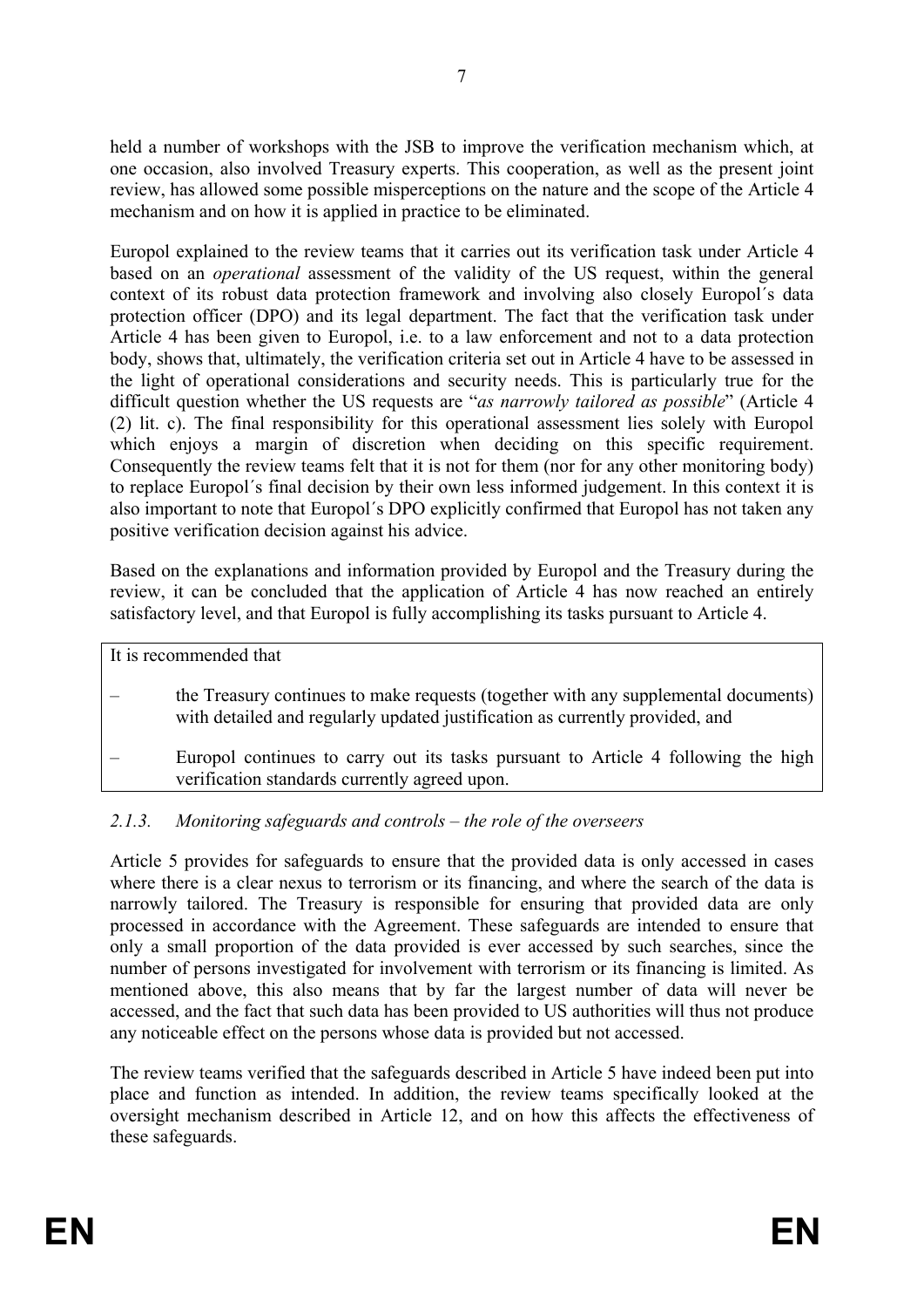held a number of workshops with the JSB to improve the verification mechanism which, at one occasion, also involved Treasury experts. This cooperation, as well as the present joint review, has allowed some possible misperceptions on the nature and the scope of the Article 4 mechanism and on how it is applied in practice to be eliminated.

Europol explained to the review teams that it carries out its verification task under Article 4 based on an *operational* assessment of the validity of the US request, within the general context of its robust data protection framework and involving also closely Europol´s data protection officer (DPO) and its legal department. The fact that the verification task under Article 4 has been given to Europol, i.e. to a law enforcement and not to a data protection body, shows that, ultimately, the verification criteria set out in Article 4 have to be assessed in the light of operational considerations and security needs. This is particularly true for the difficult question whether the US requests are "*as narrowly tailored as possible*" (Article 4 (2) lit. c). The final responsibility for this operational assessment lies solely with Europol which enjoys a margin of discretion when deciding on this specific requirement. Consequently the review teams felt that it is not for them (nor for any other monitoring body) to replace Europol´s final decision by their own less informed judgement. In this context it is also important to note that Europol´s DPO explicitly confirmed that Europol has not taken any positive verification decision against his advice.

Based on the explanations and information provided by Europol and the Treasury during the review, it can be concluded that the application of Article 4 has now reached an entirely satisfactory level, and that Europol is fully accomplishing its tasks pursuant to Article 4.

It is recommended that

– the Treasury continues to make requests (together with any supplemental documents) with detailed and regularly updated justification as currently provided, and

– Europol continues to carry out its tasks pursuant to Article 4 following the high verification standards currently agreed upon.

### *2.1.3. Monitoring safeguards and controls – the role of the overseers*

Article 5 provides for safeguards to ensure that the provided data is only accessed in cases where there is a clear nexus to terrorism or its financing, and where the search of the data is narrowly tailored. The Treasury is responsible for ensuring that provided data are only processed in accordance with the Agreement. These safeguards are intended to ensure that only a small proportion of the data provided is ever accessed by such searches, since the number of persons investigated for involvement with terrorism or its financing is limited. As mentioned above, this also means that by far the largest number of data will never be accessed, and the fact that such data has been provided to US authorities will thus not produce any noticeable effect on the persons whose data is provided but not accessed.

The review teams verified that the safeguards described in Article 5 have indeed been put into place and function as intended. In addition, the review teams specifically looked at the oversight mechanism described in Article 12, and on how this affects the effectiveness of these safeguards.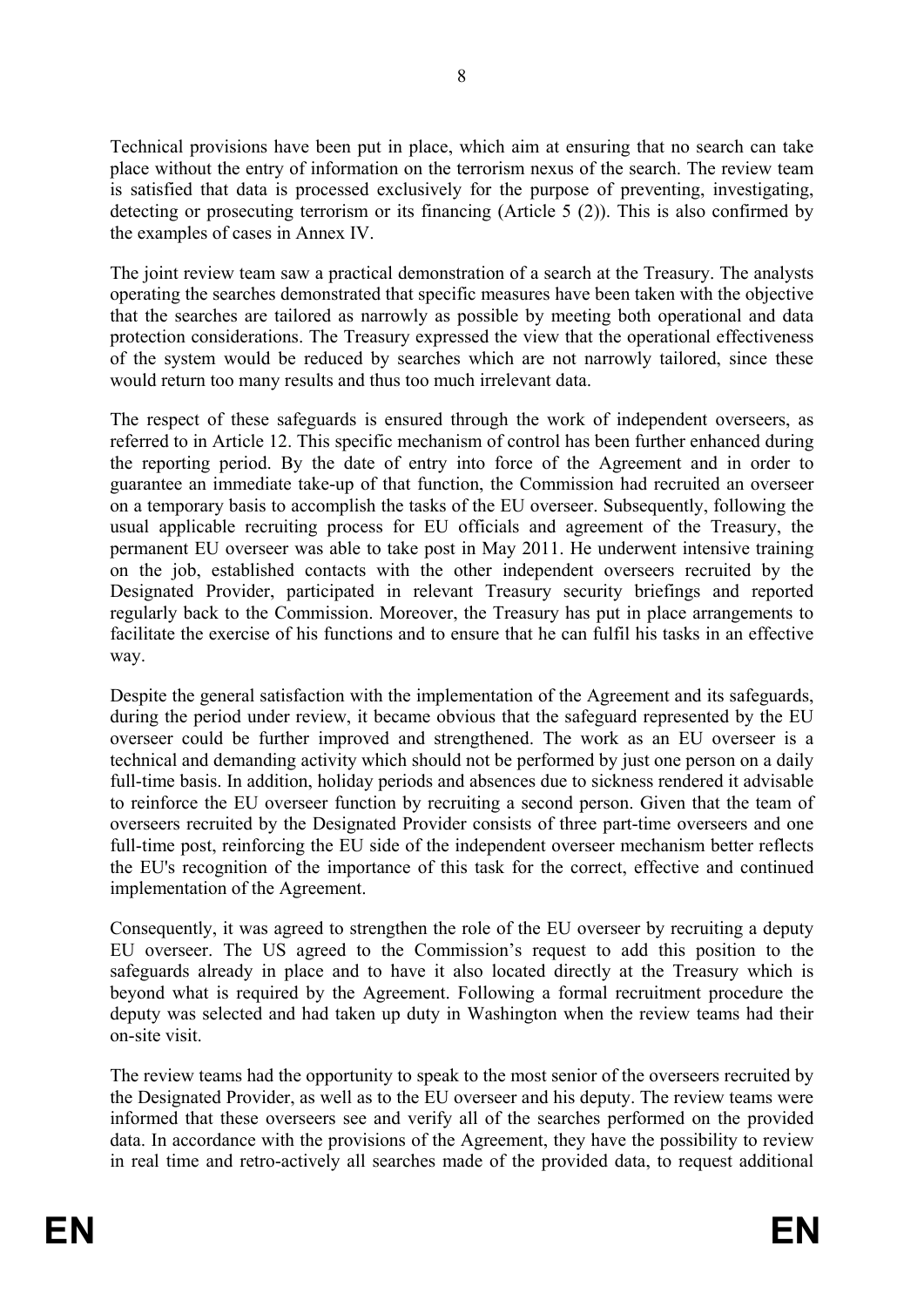Technical provisions have been put in place, which aim at ensuring that no search can take place without the entry of information on the terrorism nexus of the search. The review team is satisfied that data is processed exclusively for the purpose of preventing, investigating, detecting or prosecuting terrorism or its financing (Article 5 (2)). This is also confirmed by the examples of cases in Annex IV.

The joint review team saw a practical demonstration of a search at the Treasury. The analysts operating the searches demonstrated that specific measures have been taken with the objective that the searches are tailored as narrowly as possible by meeting both operational and data protection considerations. The Treasury expressed the view that the operational effectiveness of the system would be reduced by searches which are not narrowly tailored, since these would return too many results and thus too much irrelevant data.

The respect of these safeguards is ensured through the work of independent overseers, as referred to in Article 12. This specific mechanism of control has been further enhanced during the reporting period. By the date of entry into force of the Agreement and in order to guarantee an immediate take-up of that function, the Commission had recruited an overseer on a temporary basis to accomplish the tasks of the EU overseer. Subsequently, following the usual applicable recruiting process for EU officials and agreement of the Treasury, the permanent EU overseer was able to take post in May 2011. He underwent intensive training on the job, established contacts with the other independent overseers recruited by the Designated Provider, participated in relevant Treasury security briefings and reported regularly back to the Commission. Moreover, the Treasury has put in place arrangements to facilitate the exercise of his functions and to ensure that he can fulfil his tasks in an effective way.

Despite the general satisfaction with the implementation of the Agreement and its safeguards, during the period under review, it became obvious that the safeguard represented by the EU overseer could be further improved and strengthened. The work as an EU overseer is a technical and demanding activity which should not be performed by just one person on a daily full-time basis. In addition, holiday periods and absences due to sickness rendered it advisable to reinforce the EU overseer function by recruiting a second person. Given that the team of overseers recruited by the Designated Provider consists of three part-time overseers and one full-time post, reinforcing the EU side of the independent overseer mechanism better reflects the EU's recognition of the importance of this task for the correct, effective and continued implementation of the Agreement.

Consequently, it was agreed to strengthen the role of the EU overseer by recruiting a deputy EU overseer. The US agreed to the Commission's request to add this position to the safeguards already in place and to have it also located directly at the Treasury which is beyond what is required by the Agreement. Following a formal recruitment procedure the deputy was selected and had taken up duty in Washington when the review teams had their on-site visit.

The review teams had the opportunity to speak to the most senior of the overseers recruited by the Designated Provider, as well as to the EU overseer and his deputy. The review teams were informed that these overseers see and verify all of the searches performed on the provided data. In accordance with the provisions of the Agreement, they have the possibility to review in real time and retro-actively all searches made of the provided data, to request additional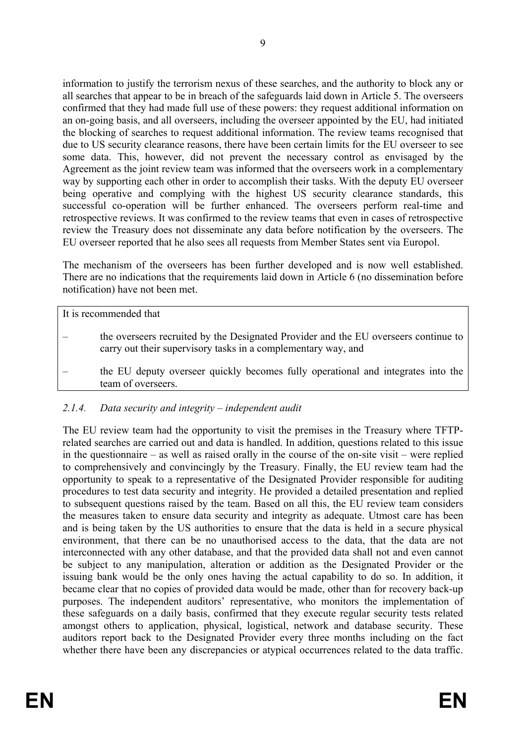information to justify the terrorism nexus of these searches, and the authority to block any or all searches that appear to be in breach of the safeguards laid down in Article 5. The overseers confirmed that they had made full use of these powers: they request additional information on an on-going basis, and all overseers, including the overseer appointed by the EU, had initiated the blocking of searches to request additional information. The review teams recognised that due to US security clearance reasons, there have been certain limits for the EU overseer to see some data. This, however, did not prevent the necessary control as envisaged by the Agreement as the joint review team was informed that the overseers work in a complementary way by supporting each other in order to accomplish their tasks. With the deputy EU overseer being operative and complying with the highest US security clearance standards, this successful co-operation will be further enhanced. The overseers perform real-time and retrospective reviews. It was confirmed to the review teams that even in cases of retrospective review the Treasury does not disseminate any data before notification by the overseers. The EU overseer reported that he also sees all requests from Member States sent via Europol.

The mechanism of the overseers has been further developed and is now well established. There are no indications that the requirements laid down in Article 6 (no dissemination before notification) have not been met.

It is recommended that

- the overseers recruited by the Designated Provider and the EU overseers continue to carry out their supervisory tasks in a complementary way, and
- the EU deputy overseer quickly becomes fully operational and integrates into the team of overseers.

### *2.1.4. Data security and integrity – independent audit*

The EU review team had the opportunity to visit the premises in the Treasury where TFTP-related searches are carried out and data is handled. In addition, questions related to this issue in the questionnaire – as well as raised orally in the course of the on-site visit – were replied to comprehensively and convincingly by the Treasury. Finally, the EU review team had the opportunity to speak to a representative of the Designated Provider responsible for auditing procedures to test data security and integrity. He provided a detailed presentation and replied to subsequent questions raised by the team. Based on all this, the EU review team considers the measures taken to ensure data security and integrity as adequate. Utmost care has been and is being taken by the US authorities to ensure that the data is held in a secure physical environment, that there can be no unauthorised access to the data, that the data are not interconnected with any other database, and that the provided data shall not and even cannot be subject to any manipulation, alteration or addition as the Designated Provider or the issuing bank would be the only ones having the actual capability to do so. In addition, it became clear that no copies of provided data would be made, other than for recovery back-up purposes. The independent auditors' representative, who monitors the implementation of these safeguards on a daily basis, confirmed that they execute regular security tests related amongst others to application, physical, logistical, network and database security. These auditors report back to the Designated Provider every three months including on the fact whether there have been any discrepancies or atypical occurrences related to the data traffic.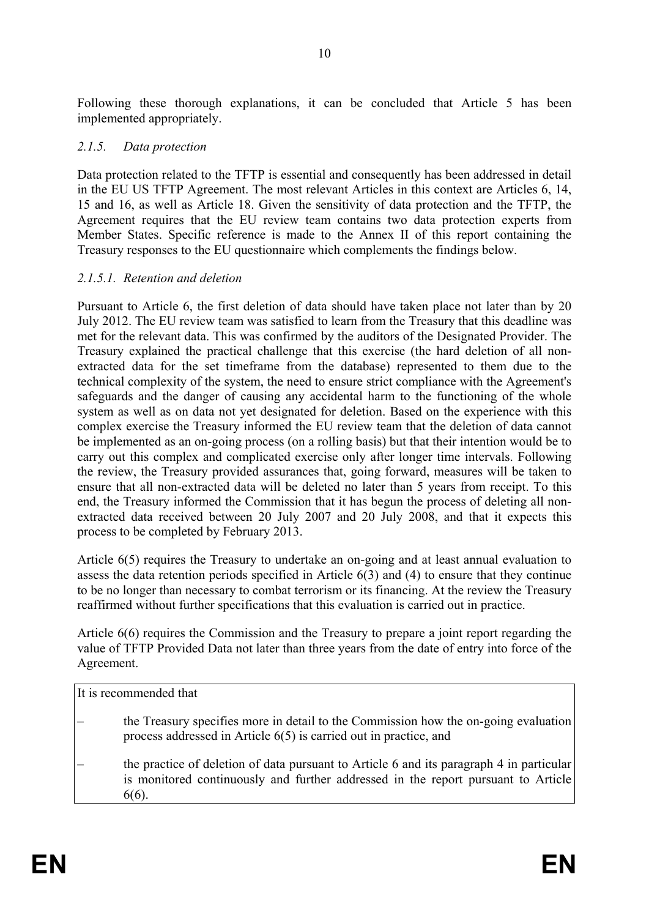Following these thorough explanations, it can be concluded that Article 5 has been implemented appropriately.

### *2.1.5. Data protection*

Data protection related to the TFTP is essential and consequently has been addressed in detail in the EU US TFTP Agreement. The most relevant Articles in this context are Articles 6, 14, 15 and 16, as well as Article 18. Given the sensitivity of data protection and the TFTP, the Agreement requires that the EU review team contains two data protection experts from Member States. Specific reference is made to the Annex II of this report containing the Treasury responses to the EU questionnaire which complements the findings below.

#### *2.1.5.1. Retention and deletion*

Pursuant to Article 6, the first deletion of data should have taken place not later than by 20 July 2012. The EU review team was satisfied to learn from the Treasury that this deadline was met for the relevant data. This was confirmed by the auditors of the Designated Provider. The Treasury explained the practical challenge that this exercise (the hard deletion of all non-extracted data for the set timeframe from the database) represented to them due to the technical complexity of the system, the need to ensure strict compliance with the Agreement's safeguards and the danger of causing any accidental harm to the functioning of the whole system as well as on data not yet designated for deletion. Based on the experience with this complex exercise the Treasury informed the EU review team that the deletion of data cannot be implemented as an on-going process (on a rolling basis) but that their intention would be to carry out this complex and complicated exercise only after longer time intervals. Following the review, the Treasury provided assurances that, going forward, measures will be taken to ensure that all non-extracted data will be deleted no later than 5 years from receipt. To this end, the Treasury informed the Commission that it has begun the process of deleting all non-extracted data received between 20 July 2007 and 20 July 2008, and that it expects this process to be completed by February 2013.

Article 6(5) requires the Treasury to undertake an on-going and at least annual evaluation to assess the data retention periods specified in Article 6(3) and (4) to ensure that they continue to be no longer than necessary to combat terrorism or its financing. At the review the Treasury reaffirmed without further specifications that this evaluation is carried out in practice.

Article 6(6) requires the Commission and the Treasury to prepare a joint report regarding the value of TFTP Provided Data not later than three years from the date of entry into force of the Agreement.

It is recommended that

– the Treasury specifies more in detail to the Commission how the on-going evaluation process addressed in Article 6(5) is carried out in practice, and

– the practice of deletion of data pursuant to Article 6 and its paragraph 4 in particular is monitored continuously and further addressed in the report pursuant to Article 6(6).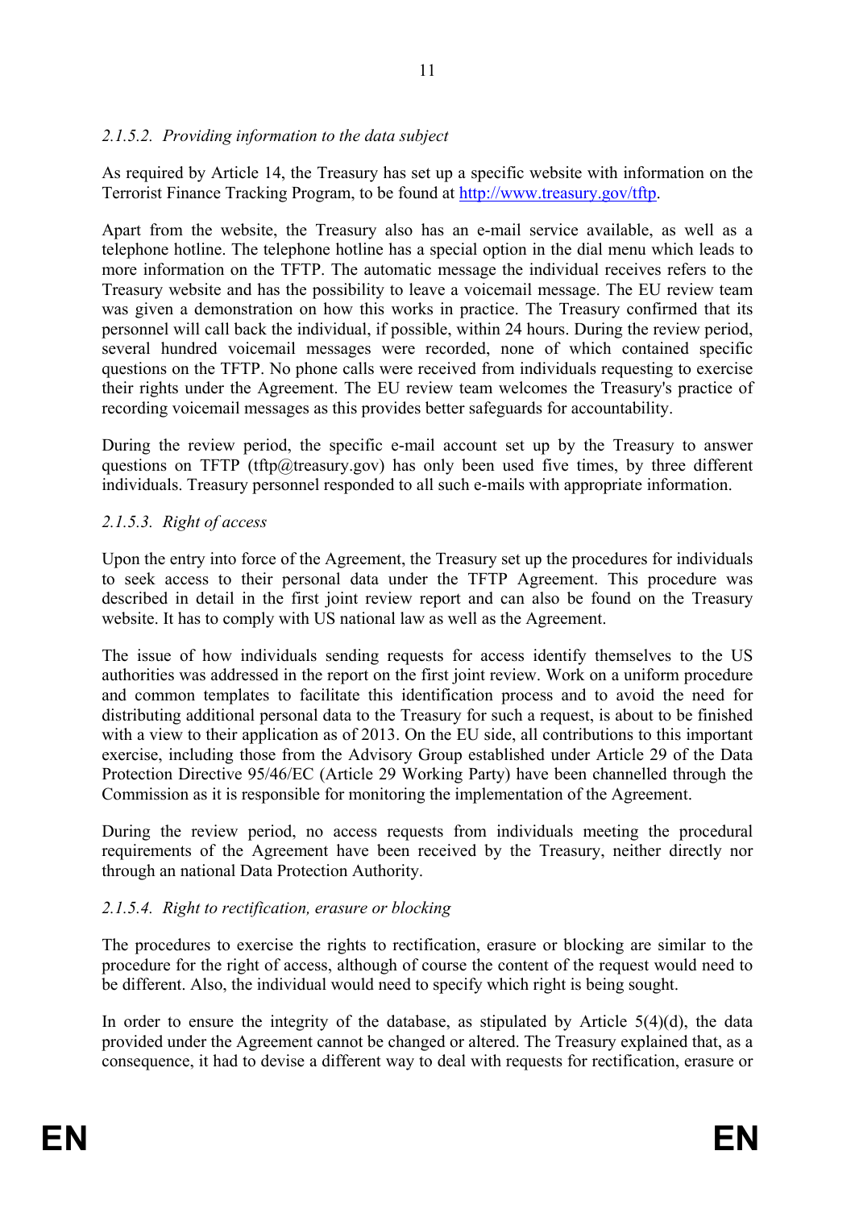#### *2.1.5.2. Providing information to the data subject*

As required by Article 14, the Treasury has set up a specific website with information on the Terrorist Finance Tracking Program, to be found at http://www.treasury.gov/tftp.

Apart from the website, the Treasury also has an e-mail service available, as well as a telephone hotline. The telephone hotline has a special option in the dial menu which leads to more information on the TFTP. The automatic message the individual receives refers to the Treasury website and has the possibility to leave a voicemail message. The EU review team was given a demonstration on how this works in practice. The Treasury confirmed that its personnel will call back the individual, if possible, within 24 hours. During the review period, several hundred voicemail messages were recorded, none of which contained specific questions on the TFTP. No phone calls were received from individuals requesting to exercise their rights under the Agreement. The EU review team welcomes the Treasury's practice of recording voicemail messages as this provides better safeguards for accountability.

During the review period, the specific e-mail account set up by the Treasury to answer questions on TFTP (tftp@treasury.gov) has only been used five times, by three different individuals. Treasury personnel responded to all such e-mails with appropriate information.

#### *2.1.5.3. Right of access*

Upon the entry into force of the Agreement, the Treasury set up the procedures for individuals to seek access to their personal data under the TFTP Agreement. This procedure was described in detail in the first joint review report and can also be found on the Treasury website. It has to comply with US national law as well as the Agreement.

The issue of how individuals sending requests for access identify themselves to the US authorities was addressed in the report on the first joint review. Work on a uniform procedure and common templates to facilitate this identification process and to avoid the need for distributing additional personal data to the Treasury for such a request, is about to be finished with a view to their application as of 2013. On the EU side, all contributions to this important exercise, including those from the Advisory Group established under Article 29 of the Data Protection Directive 95/46/EC (Article 29 Working Party) have been channelled through the Commission as it is responsible for monitoring the implementation of the Agreement.

During the review period, no access requests from individuals meeting the procedural requirements of the Agreement have been received by the Treasury, neither directly nor through an national Data Protection Authority.

#### *2.1.5.4. Right to rectification, erasure or blocking*

The procedures to exercise the rights to rectification, erasure or blocking are similar to the procedure for the right of access, although of course the content of the request would need to be different. Also, the individual would need to specify which right is being sought.

In order to ensure the integrity of the database, as stipulated by Article 5(4)(d), the data provided under the Agreement cannot be changed or altered. The Treasury explained that, as a consequence, it had to devise a different way to deal with requests for rectification, erasure or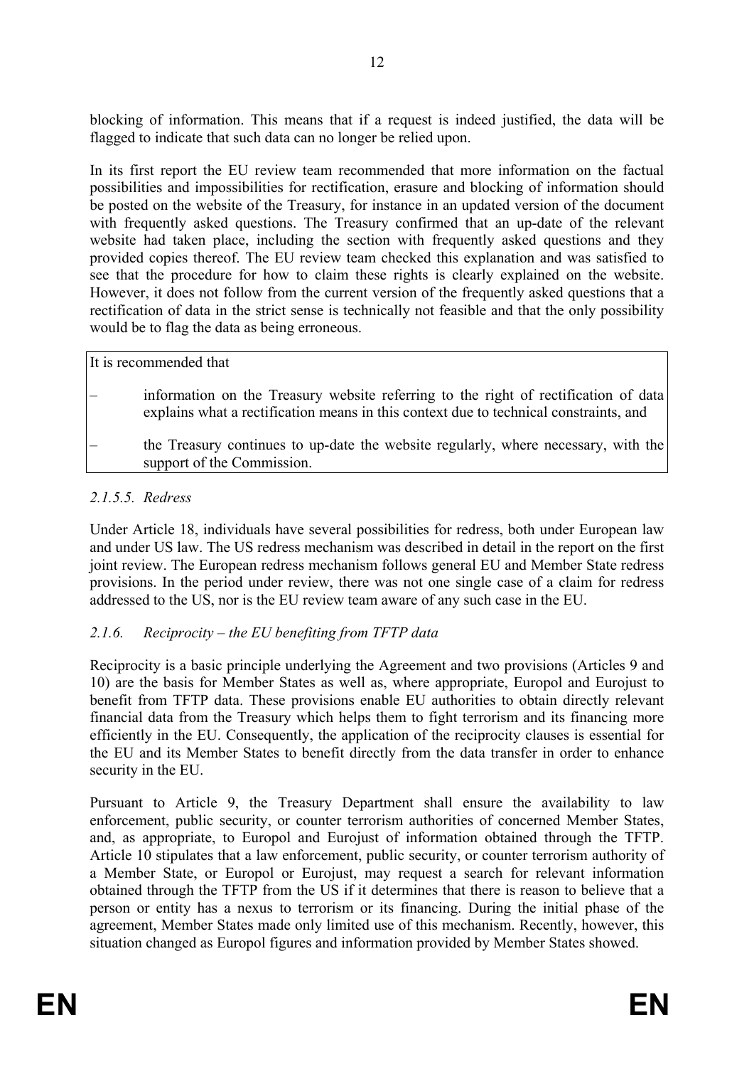blocking of information. This means that if a request is indeed justified, the data will be flagged to indicate that such data can no longer be relied upon.

In its first report the EU review team recommended that more information on the factual possibilities and impossibilities for rectification, erasure and blocking of information should be posted on the website of the Treasury, for instance in an updated version of the document with frequently asked questions. The Treasury confirmed that an up-date of the relevant website had taken place, including the section with frequently asked questions and they provided copies thereof. The EU review team checked this explanation and was satisfied to see that the procedure for how to claim these rights is clearly explained on the website. However, it does not follow from the current version of the frequently asked questions that a rectification of data in the strict sense is technically not feasible and that the only possibility would be to flag the data as being erroneous.

> It is recommended that
>
> – information on the Treasury website referring to the right of rectification of data explains what a rectification means in this context due to technical constraints, and
>
> – the Treasury continues to up-date the website regularly, where necessary, with the support of the Commission.

#### *2.1.5.5. Redress*

Under Article 18, individuals have several possibilities for redress, both under European law and under US law. The US redress mechanism was described in detail in the report on the first joint review. The European redress mechanism follows general EU and Member State redress provisions. In the period under review, there was not one single case of a claim for redress addressed to the US, nor is the EU review team aware of any such case in the EU.

### *2.1.6. Reciprocity – the EU benefiting from TFTP data*

Reciprocity is a basic principle underlying the Agreement and two provisions (Articles 9 and 10) are the basis for Member States as well as, where appropriate, Europol and Eurojust to benefit from TFTP data. These provisions enable EU authorities to obtain directly relevant financial data from the Treasury which helps them to fight terrorism and its financing more efficiently in the EU. Consequently, the application of the reciprocity clauses is essential for the EU and its Member States to benefit directly from the data transfer in order to enhance security in the EU.

Pursuant to Article 9, the Treasury Department shall ensure the availability to law enforcement, public security, or counter terrorism authorities of concerned Member States, and, as appropriate, to Europol and Eurojust of information obtained through the TFTP. Article 10 stipulates that a law enforcement, public security, or counter terrorism authority of a Member State, or Europol or Eurojust, may request a search for relevant information obtained through the TFTP from the US if it determines that there is reason to believe that a person or entity has a nexus to terrorism or its financing. During the initial phase of the agreement, Member States made only limited use of this mechanism. Recently, however, this situation changed as Europol figures and information provided by Member States showed.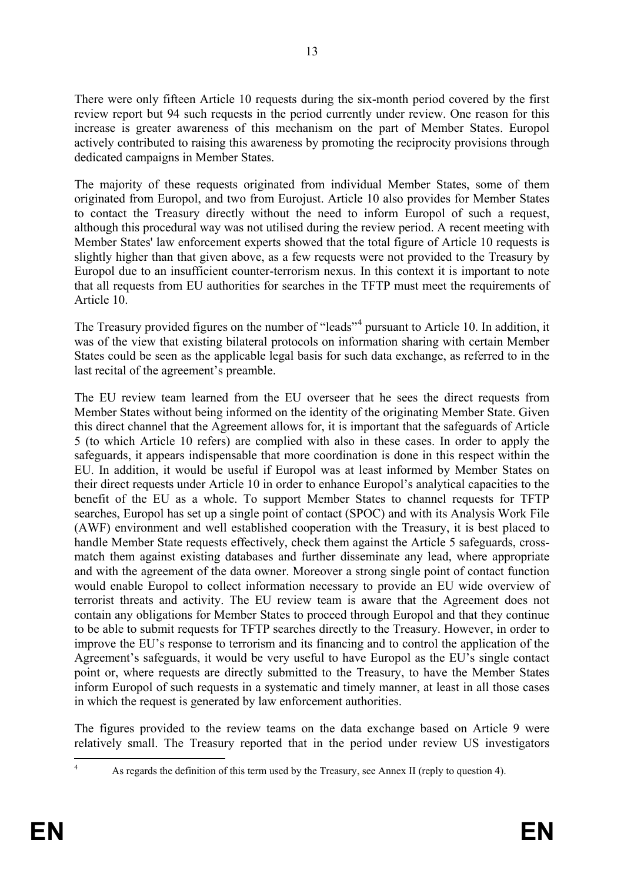There were only fifteen Article 10 requests during the six-month period covered by the first review report but 94 such requests in the period currently under review. One reason for this increase is greater awareness of this mechanism on the part of Member States. Europol actively contributed to raising this awareness by promoting the reciprocity provisions through dedicated campaigns in Member States.

The majority of these requests originated from individual Member States, some of them originated from Europol, and two from Eurojust. Article 10 also provides for Member States to contact the Treasury directly without the need to inform Europol of such a request, although this procedural way was not utilised during the review period. A recent meeting with Member States' law enforcement experts showed that the total figure of Article 10 requests is slightly higher than that given above, as a few requests were not provided to the Treasury by Europol due to an insufficient counter-terrorism nexus. In this context it is important to note that all requests from EU authorities for searches in the TFTP must meet the requirements of Article 10.

The Treasury provided figures on the number of "leads"[4] pursuant to Article 10. In addition, it was of the view that existing bilateral protocols on information sharing with certain Member States could be seen as the applicable legal basis for such data exchange, as referred to in the last recital of the agreement's preamble.

The EU review team learned from the EU overseer that he sees the direct requests from Member States without being informed on the identity of the originating Member State. Given this direct channel that the Agreement allows for, it is important that the safeguards of Article 5 (to which Article 10 refers) are complied with also in these cases. In order to apply the safeguards, it appears indispensable that more coordination is done in this respect within the EU. In addition, it would be useful if Europol was at least informed by Member States on their direct requests under Article 10 in order to enhance Europol's analytical capacities to the benefit of the EU as a whole. To support Member States to channel requests for TFTP searches, Europol has set up a single point of contact (SPOC) and with its Analysis Work File (AWF) environment and well established cooperation with the Treasury, it is best placed to handle Member State requests effectively, check them against the Article 5 safeguards, cross-match them against existing databases and further disseminate any lead, where appropriate and with the agreement of the data owner. Moreover a strong single point of contact function would enable Europol to collect information necessary to provide an EU wide overview of terrorist threats and activity. The EU review team is aware that the Agreement does not contain any obligations for Member States to proceed through Europol and that they continue to be able to submit requests for TFTP searches directly to the Treasury. However, in order to improve the EU's response to terrorism and its financing and to control the application of the Agreement's safeguards, it would be very useful to have Europol as the EU's single contact point or, where requests are directly submitted to the Treasury, to have the Member States inform Europol of such requests in a systematic and timely manner, at least in all those cases in which the request is generated by law enforcement authorities.

The figures provided to the review teams on the data exchange based on Article 9 were relatively small. The Treasury reported that in the period under review US investigators

---

[4] As regards the definition of this term used by the Treasury, see Annex II (reply to question 4).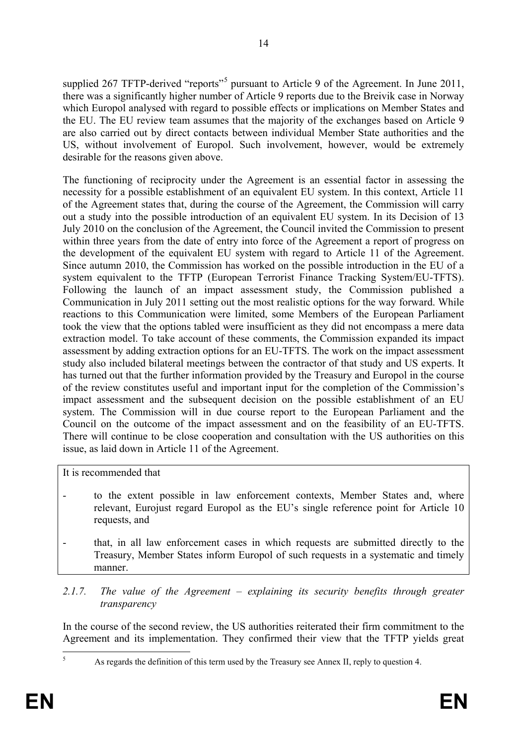supplied 267 TFTP-derived "reports"[5] pursuant to Article 9 of the Agreement. In June 2011, there was a significantly higher number of Article 9 reports due to the Breivik case in Norway which Europol analysed with regard to possible effects or implications on Member States and the EU. The EU review team assumes that the majority of the exchanges based on Article 9 are also carried out by direct contacts between individual Member State authorities and the US, without involvement of Europol. Such involvement, however, would be extremely desirable for the reasons given above.

The functioning of reciprocity under the Agreement is an essential factor in assessing the necessity for a possible establishment of an equivalent EU system. In this context, Article 11 of the Agreement states that, during the course of the Agreement, the Commission will carry out a study into the possible introduction of an equivalent EU system. In its Decision of 13 July 2010 on the conclusion of the Agreement, the Council invited the Commission to present within three years from the date of entry into force of the Agreement a report of progress on the development of the equivalent EU system with regard to Article 11 of the Agreement. Since autumn 2010, the Commission has worked on the possible introduction in the EU of a system equivalent to the TFTP (European Terrorist Finance Tracking System/EU-TFTS). Following the launch of an impact assessment study, the Commission published a Communication in July 2011 setting out the most realistic options for the way forward. While reactions to this Communication were limited, some Members of the European Parliament took the view that the options tabled were insufficient as they did not encompass a mere data extraction model. To take account of these comments, the Commission expanded its impact assessment by adding extraction options for an EU-TFTS. The work on the impact assessment study also included bilateral meetings between the contractor of that study and US experts. It has turned out that the further information provided by the Treasury and Europol in the course of the review constitutes useful and important input for the completion of the Commission's impact assessment and the subsequent decision on the possible establishment of an EU system. The Commission will in due course report to the European Parliament and the Council on the outcome of the impact assessment and on the feasibility of an EU-TFTS. There will continue to be close cooperation and consultation with the US authorities on this issue, as laid down in Article 11 of the Agreement.

It is recommended that

- to the extent possible in law enforcement contexts, Member States and, where relevant, Eurojust regard Europol as the EU's single reference point for Article 10 requests, and
- that, in all law enforcement cases in which requests are submitted directly to the Treasury, Member States inform Europol of such requests in a systematic and timely manner.

### *2.1.7. The value of the Agreement – explaining its security benefits through greater transparency*

In the course of the second review, the US authorities reiterated their firm commitment to the Agreement and its implementation. They confirmed their view that the TFTP yields great

[5] As regards the definition of this term used by the Treasury see Annex II, reply to question 4.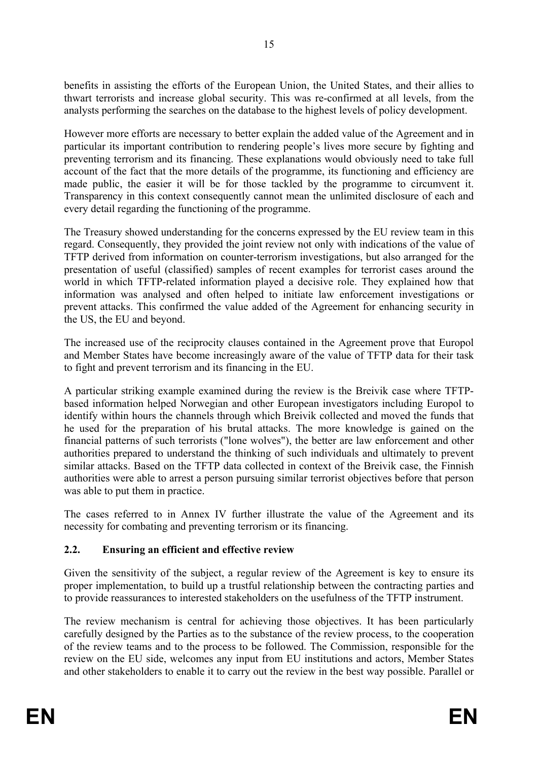benefits in assisting the efforts of the European Union, the United States, and their allies to thwart terrorists and increase global security. This was re-confirmed at all levels, from the analysts performing the searches on the database to the highest levels of policy development.

However more efforts are necessary to better explain the added value of the Agreement and in particular its important contribution to rendering people's lives more secure by fighting and preventing terrorism and its financing. These explanations would obviously need to take full account of the fact that the more details of the programme, its functioning and efficiency are made public, the easier it will be for those tackled by the programme to circumvent it. Transparency in this context consequently cannot mean the unlimited disclosure of each and every detail regarding the functioning of the programme.

The Treasury showed understanding for the concerns expressed by the EU review team in this regard. Consequently, they provided the joint review not only with indications of the value of TFTP derived from information on counter-terrorism investigations, but also arranged for the presentation of useful (classified) samples of recent examples for terrorist cases around the world in which TFTP-related information played a decisive role. They explained how that information was analysed and often helped to initiate law enforcement investigations or prevent attacks. This confirmed the value added of the Agreement for enhancing security in the US, the EU and beyond.

The increased use of the reciprocity clauses contained in the Agreement prove that Europol and Member States have become increasingly aware of the value of TFTP data for their task to fight and prevent terrorism and its financing in the EU.

A particular striking example examined during the review is the Breivik case where TFTP-based information helped Norwegian and other European investigators including Europol to identify within hours the channels through which Breivik collected and moved the funds that he used for the preparation of his brutal attacks. The more knowledge is gained on the financial patterns of such terrorists ("lone wolves"), the better are law enforcement and other authorities prepared to understand the thinking of such individuals and ultimately to prevent similar attacks. Based on the TFTP data collected in context of the Breivik case, the Finnish authorities were able to arrest a person pursuing similar terrorist objectives before that person was able to put them in practice.

The cases referred to in Annex IV further illustrate the value of the Agreement and its necessity for combating and preventing terrorism or its financing.

### 2.2. Ensuring an efficient and effective review

Given the sensitivity of the subject, a regular review of the Agreement is key to ensure its proper implementation, to build up a trustful relationship between the contracting parties and to provide reassurances to interested stakeholders on the usefulness of the TFTP instrument.

The review mechanism is central for achieving those objectives. It has been particularly carefully designed by the Parties as to the substance of the review process, to the cooperation of the review teams and to the process to be followed. The Commission, responsible for the review on the EU side, welcomes any input from EU institutions and actors, Member States and other stakeholders to enable it to carry out the review in the best way possible. Parallel or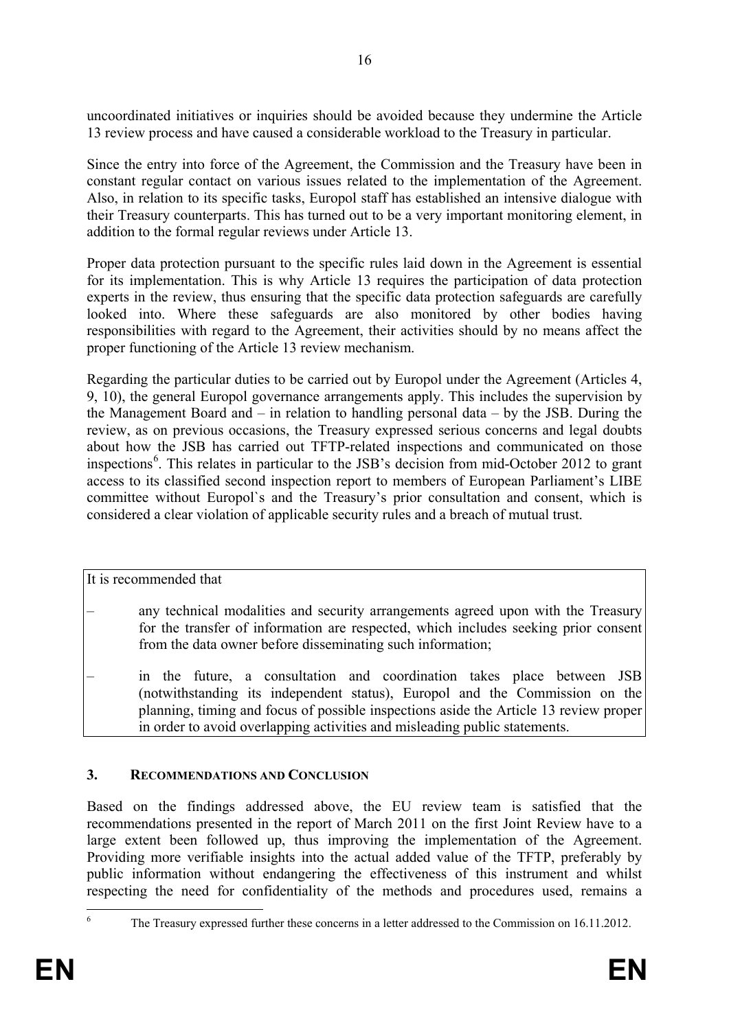uncoordinated initiatives or inquiries should be avoided because they undermine the Article 13 review process and have caused a considerable workload to the Treasury in particular.

Since the entry into force of the Agreement, the Commission and the Treasury have been in constant regular contact on various issues related to the implementation of the Agreement. Also, in relation to its specific tasks, Europol staff has established an intensive dialogue with their Treasury counterparts. This has turned out to be a very important monitoring element, in addition to the formal regular reviews under Article 13.

Proper data protection pursuant to the specific rules laid down in the Agreement is essential for its implementation. This is why Article 13 requires the participation of data protection experts in the review, thus ensuring that the specific data protection safeguards are carefully looked into. Where these safeguards are also monitored by other bodies having responsibilities with regard to the Agreement, their activities should by no means affect the proper functioning of the Article 13 review mechanism.

Regarding the particular duties to be carried out by Europol under the Agreement (Articles 4, 9, 10), the general Europol governance arrangements apply. This includes the supervision by the Management Board and – in relation to handling personal data – by the JSB. During the review, as on previous occasions, the Treasury expressed serious concerns and legal doubts about how the JSB has carried out TFTP-related inspections and communicated on those inspections[6]. This relates in particular to the JSB's decision from mid-October 2012 to grant access to its classified second inspection report to members of European Parliament's LIBE committee without Europol`s and the Treasury's prior consultation and consent, which is considered a clear violation of applicable security rules and a breach of mutual trust.

It is recommended that

– any technical modalities and security arrangements agreed upon with the Treasury for the transfer of information are respected, which includes seeking prior consent from the data owner before disseminating such information;

– in the future, a consultation and coordination takes place between JSB (notwithstanding its independent status), Europol and the Commission on the planning, timing and focus of possible inspections aside the Article 13 review proper in order to avoid overlapping activities and misleading public statements.

## 3. RECOMMENDATIONS AND CONCLUSION

Based on the findings addressed above, the EU review team is satisfied that the recommendations presented in the report of March 2011 on the first Joint Review have to a large extent been followed up, thus improving the implementation of the Agreement. Providing more verifiable insights into the actual added value of the TFTP, preferably by public information without endangering the effectiveness of this instrument and whilst respecting the need for confidentiality of the methods and procedures used, remains a

[6] The Treasury expressed further these concerns in a letter addressed to the Commission on 16.11.2012.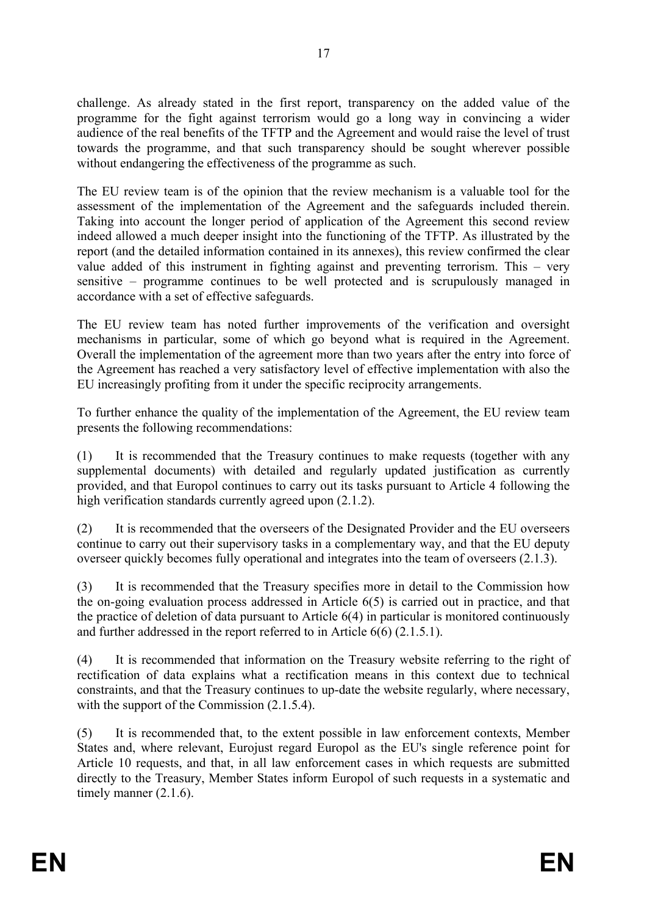challenge. As already stated in the first report, transparency on the added value of the programme for the fight against terrorism would go a long way in convincing a wider audience of the real benefits of the TFTP and the Agreement and would raise the level of trust towards the programme, and that such transparency should be sought wherever possible without endangering the effectiveness of the programme as such.

The EU review team is of the opinion that the review mechanism is a valuable tool for the assessment of the implementation of the Agreement and the safeguards included therein. Taking into account the longer period of application of the Agreement this second review indeed allowed a much deeper insight into the functioning of the TFTP. As illustrated by the report (and the detailed information contained in its annexes), this review confirmed the clear value added of this instrument in fighting against and preventing terrorism. This – very sensitive – programme continues to be well protected and is scrupulously managed in accordance with a set of effective safeguards.

The EU review team has noted further improvements of the verification and oversight mechanisms in particular, some of which go beyond what is required in the Agreement. Overall the implementation of the agreement more than two years after the entry into force of the Agreement has reached a very satisfactory level of effective implementation with also the EU increasingly profiting from it under the specific reciprocity arrangements.

To further enhance the quality of the implementation of the Agreement, the EU review team presents the following recommendations:

(1) It is recommended that the Treasury continues to make requests (together with any supplemental documents) with detailed and regularly updated justification as currently provided, and that Europol continues to carry out its tasks pursuant to Article 4 following the high verification standards currently agreed upon (2.1.2).

(2) It is recommended that the overseers of the Designated Provider and the EU overseers continue to carry out their supervisory tasks in a complementary way, and that the EU deputy overseer quickly becomes fully operational and integrates into the team of overseers (2.1.3).

(3) It is recommended that the Treasury specifies more in detail to the Commission how the on-going evaluation process addressed in Article 6(5) is carried out in practice, and that the practice of deletion of data pursuant to Article 6(4) in particular is monitored continuously and further addressed in the report referred to in Article 6(6) (2.1.5.1).

(4) It is recommended that information on the Treasury website referring to the right of rectification of data explains what a rectification means in this context due to technical constraints, and that the Treasury continues to up-date the website regularly, where necessary, with the support of the Commission (2.1.5.4).

(5) It is recommended that, to the extent possible in law enforcement contexts, Member States and, where relevant, Eurojust regard Europol as the EU's single reference point for Article 10 requests, and that, in all law enforcement cases in which requests are submitted directly to the Treasury, Member States inform Europol of such requests in a systematic and timely manner (2.1.6).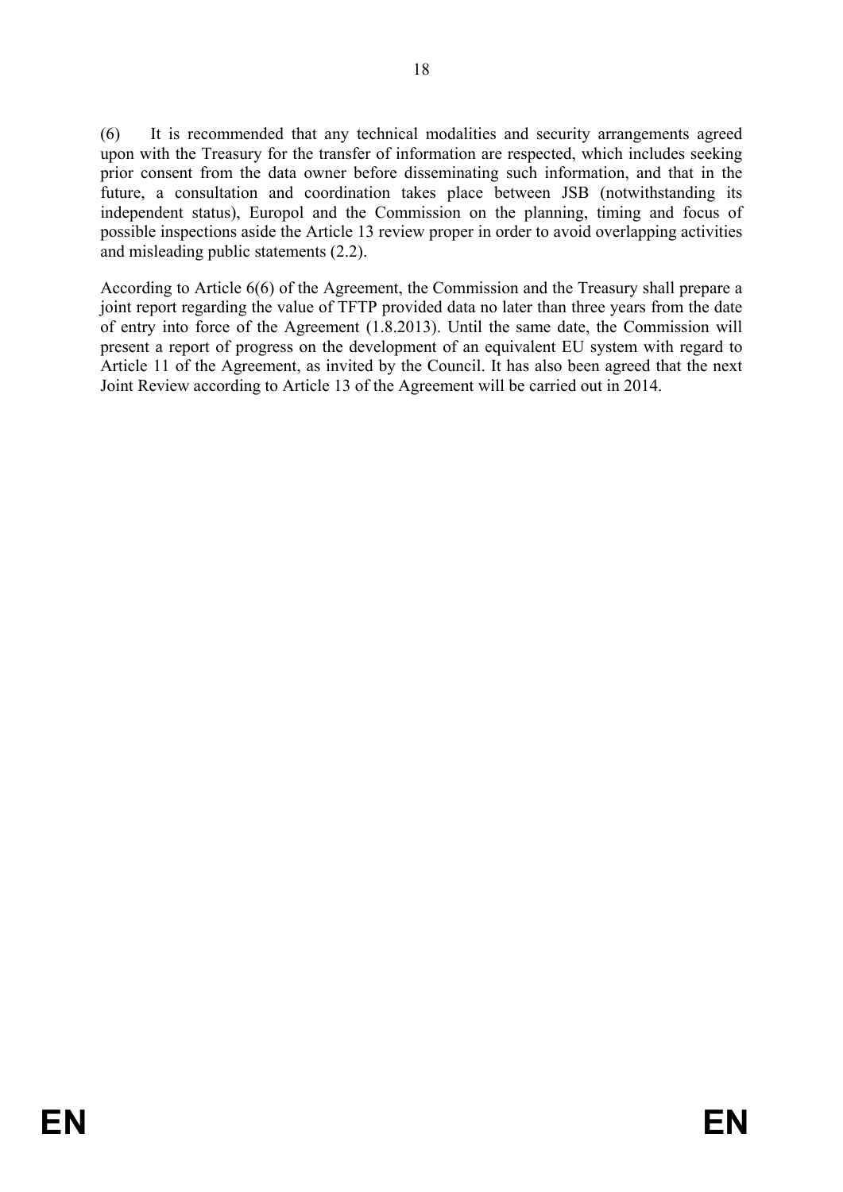(6) It is recommended that any technical modalities and security arrangements agreed upon with the Treasury for the transfer of information are respected, which includes seeking prior consent from the data owner before disseminating such information, and that in the future, a consultation and coordination takes place between JSB (notwithstanding its independent status), Europol and the Commission on the planning, timing and focus of possible inspections aside the Article 13 review proper in order to avoid overlapping activities and misleading public statements (2.2).

According to Article 6(6) of the Agreement, the Commission and the Treasury shall prepare a joint report regarding the value of TFTP provided data no later than three years from the date of entry into force of the Agreement (1.8.2013). Until the same date, the Commission will present a report of progress on the development of an equivalent EU system with regard to Article 11 of the Agreement, as invited by the Council. It has also been agreed that the next Joint Review according to Article 13 of the Agreement will be carried out in 2014.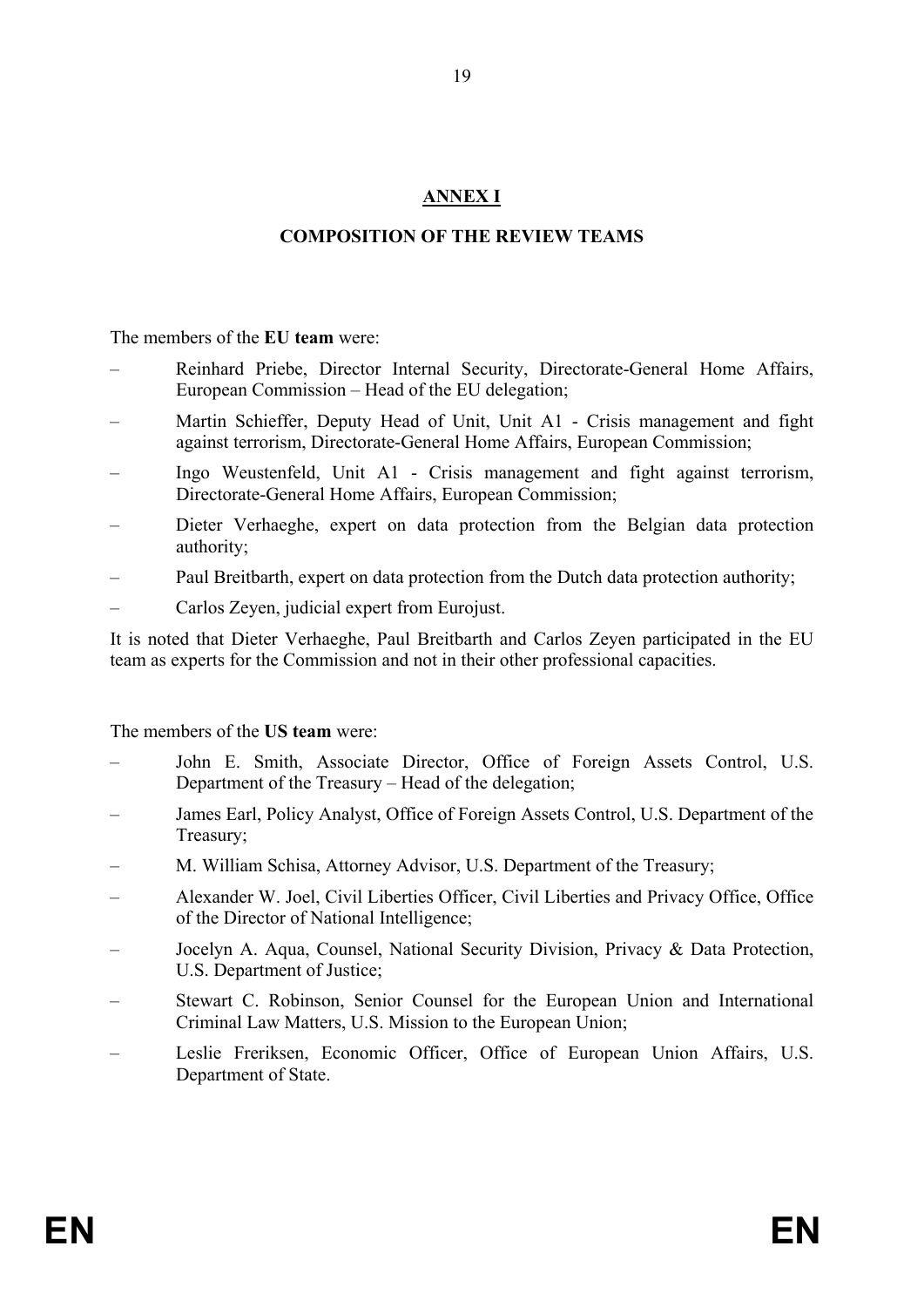# ANNEX I

## COMPOSITION OF THE REVIEW TEAMS

The members of the **EU team** were:

- Reinhard Priebe, Director Internal Security, Directorate-General Home Affairs, European Commission – Head of the EU delegation;
- Martin Schieffer, Deputy Head of Unit, Unit A1 - Crisis management and fight against terrorism, Directorate-General Home Affairs, European Commission;
- Ingo Weustenfeld, Unit A1 - Crisis management and fight against terrorism, Directorate-General Home Affairs, European Commission;
- Dieter Verhaeghe, expert on data protection from the Belgian data protection authority;
- Paul Breitbarth, expert on data protection from the Dutch data protection authority;
- Carlos Zeyen, judicial expert from Eurojust.

It is noted that Dieter Verhaeghe, Paul Breitbarth and Carlos Zeyen participated in the EU team as experts for the Commission and not in their other professional capacities.

The members of the **US team** were:

- John E. Smith, Associate Director, Office of Foreign Assets Control, U.S. Department of the Treasury – Head of the delegation;
- James Earl, Policy Analyst, Office of Foreign Assets Control, U.S. Department of the Treasury;
- M. William Schisa, Attorney Advisor, U.S. Department of the Treasury;
- Alexander W. Joel, Civil Liberties Officer, Civil Liberties and Privacy Office, Office of the Director of National Intelligence;
- Jocelyn A. Aqua, Counsel, National Security Division, Privacy & Data Protection, U.S. Department of Justice;
- Stewart C. Robinson, Senior Counsel for the European Union and International Criminal Law Matters, U.S. Mission to the European Union;
- Leslie Freriksen, Economic Officer, Office of European Union Affairs, U.S. Department of State.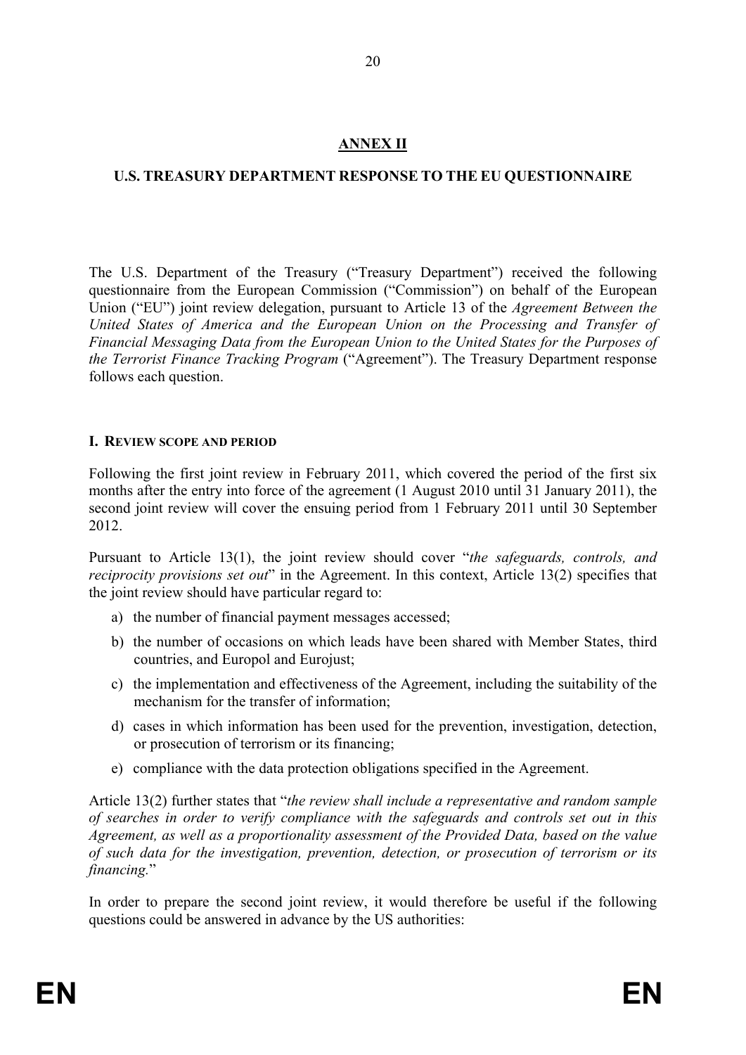## ANNEX II

### U.S. TREASURY DEPARTMENT RESPONSE TO THE EU QUESTIONNAIRE

The U.S. Department of the Treasury ("Treasury Department") received the following questionnaire from the European Commission ("Commission") on behalf of the European Union ("EU") joint review delegation, pursuant to Article 13 of the *Agreement Between the United States of America and the European Union on the Processing and Transfer of Financial Messaging Data from the European Union to the United States for the Purposes of the Terrorist Finance Tracking Program* ("Agreement"). The Treasury Department response follows each question.

#### I. REVIEW SCOPE AND PERIOD

Following the first joint review in February 2011, which covered the period of the first six months after the entry into force of the agreement (1 August 2010 until 31 January 2011), the second joint review will cover the ensuing period from 1 February 2011 until 30 September 2012.

Pursuant to Article 13(1), the joint review should cover "*the safeguards, controls, and reciprocity provisions set out*" in the Agreement. In this context, Article 13(2) specifies that the joint review should have particular regard to:

a) the number of financial payment messages accessed;

b) the number of occasions on which leads have been shared with Member States, third countries, and Europol and Eurojust;

c) the implementation and effectiveness of the Agreement, including the suitability of the mechanism for the transfer of information;

d) cases in which information has been used for the prevention, investigation, detection, or prosecution of terrorism or its financing;

e) compliance with the data protection obligations specified in the Agreement.

Article 13(2) further states that "*the review shall include a representative and random sample of searches in order to verify compliance with the safeguards and controls set out in this Agreement, as well as a proportionality assessment of the Provided Data, based on the value of such data for the investigation, prevention, detection, or prosecution of terrorism or its financing.*"

In order to prepare the second joint review, it would therefore be useful if the following questions could be answered in advance by the US authorities: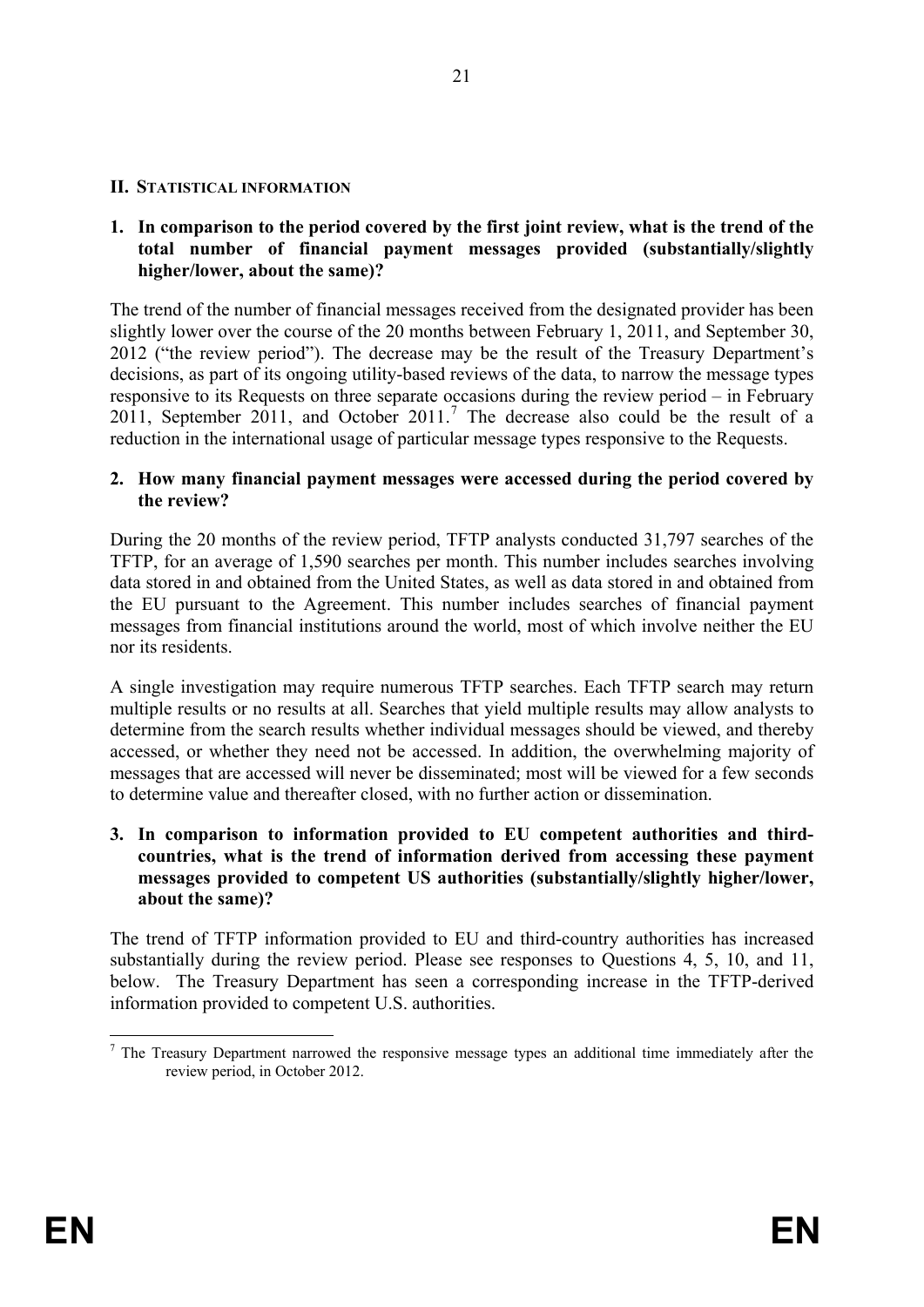## II. STATISTICAL INFORMATION

**1. In comparison to the period covered by the first joint review, what is the trend of the total number of financial payment messages provided (substantially/slightly higher/lower, about the same)?**

The trend of the number of financial messages received from the designated provider has been slightly lower over the course of the 20 months between February 1, 2011, and September 30, 2012 ("the review period"). The decrease may be the result of the Treasury Department's decisions, as part of its ongoing utility-based reviews of the data, to narrow the message types responsive to its Requests on three separate occasions during the review period – in February 2011, September 2011, and October 2011.[7] The decrease also could be the result of a reduction in the international usage of particular message types responsive to the Requests.

**2. How many financial payment messages were accessed during the period covered by the review?**

During the 20 months of the review period, TFTP analysts conducted 31,797 searches of the TFTP, for an average of 1,590 searches per month. This number includes searches involving data stored in and obtained from the United States, as well as data stored in and obtained from the EU pursuant to the Agreement. This number includes searches of financial payment messages from financial institutions around the world, most of which involve neither the EU nor its residents.

A single investigation may require numerous TFTP searches. Each TFTP search may return multiple results or no results at all. Searches that yield multiple results may allow analysts to determine from the search results whether individual messages should be viewed, and thereby accessed, or whether they need not be accessed. In addition, the overwhelming majority of messages that are accessed will never be disseminated; most will be viewed for a few seconds to determine value and thereafter closed, with no further action or dissemination.

**3. In comparison to information provided to EU competent authorities and third-countries, what is the trend of information derived from accessing these payment messages provided to competent US authorities (substantially/slightly higher/lower, about the same)?**

The trend of TFTP information provided to EU and third-country authorities has increased substantially during the review period. Please see responses to Questions 4, 5, 10, and 11, below. The Treasury Department has seen a corresponding increase in the TFTP-derived information provided to competent U.S. authorities.

[7] The Treasury Department narrowed the responsive message types an additional time immediately after the review period, in October 2012.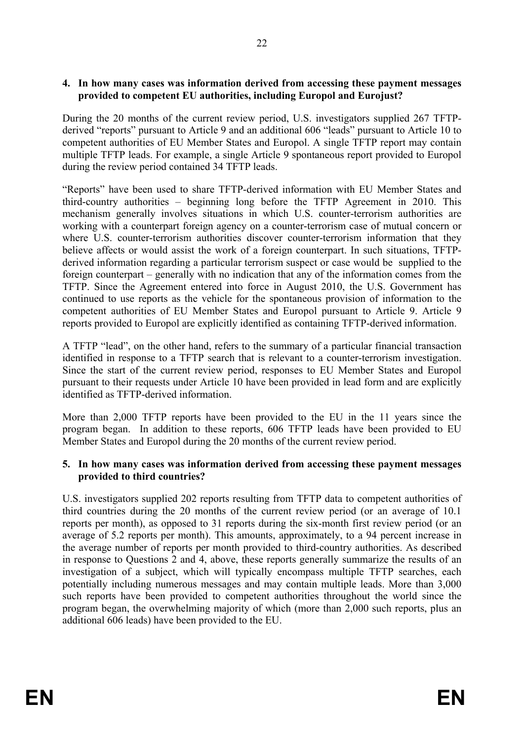**4. In how many cases was information derived from accessing these payment messages provided to competent EU authorities, including Europol and Eurojust?**

During the 20 months of the current review period, U.S. investigators supplied 267 TFTP-derived "reports" pursuant to Article 9 and an additional 606 "leads" pursuant to Article 10 to competent authorities of EU Member States and Europol. A single TFTP report may contain multiple TFTP leads. For example, a single Article 9 spontaneous report provided to Europol during the review period contained 34 TFTP leads.

"Reports" have been used to share TFTP-derived information with EU Member States and third-country authorities – beginning long before the TFTP Agreement in 2010. This mechanism generally involves situations in which U.S. counter-terrorism authorities are working with a counterpart foreign agency on a counter-terrorism case of mutual concern or where U.S. counter-terrorism authorities discover counter-terrorism information that they believe affects or would assist the work of a foreign counterpart. In such situations, TFTP-derived information regarding a particular terrorism suspect or case would be supplied to the foreign counterpart – generally with no indication that any of the information comes from the TFTP. Since the Agreement entered into force in August 2010, the U.S. Government has continued to use reports as the vehicle for the spontaneous provision of information to the competent authorities of EU Member States and Europol pursuant to Article 9. Article 9 reports provided to Europol are explicitly identified as containing TFTP-derived information.

A TFTP "lead", on the other hand, refers to the summary of a particular financial transaction identified in response to a TFTP search that is relevant to a counter-terrorism investigation. Since the start of the current review period, responses to EU Member States and Europol pursuant to their requests under Article 10 have been provided in lead form and are explicitly identified as TFTP-derived information.

More than 2,000 TFTP reports have been provided to the EU in the 11 years since the program began. In addition to these reports, 606 TFTP leads have been provided to EU Member States and Europol during the 20 months of the current review period.

**5. In how many cases was information derived from accessing these payment messages provided to third countries?**

U.S. investigators supplied 202 reports resulting from TFTP data to competent authorities of third countries during the 20 months of the current review period (or an average of 10.1 reports per month), as opposed to 31 reports during the six-month first review period (or an average of 5.2 reports per month). This amounts, approximately, to a 94 percent increase in the average number of reports per month provided to third-country authorities. As described in response to Questions 2 and 4, above, these reports generally summarize the results of an investigation of a subject, which will typically encompass multiple TFTP searches, each potentially including numerous messages and may contain multiple leads. More than 3,000 such reports have been provided to competent authorities throughout the world since the program began, the overwhelming majority of which (more than 2,000 such reports, plus an additional 606 leads) have been provided to the EU.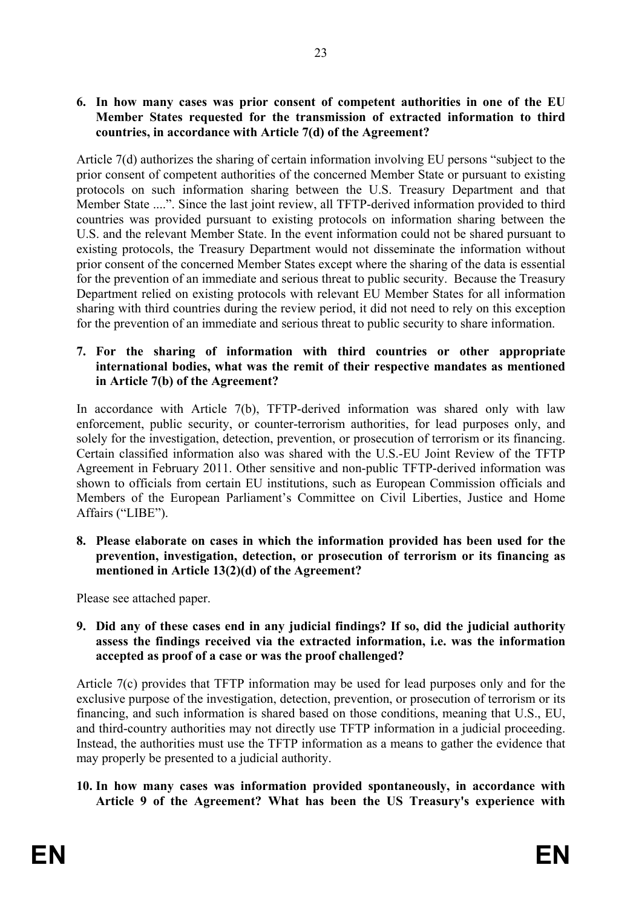**6. In how many cases was prior consent of competent authorities in one of the EU Member States requested for the transmission of extracted information to third countries, in accordance with Article 7(d) of the Agreement?**

Article 7(d) authorizes the sharing of certain information involving EU persons "subject to the prior consent of competent authorities of the concerned Member State or pursuant to existing protocols on such information sharing between the U.S. Treasury Department and that Member State ....". Since the last joint review, all TFTP-derived information provided to third countries was provided pursuant to existing protocols on information sharing between the U.S. and the relevant Member State. In the event information could not be shared pursuant to existing protocols, the Treasury Department would not disseminate the information without prior consent of the concerned Member States except where the sharing of the data is essential for the prevention of an immediate and serious threat to public security. Because the Treasury Department relied on existing protocols with relevant EU Member States for all information sharing with third countries during the review period, it did not need to rely on this exception for the prevention of an immediate and serious threat to public security to share information.

**7. For the sharing of information with third countries or other appropriate international bodies, what was the remit of their respective mandates as mentioned in Article 7(b) of the Agreement?**

In accordance with Article 7(b), TFTP-derived information was shared only with law enforcement, public security, or counter-terrorism authorities, for lead purposes only, and solely for the investigation, detection, prevention, or prosecution of terrorism or its financing. Certain classified information also was shared with the U.S.-EU Joint Review of the TFTP Agreement in February 2011. Other sensitive and non-public TFTP-derived information was shown to officials from certain EU institutions, such as European Commission officials and Members of the European Parliament's Committee on Civil Liberties, Justice and Home Affairs ("LIBE").

**8. Please elaborate on cases in which the information provided has been used for the prevention, investigation, detection, or prosecution of terrorism or its financing as mentioned in Article 13(2)(d) of the Agreement?**

Please see attached paper.

**9. Did any of these cases end in any judicial findings? If so, did the judicial authority assess the findings received via the extracted information, i.e. was the information accepted as proof of a case or was the proof challenged?**

Article 7(c) provides that TFTP information may be used for lead purposes only and for the exclusive purpose of the investigation, detection, prevention, or prosecution of terrorism or its financing, and such information is shared based on those conditions, meaning that U.S., EU, and third-country authorities may not directly use TFTP information in a judicial proceeding. Instead, the authorities must use the TFTP information as a means to gather the evidence that may properly be presented to a judicial authority.

**10. In how many cases was information provided spontaneously, in accordance with Article 9 of the Agreement? What has been the US Treasury's experience with**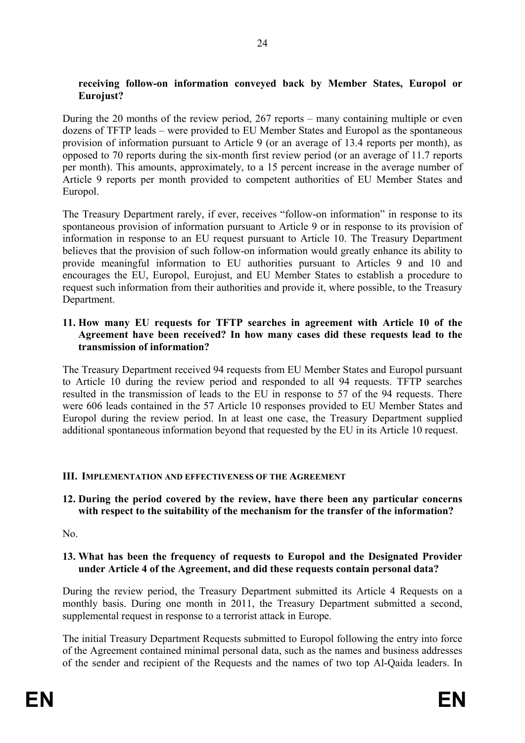**receiving follow-on information conveyed back by Member States, Europol or Eurojust?**

During the 20 months of the review period, 267 reports – many containing multiple or even dozens of TFTP leads – were provided to EU Member States and Europol as the spontaneous provision of information pursuant to Article 9 (or an average of 13.4 reports per month), as opposed to 70 reports during the six-month first review period (or an average of 11.7 reports per month). This amounts, approximately, to a 15 percent increase in the average number of Article 9 reports per month provided to competent authorities of EU Member States and Europol.

The Treasury Department rarely, if ever, receives "follow-on information" in response to its spontaneous provision of information pursuant to Article 9 or in response to its provision of information in response to an EU request pursuant to Article 10. The Treasury Department believes that the provision of such follow-on information would greatly enhance its ability to provide meaningful information to EU authorities pursuant to Articles 9 and 10 and encourages the EU, Europol, Eurojust, and EU Member States to establish a procedure to request such information from their authorities and provide it, where possible, to the Treasury Department.

**11. How many EU requests for TFTP searches in agreement with Article 10 of the Agreement have been received? In how many cases did these requests lead to the transmission of information?**

The Treasury Department received 94 requests from EU Member States and Europol pursuant to Article 10 during the review period and responded to all 94 requests. TFTP searches resulted in the transmission of leads to the EU in response to 57 of the 94 requests. There were 606 leads contained in the 57 Article 10 responses provided to EU Member States and Europol during the review period. In at least one case, the Treasury Department supplied additional spontaneous information beyond that requested by the EU in its Article 10 request.

## III. IMPLEMENTATION AND EFFECTIVENESS OF THE AGREEMENT

**12. During the period covered by the review, have there been any particular concerns with respect to the suitability of the mechanism for the transfer of the information?**

No.

**13. What has been the frequency of requests to Europol and the Designated Provider under Article 4 of the Agreement, and did these requests contain personal data?**

During the review period, the Treasury Department submitted its Article 4 Requests on a monthly basis. During one month in 2011, the Treasury Department submitted a second, supplemental request in response to a terrorist attack in Europe.

The initial Treasury Department Requests submitted to Europol following the entry into force of the Agreement contained minimal personal data, such as the names and business addresses of the sender and recipient of the Requests and the names of two top Al-Qaida leaders. In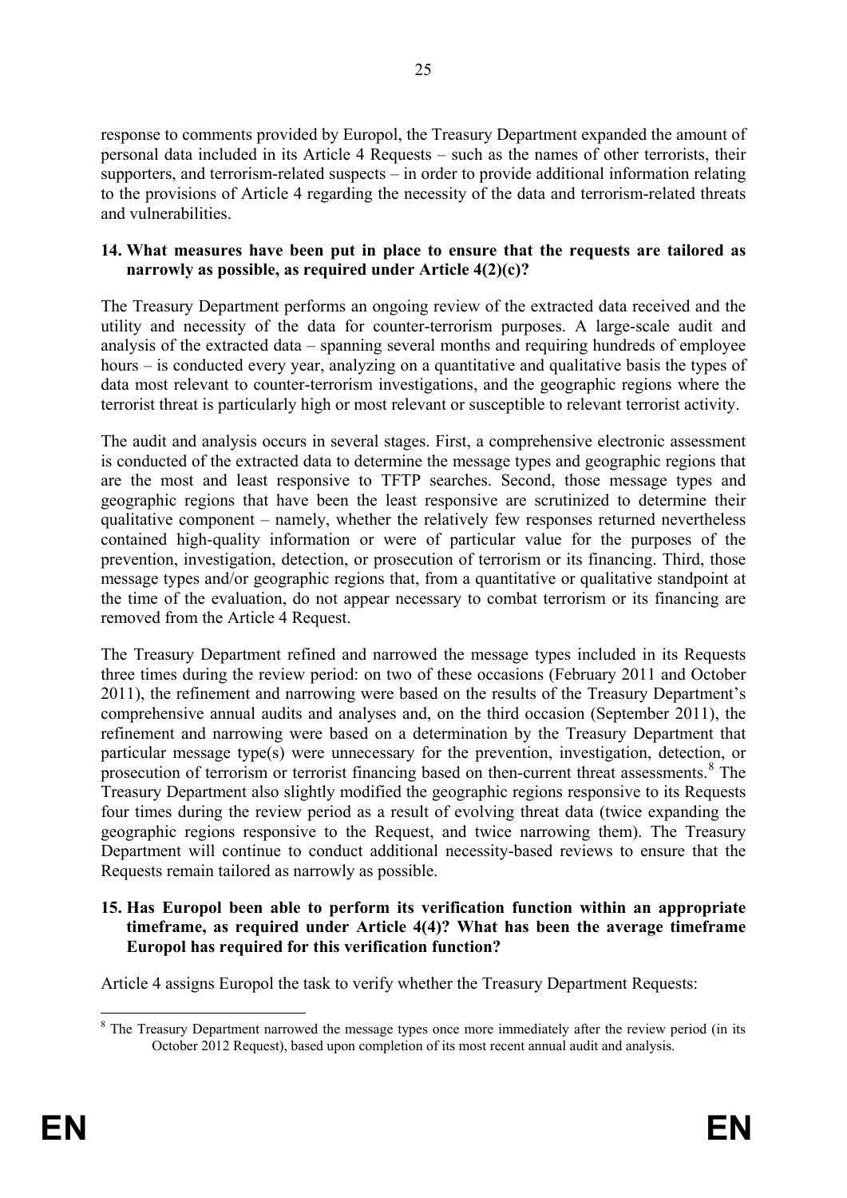response to comments provided by Europol, the Treasury Department expanded the amount of personal data included in its Article 4 Requests – such as the names of other terrorists, their supporters, and terrorism-related suspects – in order to provide additional information relating to the provisions of Article 4 regarding the necessity of the data and terrorism-related threats and vulnerabilities.

**14. What measures have been put in place to ensure that the requests are tailored as narrowly as possible, as required under Article 4(2)(c)?**

The Treasury Department performs an ongoing review of the extracted data received and the utility and necessity of the data for counter-terrorism purposes. A large-scale audit and analysis of the extracted data – spanning several months and requiring hundreds of employee hours – is conducted every year, analyzing on a quantitative and qualitative basis the types of data most relevant to counter-terrorism investigations, and the geographic regions where the terrorist threat is particularly high or most relevant or susceptible to relevant terrorist activity.

The audit and analysis occurs in several stages. First, a comprehensive electronic assessment is conducted of the extracted data to determine the message types and geographic regions that are the most and least responsive to TFTP searches. Second, those message types and geographic regions that have been the least responsive are scrutinized to determine their qualitative component – namely, whether the relatively few responses returned nevertheless contained high-quality information or were of particular value for the purposes of the prevention, investigation, detection, or prosecution of terrorism or its financing. Third, those message types and/or geographic regions that, from a quantitative or qualitative standpoint at the time of the evaluation, do not appear necessary to combat terrorism or its financing are removed from the Article 4 Request.

The Treasury Department refined and narrowed the message types included in its Requests three times during the review period: on two of these occasions (February 2011 and October 2011), the refinement and narrowing were based on the results of the Treasury Department's comprehensive annual audits and analyses and, on the third occasion (September 2011), the refinement and narrowing were based on a determination by the Treasury Department that particular message type(s) were unnecessary for the prevention, investigation, detection, or prosecution of terrorism or terrorist financing based on then-current threat assessments.[8] The Treasury Department also slightly modified the geographic regions responsive to its Requests four times during the review period as a result of evolving threat data (twice expanding the geographic regions responsive to the Request, and twice narrowing them). The Treasury Department will continue to conduct additional necessity-based reviews to ensure that the Requests remain tailored as narrowly as possible.

**15. Has Europol been able to perform its verification function within an appropriate timeframe, as required under Article 4(4)? What has been the average timeframe Europol has required for this verification function?**

Article 4 assigns Europol the task to verify whether the Treasury Department Requests:

[8] The Treasury Department narrowed the message types once more immediately after the review period (in its October 2012 Request), based upon completion of its most recent annual audit and analysis.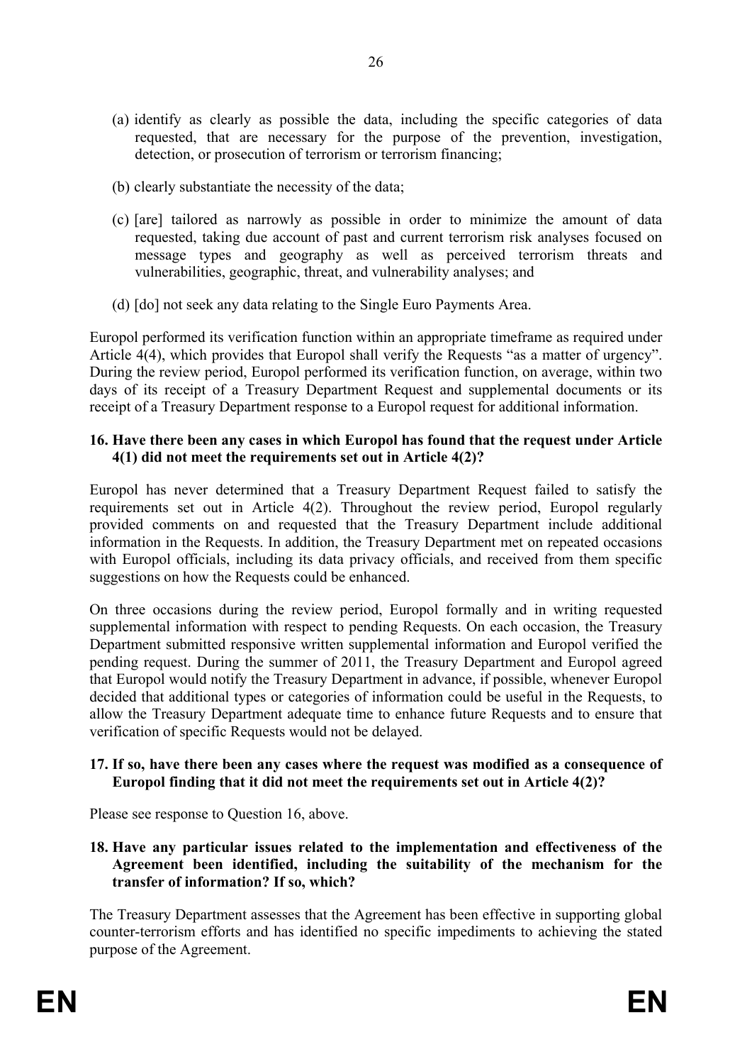(a) identify as clearly as possible the data, including the specific categories of data requested, that are necessary for the purpose of the prevention, investigation, detection, or prosecution of terrorism or terrorism financing;

(b) clearly substantiate the necessity of the data;

(c) [are] tailored as narrowly as possible in order to minimize the amount of data requested, taking due account of past and current terrorism risk analyses focused on message types and geography as well as perceived terrorism threats and vulnerabilities, geographic, threat, and vulnerability analyses; and

(d) [do] not seek any data relating to the Single Euro Payments Area.

Europol performed its verification function within an appropriate timeframe as required under Article 4(4), which provides that Europol shall verify the Requests "as a matter of urgency". During the review period, Europol performed its verification function, on average, within two days of its receipt of a Treasury Department Request and supplemental documents or its receipt of a Treasury Department response to a Europol request for additional information.

**16. Have there been any cases in which Europol has found that the request under Article 4(1) did not meet the requirements set out in Article 4(2)?**

Europol has never determined that a Treasury Department Request failed to satisfy the requirements set out in Article 4(2). Throughout the review period, Europol regularly provided comments on and requested that the Treasury Department include additional information in the Requests. In addition, the Treasury Department met on repeated occasions with Europol officials, including its data privacy officials, and received from them specific suggestions on how the Requests could be enhanced.

On three occasions during the review period, Europol formally and in writing requested supplemental information with respect to pending Requests. On each occasion, the Treasury Department submitted responsive written supplemental information and Europol verified the pending request. During the summer of 2011, the Treasury Department and Europol agreed that Europol would notify the Treasury Department in advance, if possible, whenever Europol decided that additional types or categories of information could be useful in the Requests, to allow the Treasury Department adequate time to enhance future Requests and to ensure that verification of specific Requests would not be delayed.

**17. If so, have there been any cases where the request was modified as a consequence of Europol finding that it did not meet the requirements set out in Article 4(2)?**

Please see response to Question 16, above.

**18. Have any particular issues related to the implementation and effectiveness of the Agreement been identified, including the suitability of the mechanism for the transfer of information? If so, which?**

The Treasury Department assesses that the Agreement has been effective in supporting global counter-terrorism efforts and has identified no specific impediments to achieving the stated purpose of the Agreement.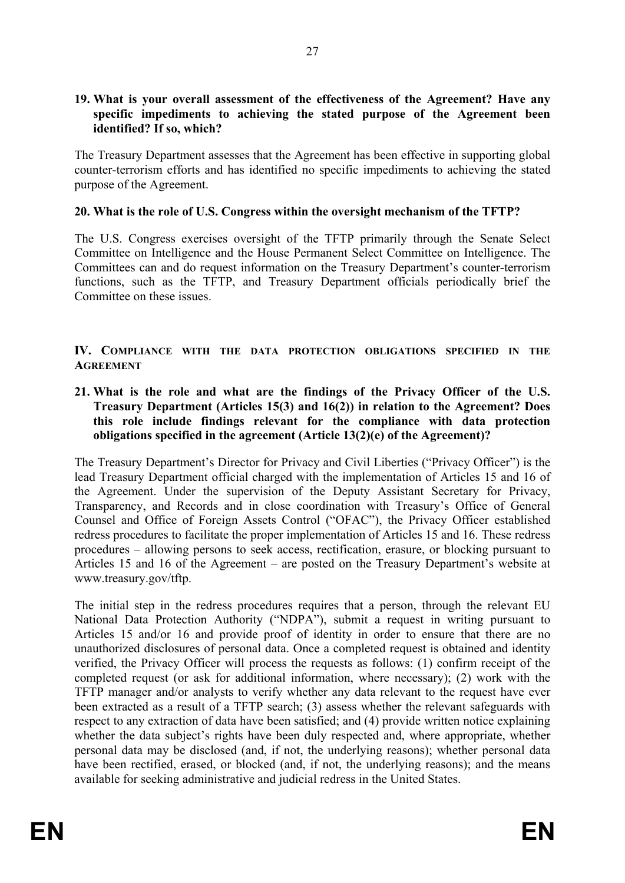**19. What is your overall assessment of the effectiveness of the Agreement? Have any specific impediments to achieving the stated purpose of the Agreement been identified? If so, which?**

The Treasury Department assesses that the Agreement has been effective in supporting global counter-terrorism efforts and has identified no specific impediments to achieving the stated purpose of the Agreement.

**20. What is the role of U.S. Congress within the oversight mechanism of the TFTP?**

The U.S. Congress exercises oversight of the TFTP primarily through the Senate Select Committee on Intelligence and the House Permanent Select Committee on Intelligence. The Committees can and do request information on the Treasury Department's counter-terrorism functions, such as the TFTP, and Treasury Department officials periodically brief the Committee on these issues.

## IV. COMPLIANCE WITH THE DATA PROTECTION OBLIGATIONS SPECIFIED IN THE AGREEMENT

**21. What is the role and what are the findings of the Privacy Officer of the U.S. Treasury Department (Articles 15(3) and 16(2)) in relation to the Agreement? Does this role include findings relevant for the compliance with data protection obligations specified in the agreement (Article 13(2)(e) of the Agreement)?**

The Treasury Department's Director for Privacy and Civil Liberties ("Privacy Officer") is the lead Treasury Department official charged with the implementation of Articles 15 and 16 of the Agreement. Under the supervision of the Deputy Assistant Secretary for Privacy, Transparency, and Records and in close coordination with Treasury's Office of General Counsel and Office of Foreign Assets Control ("OFAC"), the Privacy Officer established redress procedures to facilitate the proper implementation of Articles 15 and 16. These redress procedures – allowing persons to seek access, rectification, erasure, or blocking pursuant to Articles 15 and 16 of the Agreement – are posted on the Treasury Department's website at www.treasury.gov/tftp.

The initial step in the redress procedures requires that a person, through the relevant EU National Data Protection Authority ("NDPA"), submit a request in writing pursuant to Articles 15 and/or 16 and provide proof of identity in order to ensure that there are no unauthorized disclosures of personal data. Once a completed request is obtained and identity verified, the Privacy Officer will process the requests as follows: (1) confirm receipt of the completed request (or ask for additional information, where necessary); (2) work with the TFTP manager and/or analysts to verify whether any data relevant to the request have ever been extracted as a result of a TFTP search; (3) assess whether the relevant safeguards with respect to any extraction of data have been satisfied; and (4) provide written notice explaining whether the data subject's rights have been duly respected and, where appropriate, whether personal data may be disclosed (and, if not, the underlying reasons); whether personal data have been rectified, erased, or blocked (and, if not, the underlying reasons); and the means available for seeking administrative and judicial redress in the United States.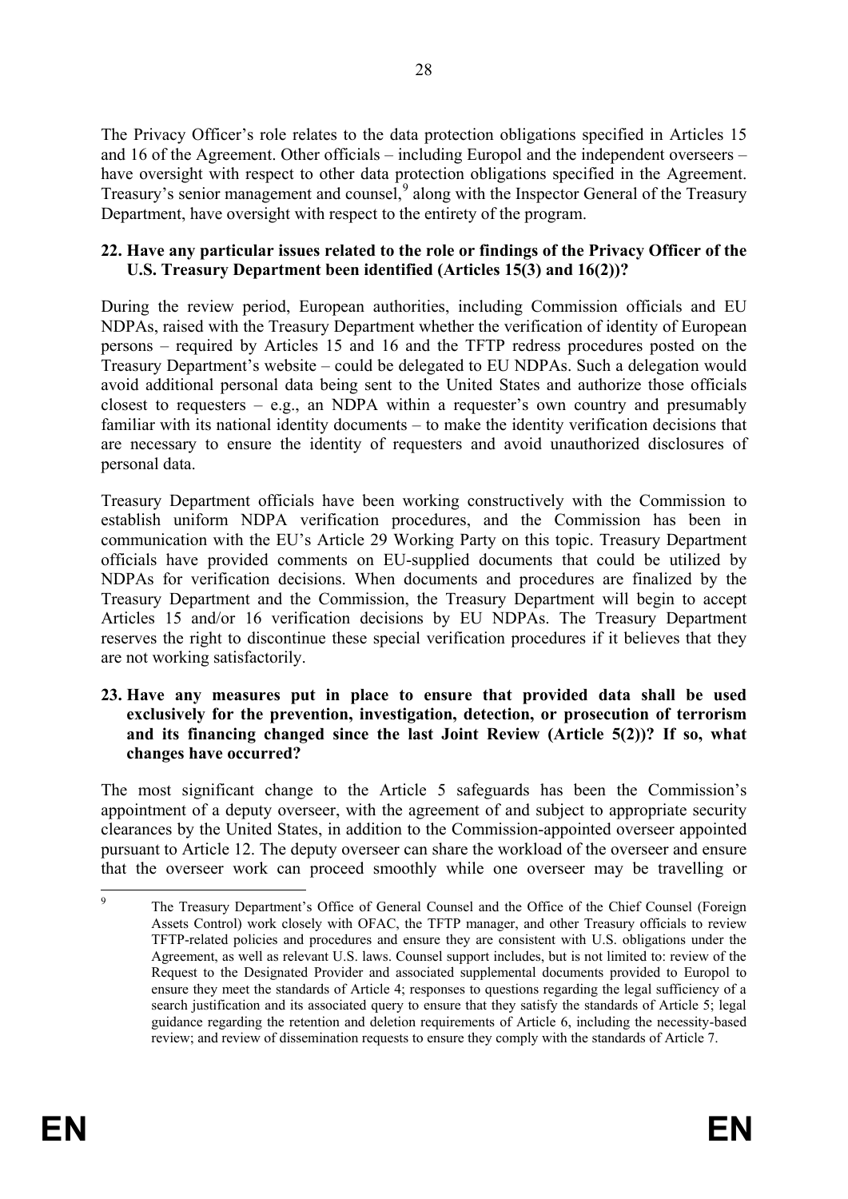The Privacy Officer's role relates to the data protection obligations specified in Articles 15 and 16 of the Agreement. Other officials – including Europol and the independent overseers – have oversight with respect to other data protection obligations specified in the Agreement. Treasury's senior management and counsel,[9] along with the Inspector General of the Treasury Department, have oversight with respect to the entirety of the program.

**22. Have any particular issues related to the role or findings of the Privacy Officer of the U.S. Treasury Department been identified (Articles 15(3) and 16(2))?**

During the review period, European authorities, including Commission officials and EU NDPAs, raised with the Treasury Department whether the verification of identity of European persons – required by Articles 15 and 16 and the TFTP redress procedures posted on the Treasury Department's website – could be delegated to EU NDPAs. Such a delegation would avoid additional personal data being sent to the United States and authorize those officials closest to requesters – e.g., an NDPA within a requester's own country and presumably familiar with its national identity documents – to make the identity verification decisions that are necessary to ensure the identity of requesters and avoid unauthorized disclosures of personal data.

Treasury Department officials have been working constructively with the Commission to establish uniform NDPA verification procedures, and the Commission has been in communication with the EU's Article 29 Working Party on this topic. Treasury Department officials have provided comments on EU-supplied documents that could be utilized by NDPAs for verification decisions. When documents and procedures are finalized by the Treasury Department and the Commission, the Treasury Department will begin to accept Articles 15 and/or 16 verification decisions by EU NDPAs. The Treasury Department reserves the right to discontinue these special verification procedures if it believes that they are not working satisfactorily.

**23. Have any measures put in place to ensure that provided data shall be used exclusively for the prevention, investigation, detection, or prosecution of terrorism and its financing changed since the last Joint Review (Article 5(2))? If so, what changes have occurred?**

The most significant change to the Article 5 safeguards has been the Commission's appointment of a deputy overseer, with the agreement of and subject to appropriate security clearances by the United States, in addition to the Commission-appointed overseer appointed pursuant to Article 12. The deputy overseer can share the workload of the overseer and ensure that the overseer work can proceed smoothly while one overseer may be travelling or

---

[9] The Treasury Department's Office of General Counsel and the Office of the Chief Counsel (Foreign Assets Control) work closely with OFAC, the TFTP manager, and other Treasury officials to review TFTP-related policies and procedures and ensure they are consistent with U.S. obligations under the Agreement, as well as relevant U.S. laws. Counsel support includes, but is not limited to: review of the Request to the Designated Provider and associated supplemental documents provided to Europol to ensure they meet the standards of Article 4; responses to questions regarding the legal sufficiency of a search justification and its associated query to ensure that they satisfy the standards of Article 5; legal guidance regarding the retention and deletion requirements of Article 6, including the necessity-based review; and review of dissemination requests to ensure they comply with the standards of Article 7.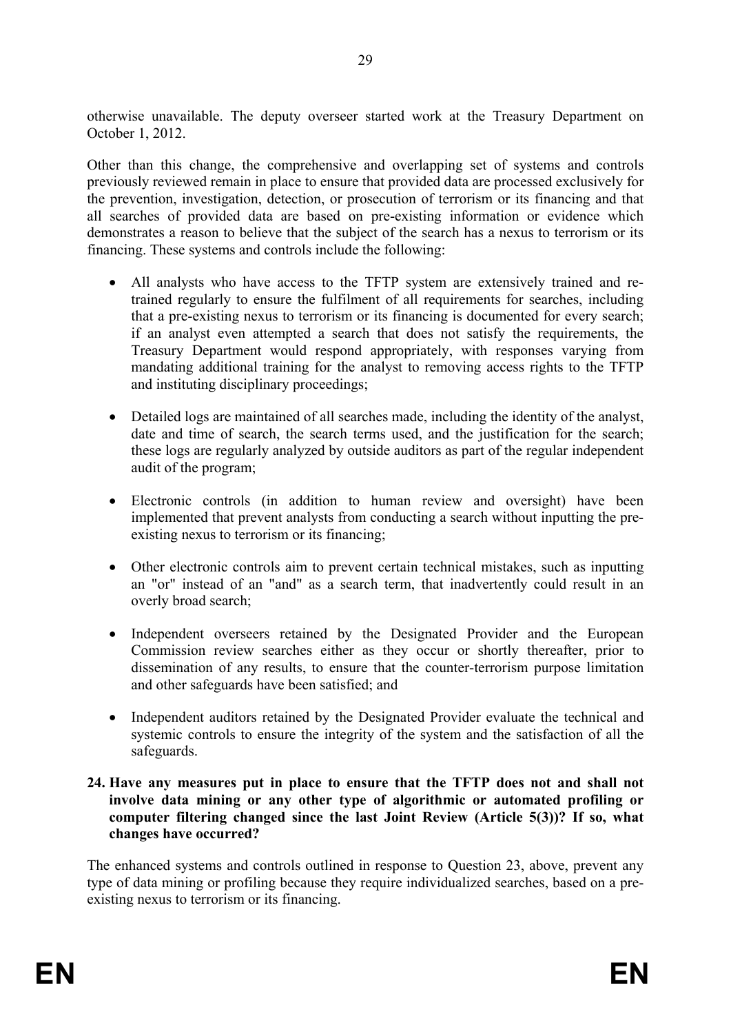otherwise unavailable. The deputy overseer started work at the Treasury Department on October 1, 2012.

Other than this change, the comprehensive and overlapping set of systems and controls previously reviewed remain in place to ensure that provided data are processed exclusively for the prevention, investigation, detection, or prosecution of terrorism or its financing and that all searches of provided data are based on pre-existing information or evidence which demonstrates a reason to believe that the subject of the search has a nexus to terrorism or its financing. These systems and controls include the following:

- All analysts who have access to the TFTP system are extensively trained and re-trained regularly to ensure the fulfilment of all requirements for searches, including that a pre-existing nexus to terrorism or its financing is documented for every search; if an analyst even attempted a search that does not satisfy the requirements, the Treasury Department would respond appropriately, with responses varying from mandating additional training for the analyst to removing access rights to the TFTP and instituting disciplinary proceedings;

- Detailed logs are maintained of all searches made, including the identity of the analyst, date and time of search, the search terms used, and the justification for the search; these logs are regularly analyzed by outside auditors as part of the regular independent audit of the program;

- Electronic controls (in addition to human review and oversight) have been implemented that prevent analysts from conducting a search without inputting the pre-existing nexus to terrorism or its financing;

- Other electronic controls aim to prevent certain technical mistakes, such as inputting an "or" instead of an "and" as a search term, that inadvertently could result in an overly broad search;

- Independent overseers retained by the Designated Provider and the European Commission review searches either as they occur or shortly thereafter, prior to dissemination of any results, to ensure that the counter-terrorism purpose limitation and other safeguards have been satisfied; and

- Independent auditors retained by the Designated Provider evaluate the technical and systemic controls to ensure the integrity of the system and the satisfaction of all the safeguards.

**24. Have any measures put in place to ensure that the TFTP does not and shall not involve data mining or any other type of algorithmic or automated profiling or computer filtering changed since the last Joint Review (Article 5(3))? If so, what changes have occurred?**

The enhanced systems and controls outlined in response to Question 23, above, prevent any type of data mining or profiling because they require individualized searches, based on a pre-existing nexus to terrorism or its financing.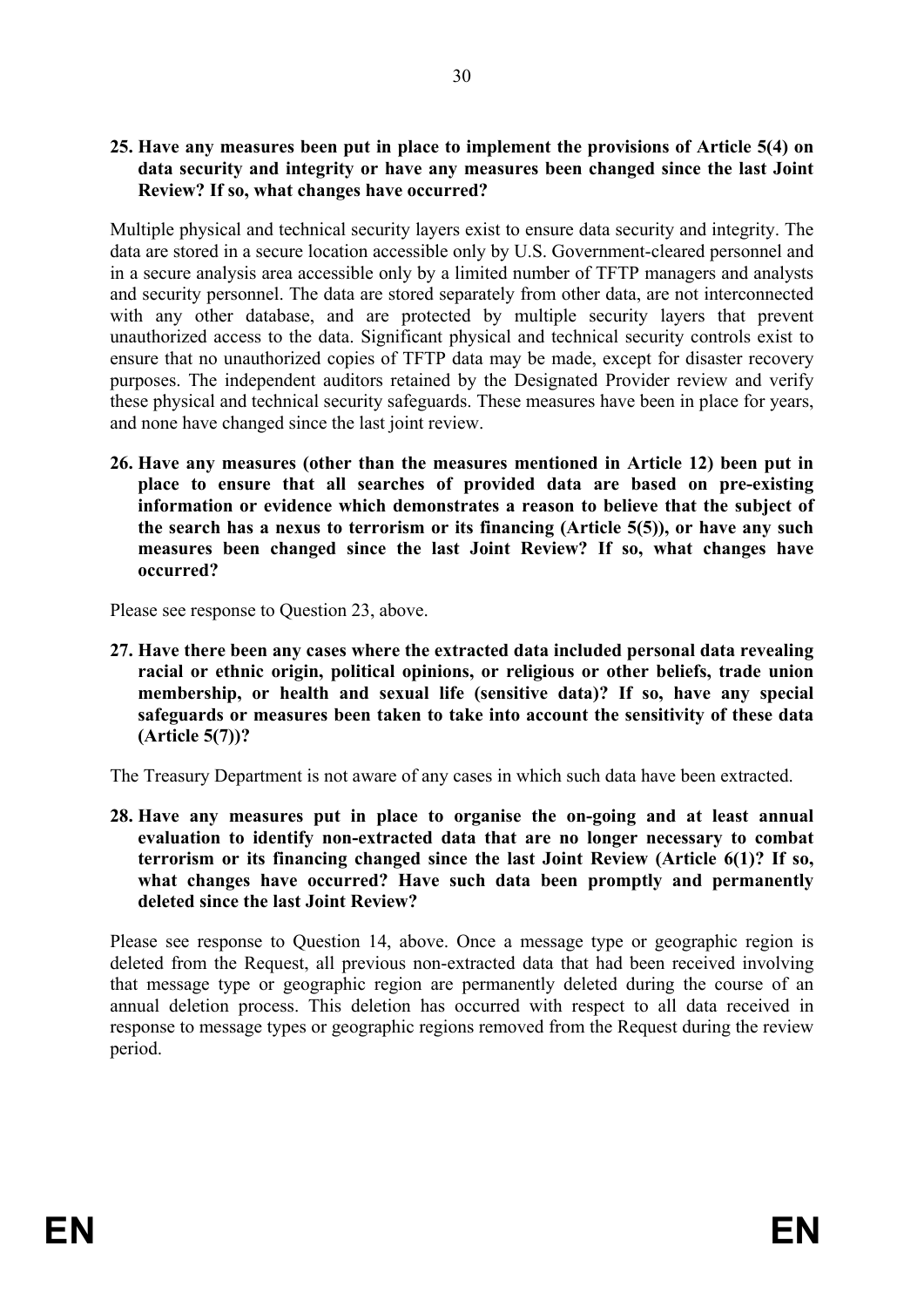**25. Have any measures been put in place to implement the provisions of Article 5(4) on data security and integrity or have any measures been changed since the last Joint Review? If so, what changes have occurred?**

Multiple physical and technical security layers exist to ensure data security and integrity. The data are stored in a secure location accessible only by U.S. Government-cleared personnel and in a secure analysis area accessible only by a limited number of TFTP managers and analysts and security personnel. The data are stored separately from other data, are not interconnected with any other database, and are protected by multiple security layers that prevent unauthorized access to the data. Significant physical and technical security controls exist to ensure that no unauthorized copies of TFTP data may be made, except for disaster recovery purposes. The independent auditors retained by the Designated Provider review and verify these physical and technical security safeguards. These measures have been in place for years, and none have changed since the last joint review.

**26. Have any measures (other than the measures mentioned in Article 12) been put in place to ensure that all searches of provided data are based on pre-existing information or evidence which demonstrates a reason to believe that the subject of the search has a nexus to terrorism or its financing (Article 5(5)), or have any such measures been changed since the last Joint Review? If so, what changes have occurred?**

Please see response to Question 23, above.

**27. Have there been any cases where the extracted data included personal data revealing racial or ethnic origin, political opinions, or religious or other beliefs, trade union membership, or health and sexual life (sensitive data)? If so, have any special safeguards or measures been taken to take into account the sensitivity of these data (Article 5(7))?**

The Treasury Department is not aware of any cases in which such data have been extracted.

**28. Have any measures put in place to organise the on-going and at least annual evaluation to identify non-extracted data that are no longer necessary to combat terrorism or its financing changed since the last Joint Review (Article 6(1)? If so, what changes have occurred? Have such data been promptly and permanently deleted since the last Joint Review?**

Please see response to Question 14, above. Once a message type or geographic region is deleted from the Request, all previous non-extracted data that had been received involving that message type or geographic region are permanently deleted during the course of an annual deletion process. This deletion has occurred with respect to all data received in response to message types or geographic regions removed from the Request during the review period.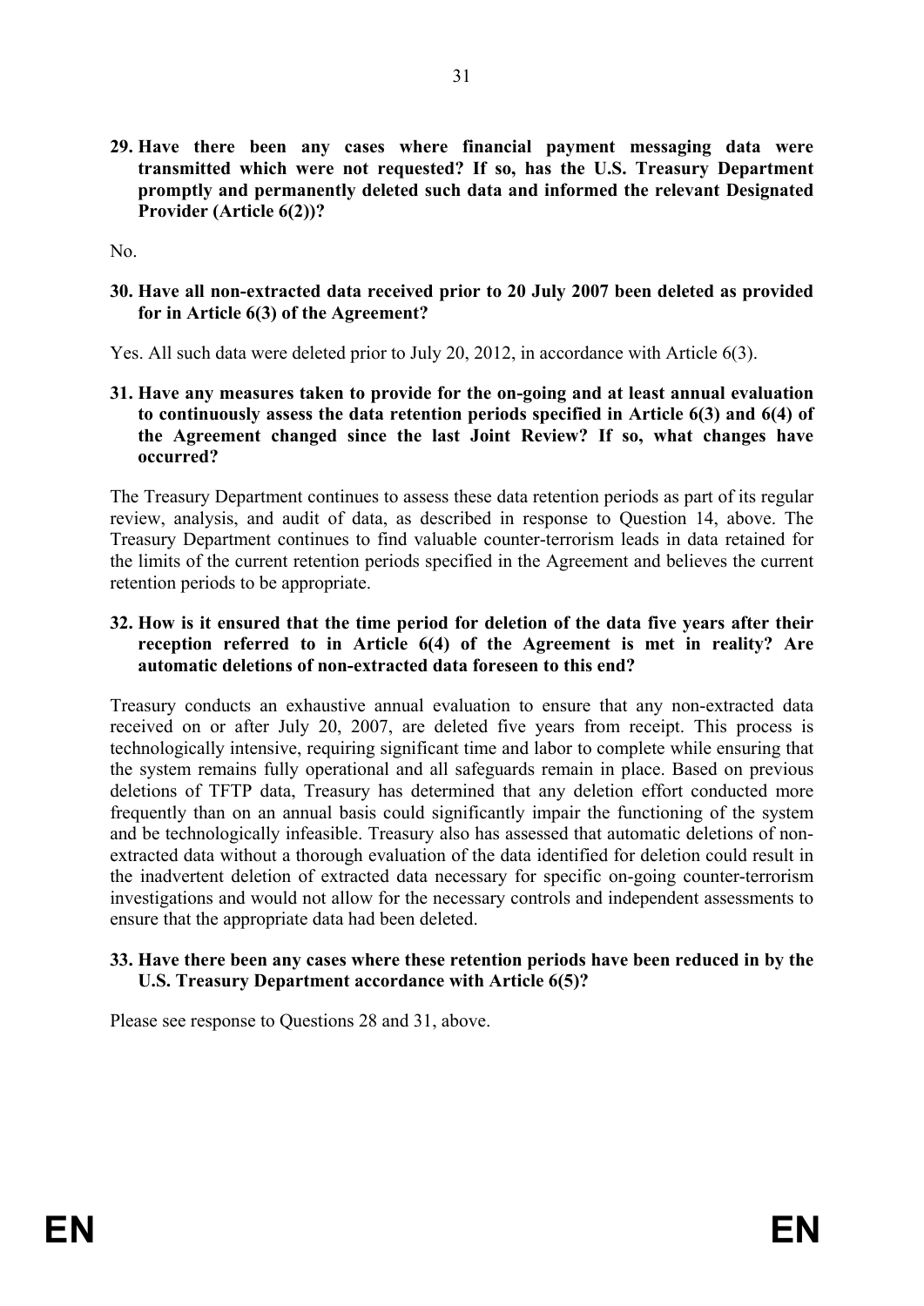**29. Have there been any cases where financial payment messaging data were transmitted which were not requested? If so, has the U.S. Treasury Department promptly and permanently deleted such data and informed the relevant Designated Provider (Article 6(2))?**

No.

**30. Have all non-extracted data received prior to 20 July 2007 been deleted as provided for in Article 6(3) of the Agreement?**

Yes. All such data were deleted prior to July 20, 2012, in accordance with Article 6(3).

**31. Have any measures taken to provide for the on-going and at least annual evaluation to continuously assess the data retention periods specified in Article 6(3) and 6(4) of the Agreement changed since the last Joint Review? If so, what changes have occurred?**

The Treasury Department continues to assess these data retention periods as part of its regular review, analysis, and audit of data, as described in response to Question 14, above. The Treasury Department continues to find valuable counter-terrorism leads in data retained for the limits of the current retention periods specified in the Agreement and believes the current retention periods to be appropriate.

**32. How is it ensured that the time period for deletion of the data five years after their reception referred to in Article 6(4) of the Agreement is met in reality? Are automatic deletions of non-extracted data foreseen to this end?**

Treasury conducts an exhaustive annual evaluation to ensure that any non-extracted data received on or after July 20, 2007, are deleted five years from receipt. This process is technologically intensive, requiring significant time and labor to complete while ensuring that the system remains fully operational and all safeguards remain in place. Based on previous deletions of TFTP data, Treasury has determined that any deletion effort conducted more frequently than on an annual basis could significantly impair the functioning of the system and be technologically infeasible. Treasury also has assessed that automatic deletions of non-extracted data without a thorough evaluation of the data identified for deletion could result in the inadvertent deletion of extracted data necessary for specific on-going counter-terrorism investigations and would not allow for the necessary controls and independent assessments to ensure that the appropriate data had been deleted.

**33. Have there been any cases where these retention periods have been reduced in by the U.S. Treasury Department accordance with Article 6(5)?**

Please see response to Questions 28 and 31, above.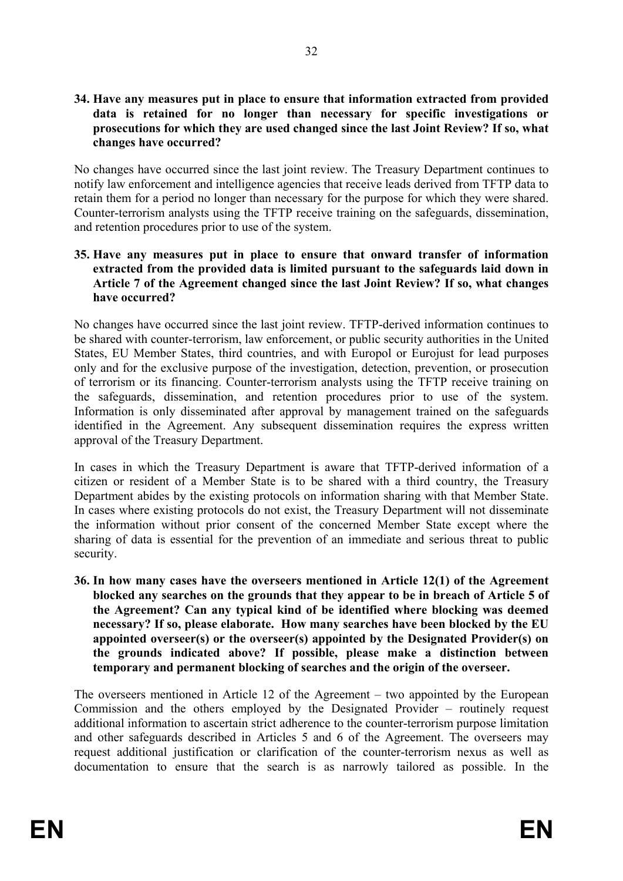**34. Have any measures put in place to ensure that information extracted from provided data is retained for no longer than necessary for specific investigations or prosecutions for which they are used changed since the last Joint Review? If so, what changes have occurred?**

No changes have occurred since the last joint review. The Treasury Department continues to notify law enforcement and intelligence agencies that receive leads derived from TFTP data to retain them for a period no longer than necessary for the purpose for which they were shared. Counter-terrorism analysts using the TFTP receive training on the safeguards, dissemination, and retention procedures prior to use of the system.

**35. Have any measures put in place to ensure that onward transfer of information extracted from the provided data is limited pursuant to the safeguards laid down in Article 7 of the Agreement changed since the last Joint Review? If so, what changes have occurred?**

No changes have occurred since the last joint review. TFTP-derived information continues to be shared with counter-terrorism, law enforcement, or public security authorities in the United States, EU Member States, third countries, and with Europol or Eurojust for lead purposes only and for the exclusive purpose of the investigation, detection, prevention, or prosecution of terrorism or its financing. Counter-terrorism analysts using the TFTP receive training on the safeguards, dissemination, and retention procedures prior to use of the system. Information is only disseminated after approval by management trained on the safeguards identified in the Agreement. Any subsequent dissemination requires the express written approval of the Treasury Department.

In cases in which the Treasury Department is aware that TFTP-derived information of a citizen or resident of a Member State is to be shared with a third country, the Treasury Department abides by the existing protocols on information sharing with that Member State. In cases where existing protocols do not exist, the Treasury Department will not disseminate the information without prior consent of the concerned Member State except where the sharing of data is essential for the prevention of an immediate and serious threat to public security.

**36. In how many cases have the overseers mentioned in Article 12(1) of the Agreement blocked any searches on the grounds that they appear to be in breach of Article 5 of the Agreement? Can any typical kind of be identified where blocking was deemed necessary? If so, please elaborate. How many searches have been blocked by the EU appointed overseer(s) or the overseer(s) appointed by the Designated Provider(s) on the grounds indicated above? If possible, please make a distinction between temporary and permanent blocking of searches and the origin of the overseer.**

The overseers mentioned in Article 12 of the Agreement – two appointed by the European Commission and the others employed by the Designated Provider – routinely request additional information to ascertain strict adherence to the counter-terrorism purpose limitation and other safeguards described in Articles 5 and 6 of the Agreement. The overseers may request additional justification or clarification of the counter-terrorism nexus as well as documentation to ensure that the search is as narrowly tailored as possible. In the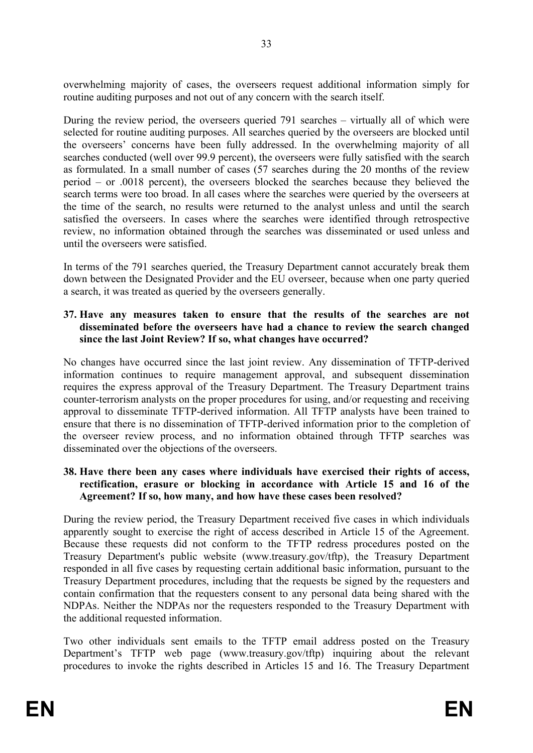overwhelming majority of cases, the overseers request additional information simply for routine auditing purposes and not out of any concern with the search itself.

During the review period, the overseers queried 791 searches – virtually all of which were selected for routine auditing purposes. All searches queried by the overseers are blocked until the overseers' concerns have been fully addressed. In the overwhelming majority of all searches conducted (well over 99.9 percent), the overseers were fully satisfied with the search as formulated. In a small number of cases (57 searches during the 20 months of the review period – or .0018 percent), the overseers blocked the searches because they believed the search terms were too broad. In all cases where the searches were queried by the overseers at the time of the search, no results were returned to the analyst unless and until the search satisfied the overseers. In cases where the searches were identified through retrospective review, no information obtained through the searches was disseminated or used unless and until the overseers were satisfied.

In terms of the 791 searches queried, the Treasury Department cannot accurately break them down between the Designated Provider and the EU overseer, because when one party queried a search, it was treated as queried by the overseers generally.

**37. Have any measures taken to ensure that the results of the searches are not disseminated before the overseers have had a chance to review the search changed since the last Joint Review? If so, what changes have occurred?**

No changes have occurred since the last joint review. Any dissemination of TFTP-derived information continues to require management approval, and subsequent dissemination requires the express approval of the Treasury Department. The Treasury Department trains counter-terrorism analysts on the proper procedures for using, and/or requesting and receiving approval to disseminate TFTP-derived information. All TFTP analysts have been trained to ensure that there is no dissemination of TFTP-derived information prior to the completion of the overseer review process, and no information obtained through TFTP searches was disseminated over the objections of the overseers.

**38. Have there been any cases where individuals have exercised their rights of access, rectification, erasure or blocking in accordance with Article 15 and 16 of the Agreement? If so, how many, and how have these cases been resolved?**

During the review period, the Treasury Department received five cases in which individuals apparently sought to exercise the right of access described in Article 15 of the Agreement. Because these requests did not conform to the TFTP redress procedures posted on the Treasury Department's public website (www.treasury.gov/tftp), the Treasury Department responded in all five cases by requesting certain additional basic information, pursuant to the Treasury Department procedures, including that the requests be signed by the requesters and contain confirmation that the requesters consent to any personal data being shared with the NDPAs. Neither the NDPAs nor the requesters responded to the Treasury Department with the additional requested information.

Two other individuals sent emails to the TFTP email address posted on the Treasury Department's TFTP web page (www.treasury.gov/tftp) inquiring about the relevant procedures to invoke the rights described in Articles 15 and 16. The Treasury Department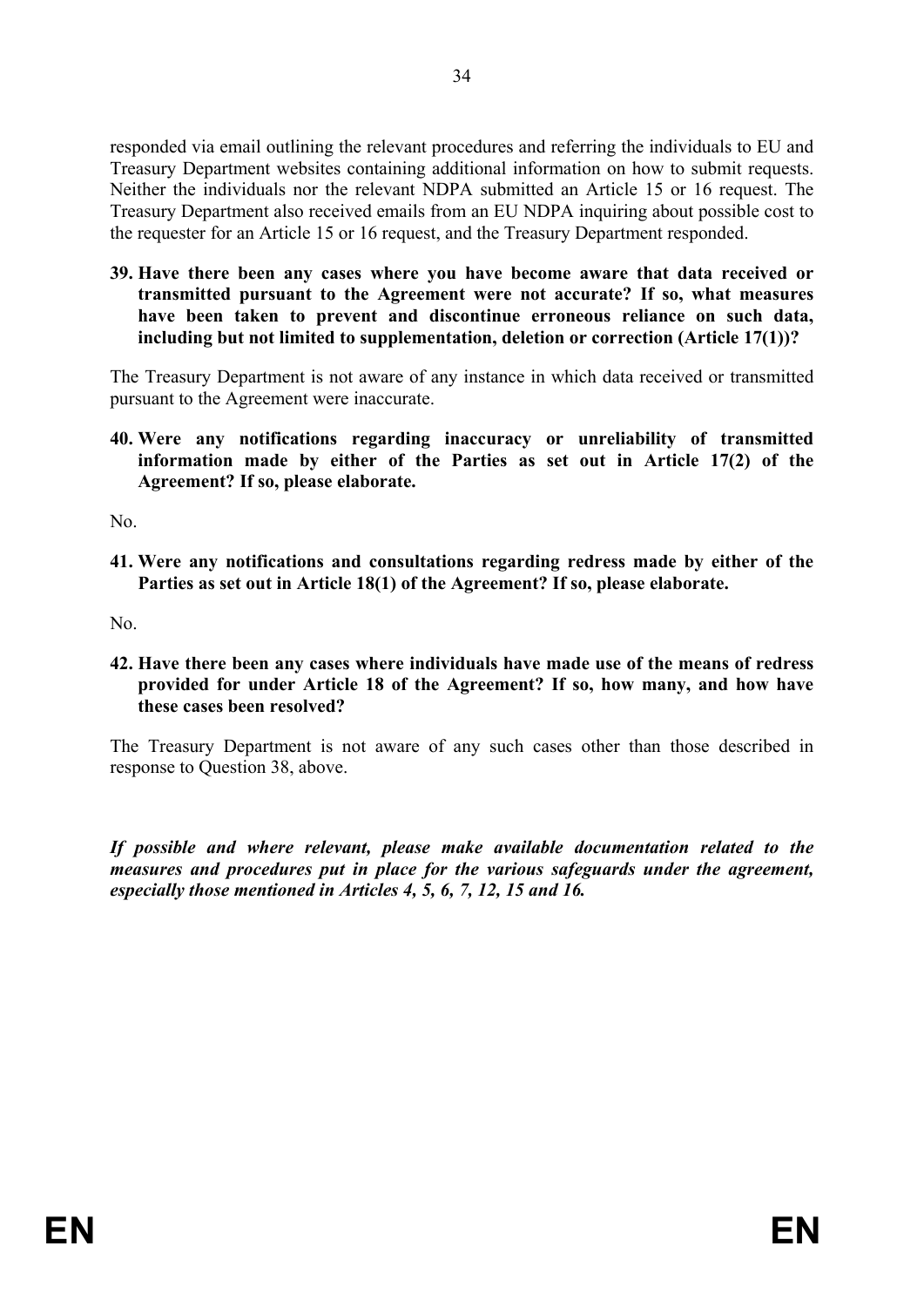responded via email outlining the relevant procedures and referring the individuals to EU and Treasury Department websites containing additional information on how to submit requests. Neither the individuals nor the relevant NDPA submitted an Article 15 or 16 request. The Treasury Department also received emails from an EU NDPA inquiring about possible cost to the requester for an Article 15 or 16 request, and the Treasury Department responded.

39. **Have there been any cases where you have become aware that data received or transmitted pursuant to the Agreement were not accurate? If so, what measures have been taken to prevent and discontinue erroneous reliance on such data, including but not limited to supplementation, deletion or correction (Article 17(1))?**

The Treasury Department is not aware of any instance in which data received or transmitted pursuant to the Agreement were inaccurate.

40. **Were any notifications regarding inaccuracy or unreliability of transmitted information made by either of the Parties as set out in Article 17(2) of the Agreement? If so, please elaborate.**

No.

41. **Were any notifications and consultations regarding redress made by either of the Parties as set out in Article 18(1) of the Agreement? If so, please elaborate.**

No.

42. **Have there been any cases where individuals have made use of the means of redress provided for under Article 18 of the Agreement? If so, how many, and how have these cases been resolved?**

The Treasury Department is not aware of any such cases other than those described in response to Question 38, above.

***If possible and where relevant, please make available documentation related to the measures and procedures put in place for the various safeguards under the agreement, especially those mentioned in Articles 4, 5, 6, 7, 12, 15 and 16.***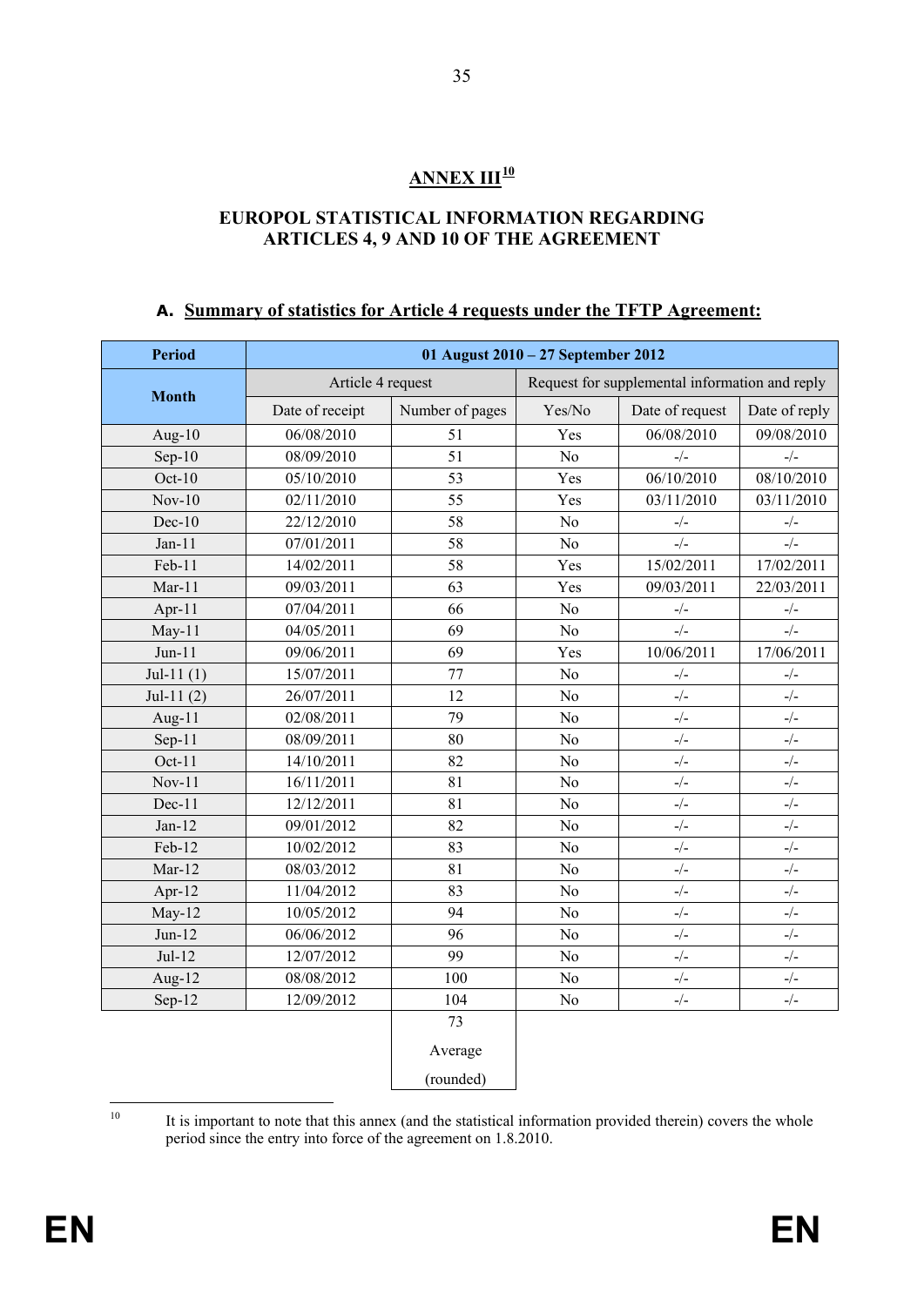## ANNEX III[10]

### EUROPOL STATISTICAL INFORMATION REGARDING ARTICLES 4, 9 AND 10 OF THE AGREEMENT

#### A. Summary of statistics for Article 4 requests under the TFTP Agreement:

| Period | 01 August 2010 – 27 September 2012 | | | | |
|---|---|---|---|---|---|
| Month | Article 4 request | | Request for supplemental information and reply | | |
| | Date of receipt | Number of pages | Yes/No | Date of request | Date of reply |
| Aug-10 | 06/08/2010 | 51 | Yes | 06/08/2010 | 09/08/2010 |
| Sep-10 | 08/09/2010 | 51 | No | -/- | -/- |
| Oct-10 | 05/10/2010 | 53 | Yes | 06/10/2010 | 08/10/2010 |
| Nov-10 | 02/11/2010 | 55 | Yes | 03/11/2010 | 03/11/2010 |
| Dec-10 | 22/12/2010 | 58 | No | -/- | -/- |
| Jan-11 | 07/01/2011 | 58 | No | -/- | -/- |
| Feb-11 | 14/02/2011 | 58 | Yes | 15/02/2011 | 17/02/2011 |
| Mar-11 | 09/03/2011 | 63 | Yes | 09/03/2011 | 22/03/2011 |
| Apr-11 | 07/04/2011 | 66 | No | -/- | -/- |
| May-11 | 04/05/2011 | 69 | No | -/- | -/- |
| Jun-11 | 09/06/2011 | 69 | Yes | 10/06/2011 | 17/06/2011 |
| Jul-11 (1) | 15/07/2011 | 77 | No | -/- | -/- |
| Jul-11 (2) | 26/07/2011 | 12 | No | -/- | -/- |
| Aug-11 | 02/08/2011 | 79 | No | -/- | -/- |
| Sep-11 | 08/09/2011 | 80 | No | -/- | -/- |
| Oct-11 | 14/10/2011 | 82 | No | -/- | -/- |
| Nov-11 | 16/11/2011 | 81 | No | -/- | -/- |
| Dec-11 | 12/12/2011 | 81 | No | -/- | -/- |
| Jan-12 | 09/01/2012 | 82 | No | -/- | -/- |
| Feb-12 | 10/02/2012 | 83 | No | -/- | -/- |
| Mar-12 | 08/03/2012 | 81 | No | -/- | -/- |
| Apr-12 | 11/04/2012 | 83 | No | -/- | -/- |
| May-12 | 10/05/2012 | 94 | No | -/- | -/- |
| Jun-12 | 06/06/2012 | 96 | No | -/- | -/- |
| Jul-12 | 12/07/2012 | 99 | No | -/- | -/- |
| Aug-12 | 08/08/2012 | 100 | No | -/- | -/- |
| Sep-12 | 12/09/2012 | 104 | No | -/- | -/- |
| | | 73 Average (rounded) | | | |

[10] It is important to note that this annex (and the statistical information provided therein) covers the whole period since the entry into force of the agreement on 1.8.2010.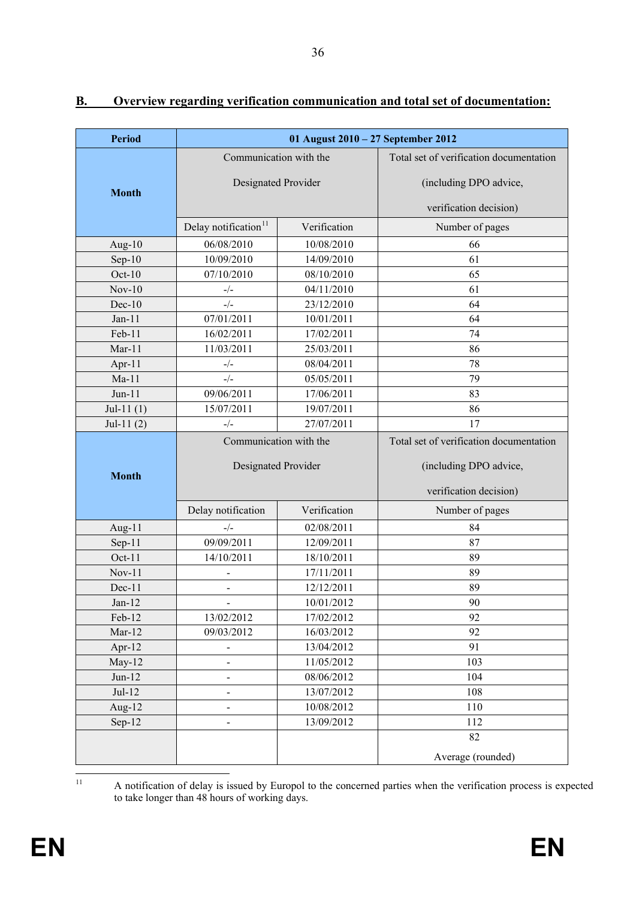## B. Overview regarding verification communication and total set of documentation:

| Period | 01 August 2010 – 27 September 2012 | | |
|---|---|---|---|
| Month | Communication with the Designated Provider | | Total set of verification documentation (including DPO advice, verification decision) |
| | Delay notification[11] | Verification | Number of pages |
| Aug-10 | 06/08/2010 | 10/08/2010 | 66 |
| Sep-10 | 10/09/2010 | 14/09/2010 | 61 |
| Oct-10 | 07/10/2010 | 08/10/2010 | 65 |
| Nov-10 | -/- | 04/11/2010 | 61 |
| Dec-10 | -/- | 23/12/2010 | 64 |
| Jan-11 | 07/01/2011 | 10/01/2011 | 64 |
| Feb-11 | 16/02/2011 | 17/02/2011 | 74 |
| Mar-11 | 11/03/2011 | 25/03/2011 | 86 |
| Apr-11 | -/- | 08/04/2011 | 78 |
| Ma-11 | -/- | 05/05/2011 | 79 |
| Jun-11 | 09/06/2011 | 17/06/2011 | 83 |
| Jul-11 (1) | 15/07/2011 | 19/07/2011 | 86 |
| Jul-11 (2) | -/- | 27/07/2011 | 17 |
| Month | Communication with the Designated Provider | | Total set of verification documentation (including DPO advice, verification decision) |
| | Delay notification | Verification | Number of pages |
| Aug-11 | -/- | 02/08/2011 | 84 |
| Sep-11 | 09/09/2011 | 12/09/2011 | 87 |
| Oct-11 | 14/10/2011 | 18/10/2011 | 89 |
| Nov-11 | - | 17/11/2011 | 89 |
| Dec-11 | - | 12/12/2011 | 89 |
| Jan-12 | - | 10/01/2012 | 90 |
| Feb-12 | 13/02/2012 | 17/02/2012 | 92 |
| Mar-12 | 09/03/2012 | 16/03/2012 | 92 |
| Apr-12 | - | 13/04/2012 | 91 |
| May-12 | - | 11/05/2012 | 103 |
| Jun-12 | - | 08/06/2012 | 104 |
| Jul-12 | - | 13/07/2012 | 108 |
| Aug-12 | - | 10/08/2012 | 110 |
| Sep-12 | - | 13/09/2012 | 112 |
| | | | 82 Average (rounded) |

[11] A notification of delay is issued by Europol to the concerned parties when the verification process is expected to take longer than 48 hours of working days.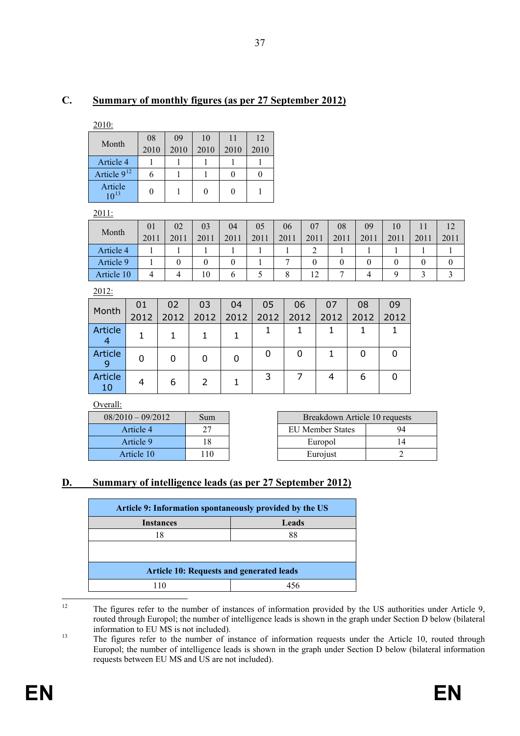## C. Summary of monthly figures (as per 27 September 2012)

2010:

| Month | 08 2010 | 09 2010 | 10 2010 | 11 2010 | 12 2010 |
|---|---|---|---|---|---|
| Article 4 | 1 | 1 | 1 | 1 | 1 |
| Article 9[12] | 6 | 1 | 1 | 0 | 0 |
| Article 10[13] | 0 | 1 | 0 | 0 | 1 |

2011:

| Month | 01 2011 | 02 2011 | 03 2011 | 04 2011 | 05 2011 | 06 2011 | 07 2011 | 08 2011 | 09 2011 | 10 2011 | 11 2011 | 12 2011 |
|---|---|---|---|---|---|---|---|---|---|---|---|---|
| Article 4 | 1 | 1 | 1 | 1 | 1 | 1 | 2 | 1 | 1 | 1 | 1 | 1 |
| Article 9 | 1 | 0 | 0 | 0 | 1 | 7 | 0 | 0 | 0 | 0 | 0 | 0 |
| Article 10 | 4 | 4 | 10 | 6 | 5 | 8 | 12 | 7 | 4 | 9 | 3 | 3 |

2012:

| Month | 01 2012 | 02 2012 | 03 2012 | 04 2012 | 05 2012 | 06 2012 | 07 2012 | 08 2012 | 09 2012 |
|---|---|---|---|---|---|---|---|---|---|
| Article 4 | 1 | 1 | 1 | 1 | 1 | 1 | 1 | 1 | 1 |
| Article 9 | 0 | 0 | 0 | 0 | 0 | 0 | 1 | 0 | 0 |
| Article 10 | 4 | 6 | 2 | 1 | 3 | 7 | 4 | 6 | 0 |

Overall:

| 08/2010 – 09/2012 | Sum |
|---|---|
| Article 4 | 27 |
| Article 9 | 18 |
| Article 10 | 110 |

| Breakdown Article 10 requests | |
|---|---|
| EU Member States | 94 |
| Europol | 14 |
| Eurojust | 2 |

## D. Summary of intelligence leads (as per 27 September 2012)

| Article 9: Information spontaneously provided by the US | |
|---|---|
| **Instances** | **Leads** |
| 18 | 88 |
| | |
| **Article 10: Requests and generated leads** | |
| 110 | 456 |

[12] The figures refer to the number of instances of information provided by the US authorities under Article 9, routed through Europol; the number of intelligence leads is shown in the graph under Section D below (bilateral information to EU MS is not included).

[13] The figures refer to the number of instance of information requests under the Article 10, routed through Europol; the number of intelligence leads is shown in the graph under Section D below (bilateral information requests between EU MS and US are not included).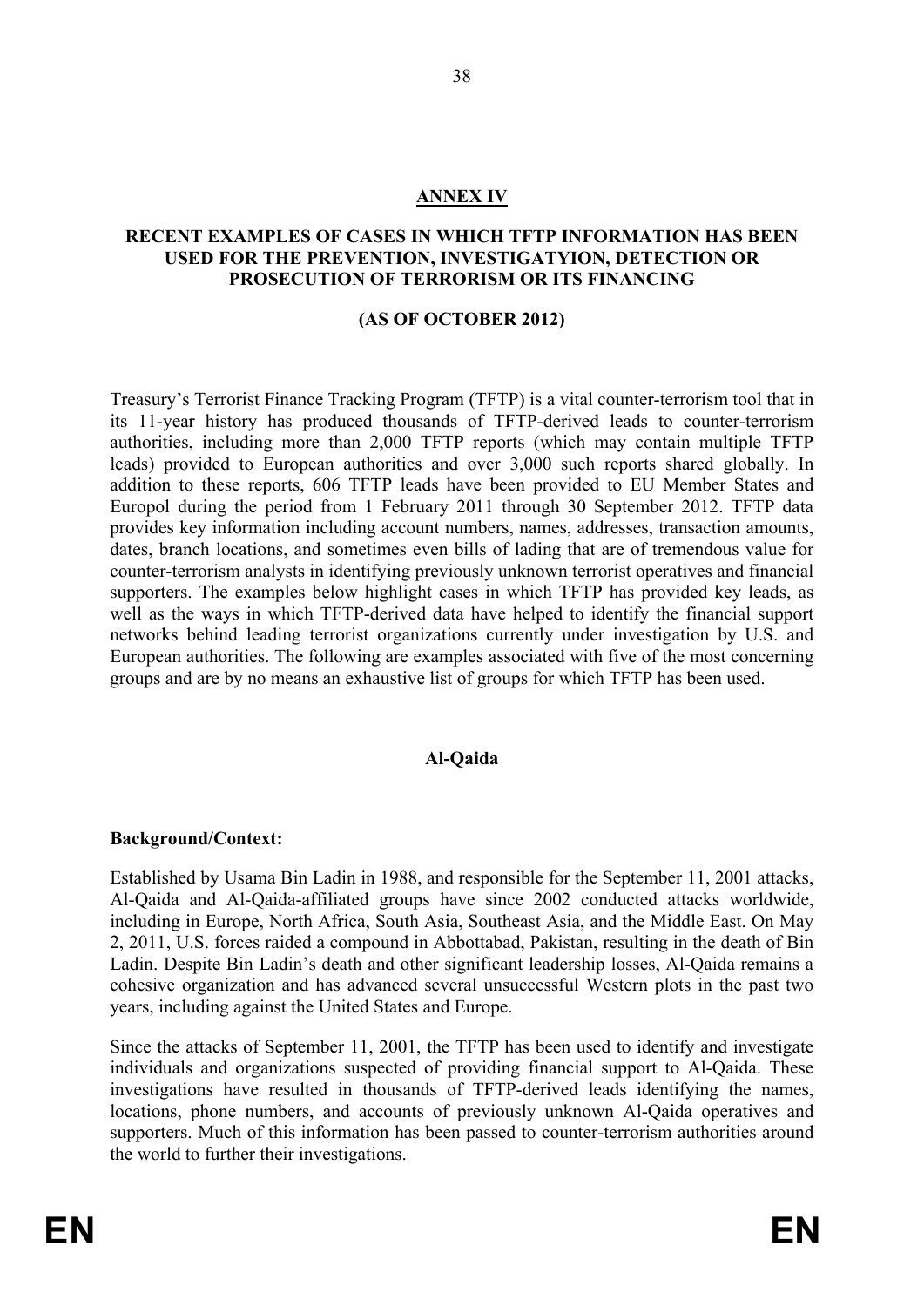## ANNEX IV

## RECENT EXAMPLES OF CASES IN WHICH TFTP INFORMATION HAS BEEN USED FOR THE PREVENTION, INVESTIGATYION, DETECTION OR PROSECUTION OF TERRORISM OR ITS FINANCING

## (AS OF OCTOBER 2012)

Treasury's Terrorist Finance Tracking Program (TFTP) is a vital counter-terrorism tool that in its 11-year history has produced thousands of TFTP-derived leads to counter-terrorism authorities, including more than 2,000 TFTP reports (which may contain multiple TFTP leads) provided to European authorities and over 3,000 such reports shared globally. In addition to these reports, 606 TFTP leads have been provided to EU Member States and Europol during the period from 1 February 2011 through 30 September 2012. TFTP data provides key information including account numbers, names, addresses, transaction amounts, dates, branch locations, and sometimes even bills of lading that are of tremendous value for counter-terrorism analysts in identifying previously unknown terrorist operatives and financial supporters. The examples below highlight cases in which TFTP has provided key leads, as well as the ways in which TFTP-derived data have helped to identify the financial support networks behind leading terrorist organizations currently under investigation by U.S. and European authorities. The following are examples associated with five of the most concerning groups and are by no means an exhaustive list of groups for which TFTP has been used.

### Al-Qaida

**Background/Context:**

Established by Usama Bin Ladin in 1988, and responsible for the September 11, 2001 attacks, Al-Qaida and Al-Qaida-affiliated groups have since 2002 conducted attacks worldwide, including in Europe, North Africa, South Asia, Southeast Asia, and the Middle East. On May 2, 2011, U.S. forces raided a compound in Abbottabad, Pakistan, resulting in the death of Bin Ladin. Despite Bin Ladin's death and other significant leadership losses, Al-Qaida remains a cohesive organization and has advanced several unsuccessful Western plots in the past two years, including against the United States and Europe.

Since the attacks of September 11, 2001, the TFTP has been used to identify and investigate individuals and organizations suspected of providing financial support to Al-Qaida. These investigations have resulted in thousands of TFTP-derived leads identifying the names, locations, phone numbers, and accounts of previously unknown Al-Qaida operatives and supporters. Much of this information has been passed to counter-terrorism authorities around the world to further their investigations.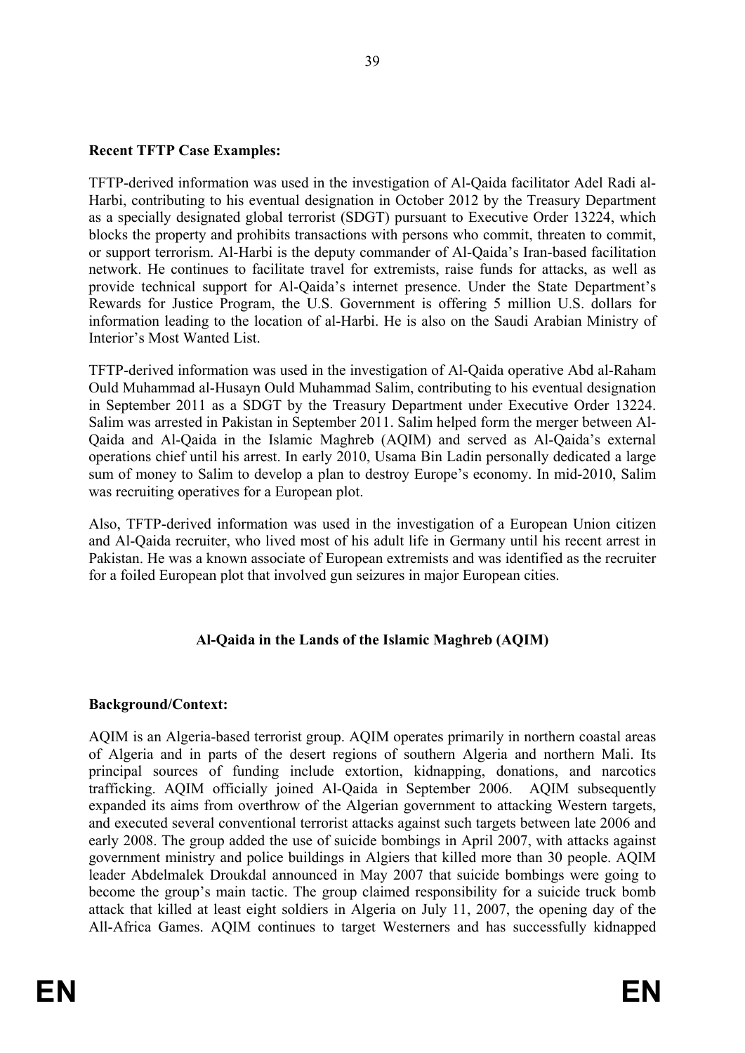**Recent TFTP Case Examples:**

TFTP-derived information was used in the investigation of Al-Qaida facilitator Adel Radi al-Harbi, contributing to his eventual designation in October 2012 by the Treasury Department as a specially designated global terrorist (SDGT) pursuant to Executive Order 13224, which blocks the property and prohibits transactions with persons who commit, threaten to commit, or support terrorism. Al-Harbi is the deputy commander of Al-Qaida's Iran-based facilitation network. He continues to facilitate travel for extremists, raise funds for attacks, as well as provide technical support for Al-Qaida's internet presence. Under the State Department's Rewards for Justice Program, the U.S. Government is offering 5 million U.S. dollars for information leading to the location of al-Harbi. He is also on the Saudi Arabian Ministry of Interior's Most Wanted List.

TFTP-derived information was used in the investigation of Al-Qaida operative Abd al-Raham Ould Muhammad al-Husayn Ould Muhammad Salim, contributing to his eventual designation in September 2011 as a SDGT by the Treasury Department under Executive Order 13224. Salim was arrested in Pakistan in September 2011. Salim helped form the merger between Al-Qaida and Al-Qaida in the Islamic Maghreb (AQIM) and served as Al-Qaida's external operations chief until his arrest. In early 2010, Usama Bin Ladin personally dedicated a large sum of money to Salim to develop a plan to destroy Europe's economy. In mid-2010, Salim was recruiting operatives for a European plot.

Also, TFTP-derived information was used in the investigation of a European Union citizen and Al-Qaida recruiter, who lived most of his adult life in Germany until his recent arrest in Pakistan. He was a known associate of European extremists and was identified as the recruiter for a foiled European plot that involved gun seizures in major European cities.

## Al-Qaida in the Lands of the Islamic Maghreb (AQIM)

**Background/Context:**

AQIM is an Algeria-based terrorist group. AQIM operates primarily in northern coastal areas of Algeria and in parts of the desert regions of southern Algeria and northern Mali. Its principal sources of funding include extortion, kidnapping, donations, and narcotics trafficking. AQIM officially joined Al-Qaida in September 2006. AQIM subsequently expanded its aims from overthrow of the Algerian government to attacking Western targets, and executed several conventional terrorist attacks against such targets between late 2006 and early 2008. The group added the use of suicide bombings in April 2007, with attacks against government ministry and police buildings in Algiers that killed more than 30 people. AQIM leader Abdelmalek Droukdal announced in May 2007 that suicide bombings were going to become the group's main tactic. The group claimed responsibility for a suicide truck bomb attack that killed at least eight soldiers in Algeria on July 11, 2007, the opening day of the All-Africa Games. AQIM continues to target Westerners and has successfully kidnapped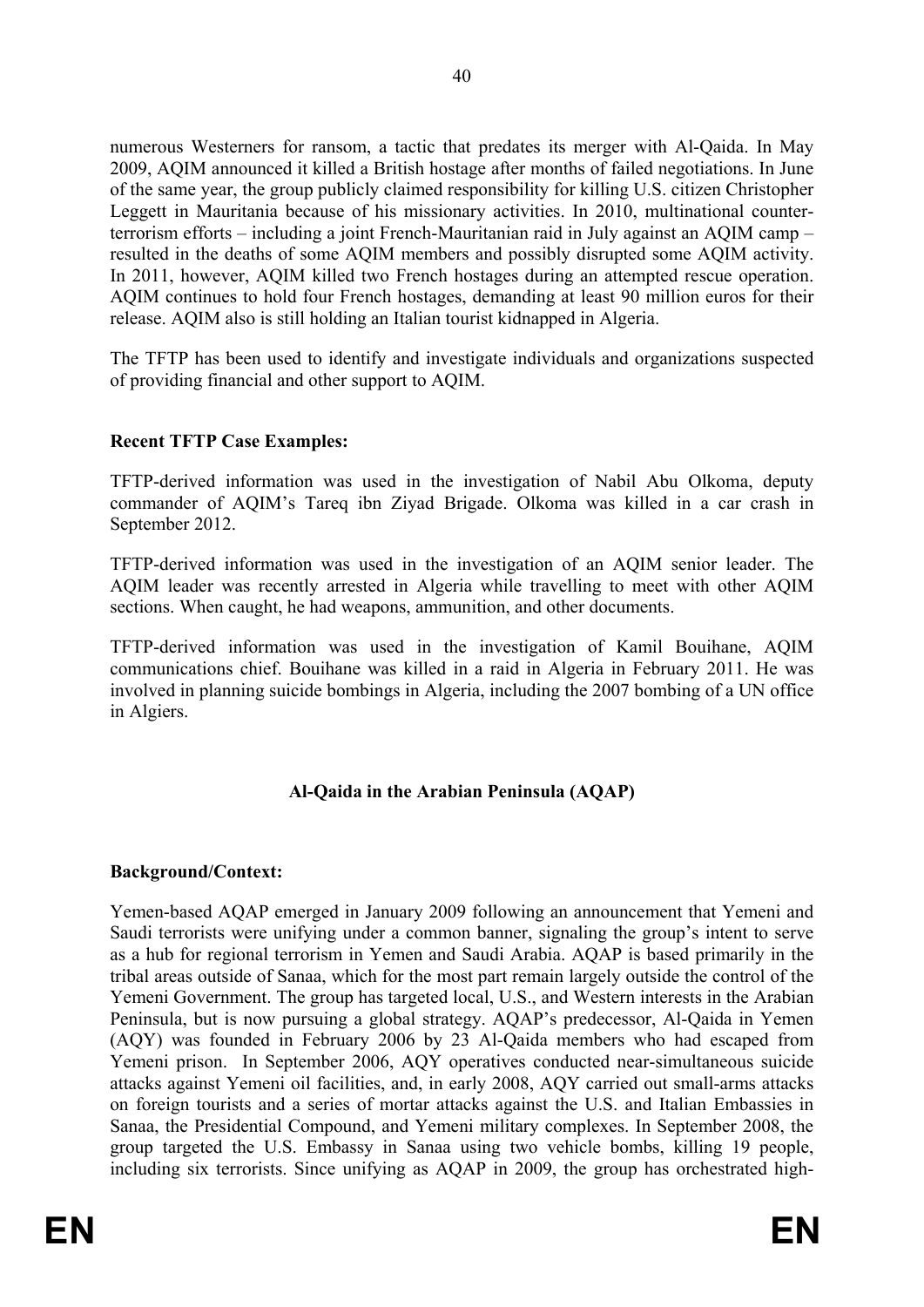numerous Westerners for ransom, a tactic that predates its merger with Al-Qaida. In May 2009, AQIM announced it killed a British hostage after months of failed negotiations. In June of the same year, the group publicly claimed responsibility for killing U.S. citizen Christopher Leggett in Mauritania because of his missionary activities. In 2010, multinational counter-terrorism efforts – including a joint French-Mauritanian raid in July against an AQIM camp – resulted in the deaths of some AQIM members and possibly disrupted some AQIM activity. In 2011, however, AQIM killed two French hostages during an attempted rescue operation. AQIM continues to hold four French hostages, demanding at least 90 million euros for their release. AQIM also is still holding an Italian tourist kidnapped in Algeria.

The TFTP has been used to identify and investigate individuals and organizations suspected of providing financial and other support to AQIM.

**Recent TFTP Case Examples:**

TFTP-derived information was used in the investigation of Nabil Abu Olkoma, deputy commander of AQIM's Tareq ibn Ziyad Brigade. Olkoma was killed in a car crash in September 2012.

TFTP-derived information was used in the investigation of an AQIM senior leader. The AQIM leader was recently arrested in Algeria while travelling to meet with other AQIM sections. When caught, he had weapons, ammunition, and other documents.

TFTP-derived information was used in the investigation of Kamil Bouihane, AQIM communications chief. Bouihane was killed in a raid in Algeria in February 2011. He was involved in planning suicide bombings in Algeria, including the 2007 bombing of a UN office in Algiers.

## Al-Qaida in the Arabian Peninsula (AQAP)

**Background/Context:**

Yemen-based AQAP emerged in January 2009 following an announcement that Yemeni and Saudi terrorists were unifying under a common banner, signaling the group's intent to serve as a hub for regional terrorism in Yemen and Saudi Arabia. AQAP is based primarily in the tribal areas outside of Sanaa, which for the most part remain largely outside the control of the Yemeni Government. The group has targeted local, U.S., and Western interests in the Arabian Peninsula, but is now pursuing a global strategy. AQAP's predecessor, Al-Qaida in Yemen (AQY) was founded in February 2006 by 23 Al-Qaida members who had escaped from Yemeni prison. In September 2006, AQY operatives conducted near-simultaneous suicide attacks against Yemeni oil facilities, and, in early 2008, AQY carried out small-arms attacks on foreign tourists and a series of mortar attacks against the U.S. and Italian Embassies in Sanaa, the Presidential Compound, and Yemeni military complexes. In September 2008, the group targeted the U.S. Embassy in Sanaa using two vehicle bombs, killing 19 people, including six terrorists. Since unifying as AQAP in 2009, the group has orchestrated high-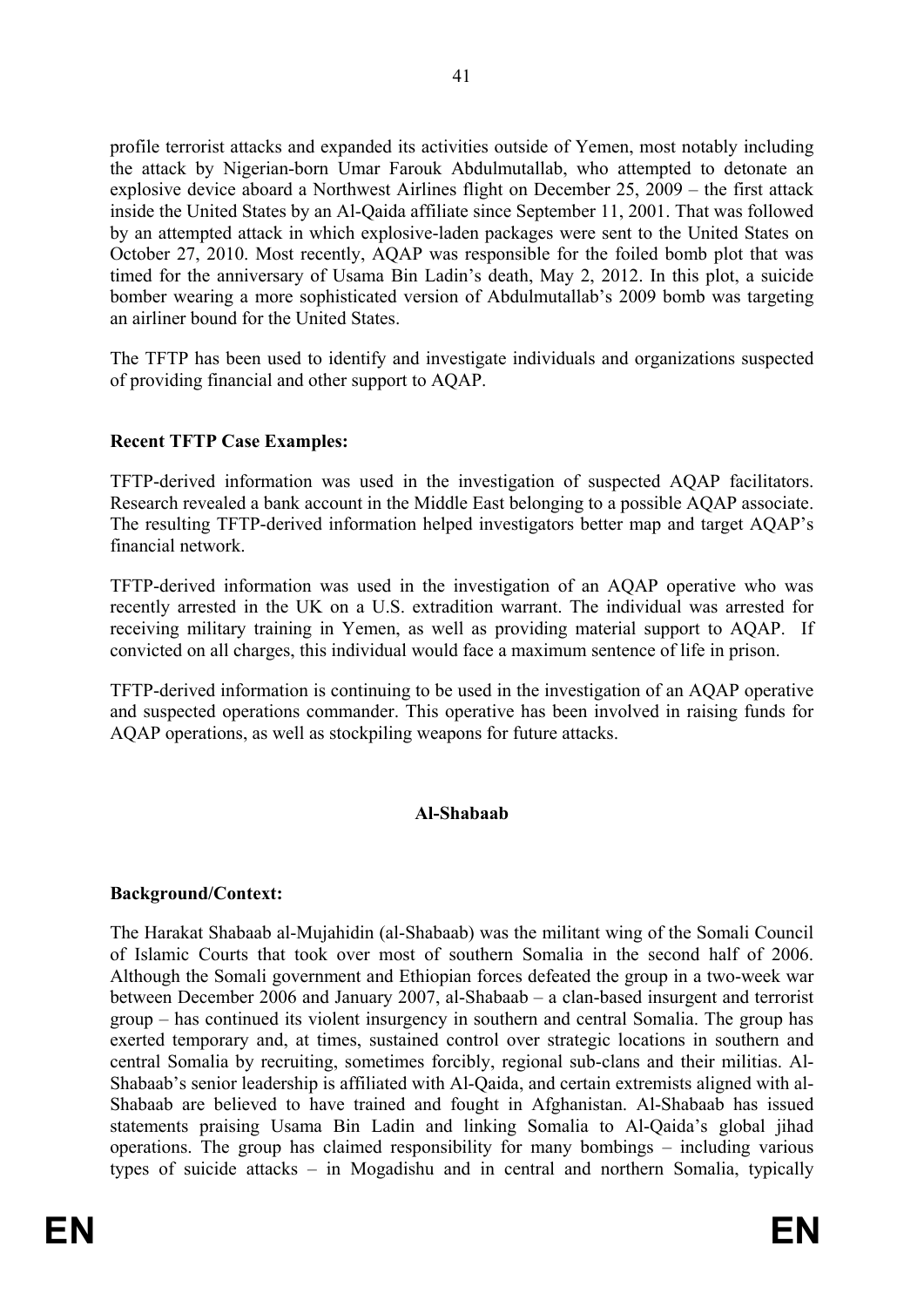profile terrorist attacks and expanded its activities outside of Yemen, most notably including the attack by Nigerian-born Umar Farouk Abdulmutallab, who attempted to detonate an explosive device aboard a Northwest Airlines flight on December 25, 2009 – the first attack inside the United States by an Al-Qaida affiliate since September 11, 2001. That was followed by an attempted attack in which explosive-laden packages were sent to the United States on October 27, 2010. Most recently, AQAP was responsible for the foiled bomb plot that was timed for the anniversary of Usama Bin Ladin's death, May 2, 2012. In this plot, a suicide bomber wearing a more sophisticated version of Abdulmutallab's 2009 bomb was targeting an airliner bound for the United States.

The TFTP has been used to identify and investigate individuals and organizations suspected of providing financial and other support to AQAP.

**Recent TFTP Case Examples:**

TFTP-derived information was used in the investigation of suspected AQAP facilitators. Research revealed a bank account in the Middle East belonging to a possible AQAP associate. The resulting TFTP-derived information helped investigators better map and target AQAP's financial network.

TFTP-derived information was used in the investigation of an AQAP operative who was recently arrested in the UK on a U.S. extradition warrant. The individual was arrested for receiving military training in Yemen, as well as providing material support to AQAP. If convicted on all charges, this individual would face a maximum sentence of life in prison.

TFTP-derived information is continuing to be used in the investigation of an AQAP operative and suspected operations commander. This operative has been involved in raising funds for AQAP operations, as well as stockpiling weapons for future attacks.

## Al-Shabaab

**Background/Context:**

The Harakat Shabaab al-Mujahidin (al-Shabaab) was the militant wing of the Somali Council of Islamic Courts that took over most of southern Somalia in the second half of 2006. Although the Somali government and Ethiopian forces defeated the group in a two-week war between December 2006 and January 2007, al-Shabaab – a clan-based insurgent and terrorist group – has continued its violent insurgency in southern and central Somalia. The group has exerted temporary and, at times, sustained control over strategic locations in southern and central Somalia by recruiting, sometimes forcibly, regional sub-clans and their militias. Al-Shabaab's senior leadership is affiliated with Al-Qaida, and certain extremists aligned with al-Shabaab are believed to have trained and fought in Afghanistan. Al-Shabaab has issued statements praising Usama Bin Ladin and linking Somalia to Al-Qaida's global jihad operations. The group has claimed responsibility for many bombings – including various types of suicide attacks – in Mogadishu and in central and northern Somalia, typically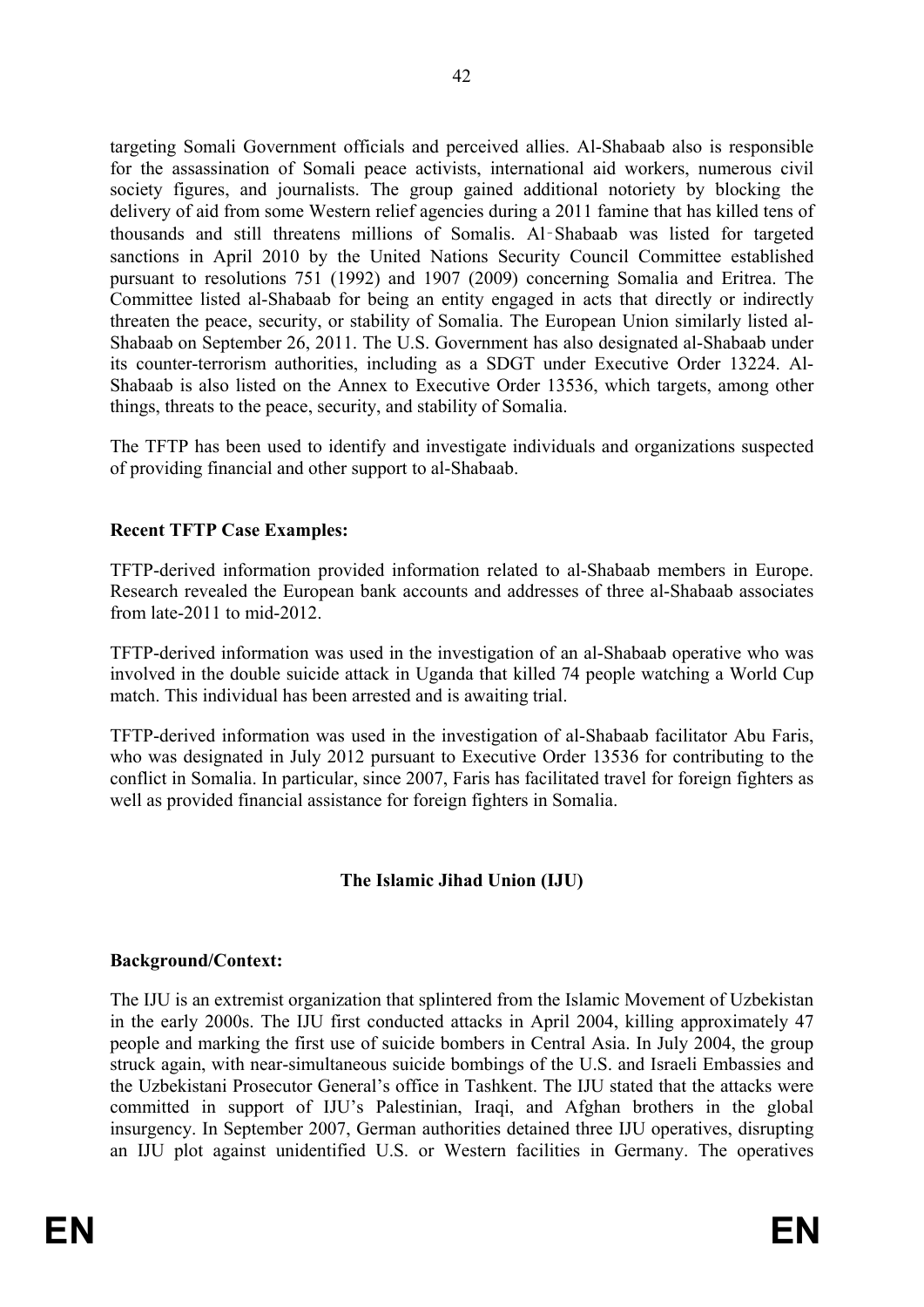targeting Somali Government officials and perceived allies. Al-Shabaab also is responsible for the assassination of Somali peace activists, international aid workers, numerous civil society figures, and journalists. The group gained additional notoriety by blocking the delivery of aid from some Western relief agencies during a 2011 famine that has killed tens of thousands and still threatens millions of Somalis. Al‑Shabaab was listed for targeted sanctions in April 2010 by the United Nations Security Council Committee established pursuant to resolutions 751 (1992) and 1907 (2009) concerning Somalia and Eritrea. The Committee listed al-Shabaab for being an entity engaged in acts that directly or indirectly threaten the peace, security, or stability of Somalia. The European Union similarly listed al-Shabaab on September 26, 2011. The U.S. Government has also designated al-Shabaab under its counter-terrorism authorities, including as a SDGT under Executive Order 13224. Al-Shabaab is also listed on the Annex to Executive Order 13536, which targets, among other things, threats to the peace, security, and stability of Somalia.

The TFTP has been used to identify and investigate individuals and organizations suspected of providing financial and other support to al-Shabaab.

**Recent TFTP Case Examples:**

TFTP-derived information provided information related to al-Shabaab members in Europe. Research revealed the European bank accounts and addresses of three al-Shabaab associates from late-2011 to mid-2012.

TFTP-derived information was used in the investigation of an al-Shabaab operative who was involved in the double suicide attack in Uganda that killed 74 people watching a World Cup match. This individual has been arrested and is awaiting trial.

TFTP-derived information was used in the investigation of al-Shabaab facilitator Abu Faris, who was designated in July 2012 pursuant to Executive Order 13536 for contributing to the conflict in Somalia. In particular, since 2007, Faris has facilitated travel for foreign fighters as well as provided financial assistance for foreign fighters in Somalia.

## The Islamic Jihad Union (IJU)

**Background/Context:**

The IJU is an extremist organization that splintered from the Islamic Movement of Uzbekistan in the early 2000s. The IJU first conducted attacks in April 2004, killing approximately 47 people and marking the first use of suicide bombers in Central Asia. In July 2004, the group struck again, with near-simultaneous suicide bombings of the U.S. and Israeli Embassies and the Uzbekistani Prosecutor General's office in Tashkent. The IJU stated that the attacks were committed in support of IJU's Palestinian, Iraqi, and Afghan brothers in the global insurgency. In September 2007, German authorities detained three IJU operatives, disrupting an IJU plot against unidentified U.S. or Western facilities in Germany. The operatives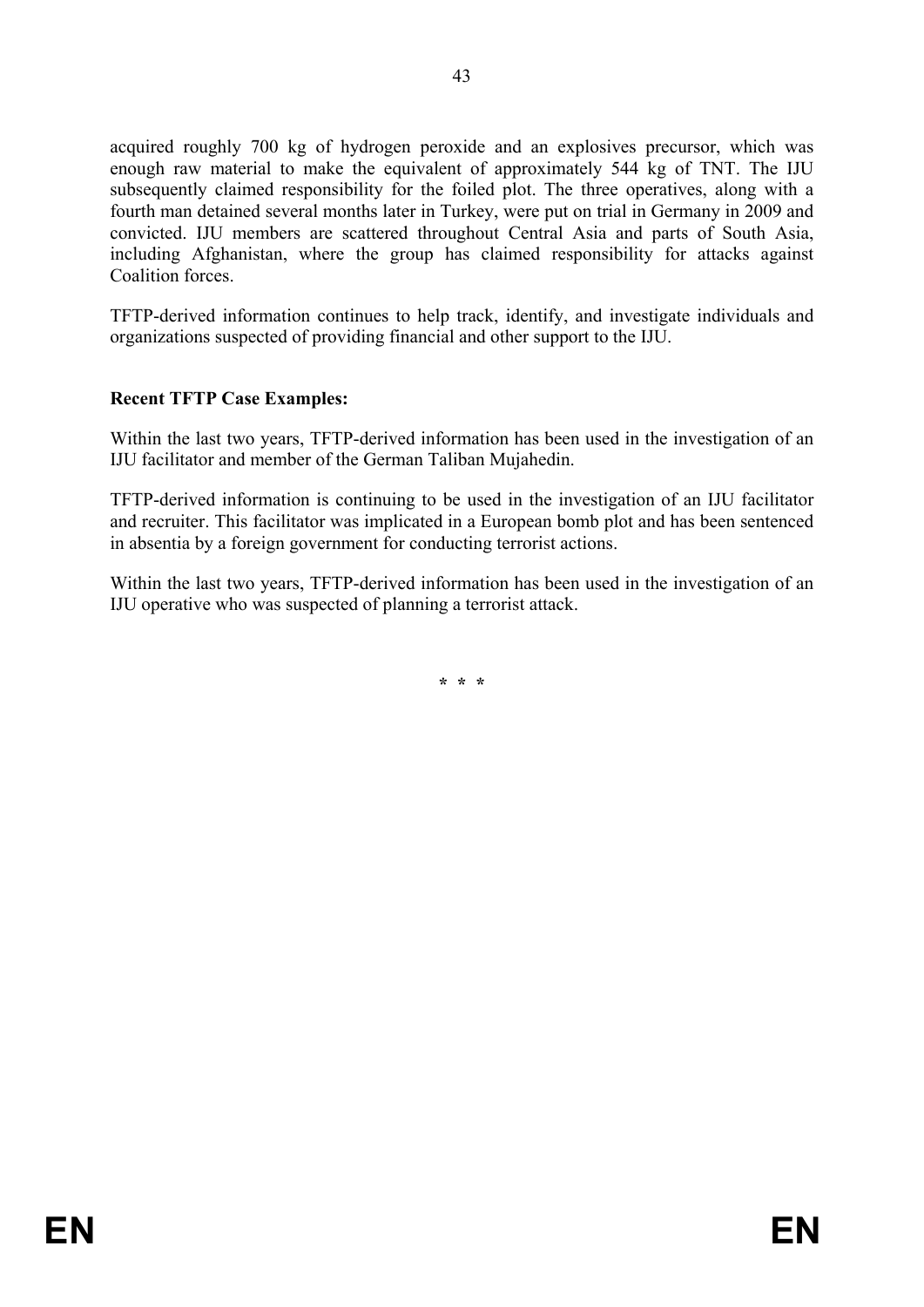acquired roughly 700 kg of hydrogen peroxide and an explosives precursor, which was enough raw material to make the equivalent of approximately 544 kg of TNT. The IJU subsequently claimed responsibility for the foiled plot. The three operatives, along with a fourth man detained several months later in Turkey, were put on trial in Germany in 2009 and convicted. IJU members are scattered throughout Central Asia and parts of South Asia, including Afghanistan, where the group has claimed responsibility for attacks against Coalition forces.

TFTP-derived information continues to help track, identify, and investigate individuals and organizations suspected of providing financial and other support to the IJU.

**Recent TFTP Case Examples:**

Within the last two years, TFTP-derived information has been used in the investigation of an IJU facilitator and member of the German Taliban Mujahedin.

TFTP-derived information is continuing to be used in the investigation of an IJU facilitator and recruiter. This facilitator was implicated in a European bomb plot and has been sentenced in absentia by a foreign government for conducting terrorist actions.

Within the last two years, TFTP-derived information has been used in the investigation of an IJU operative who was suspected of planning a terrorist attack.

\* \* \*